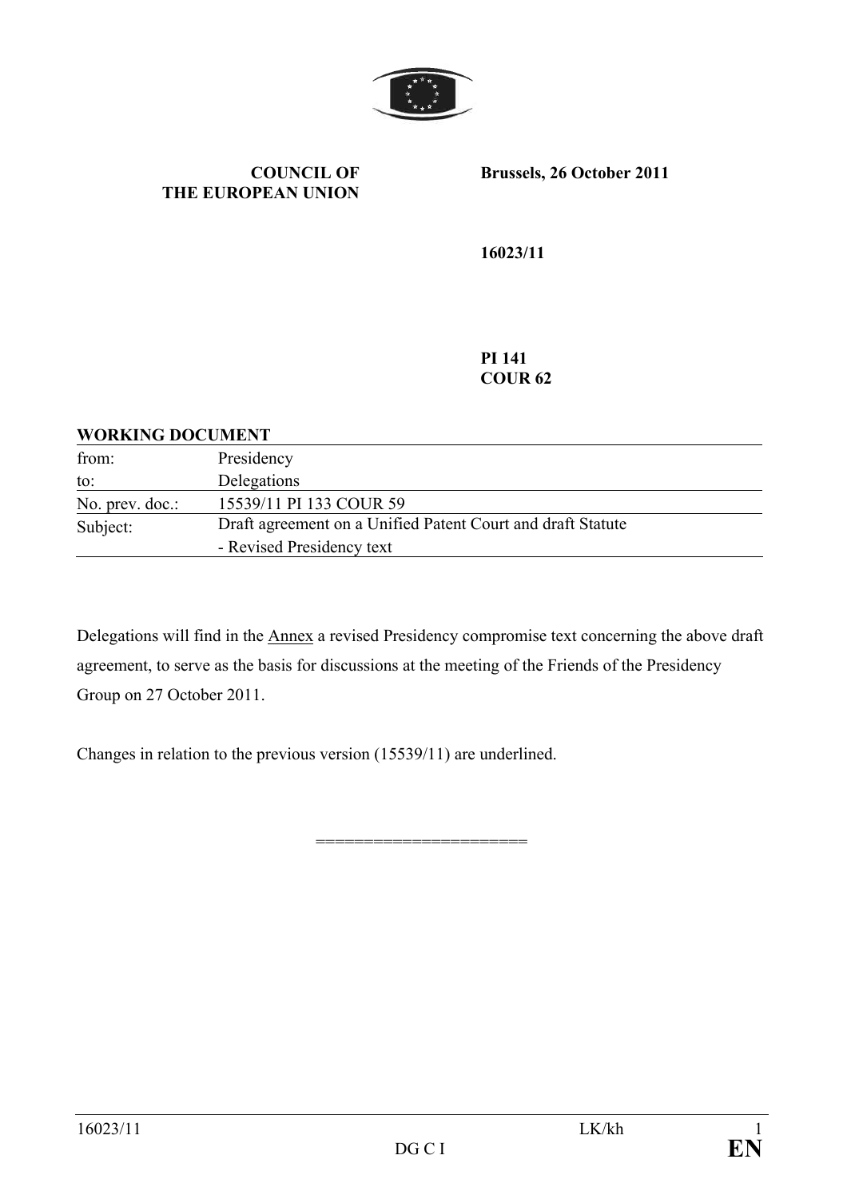**COUNCIL OF THE EUROPEAN UNION**

**Brussels, 26 October 2011**

**16023/11**

**PI 141**
**COUR 62**

**WORKING DOCUMENT**

| | |
|---|---|
| from: | Presidency |
| to: | Delegations |
| No. prev. doc.: | 15539/11 PI 133 COUR 59 |
| Subject: | Draft agreement on a Unified Patent Court and draft Statute<br>- Revised Presidency text |

Delegations will find in the Annex a revised Presidency compromise text concerning the above draft agreement, to serve as the basis for discussions at the meeting of the Friends of the Presidency Group on 27 October 2011.

Changes in relation to the previous version (15539/11) are underlined.

=====================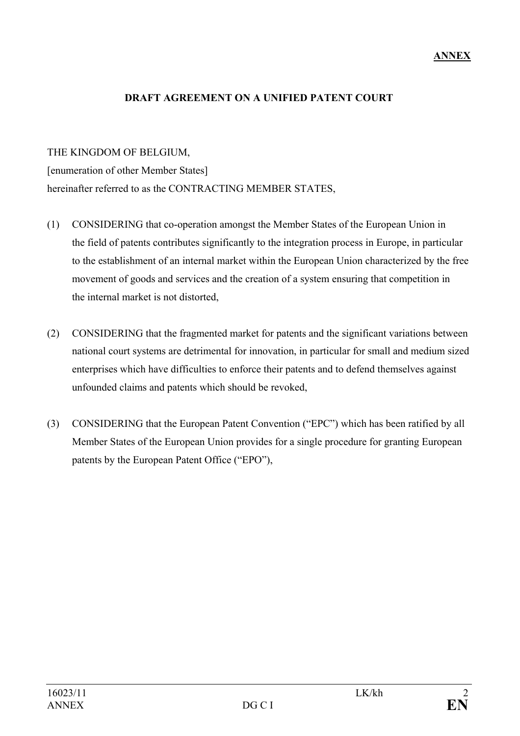**ANNEX**

**DRAFT AGREEMENT ON A UNIFIED PATENT COURT**

THE KINGDOM OF BELGIUM,
[enumeration of other Member States]
hereinafter referred to as the CONTRACTING MEMBER STATES,

(1) CONSIDERING that co-operation amongst the Member States of the European Union in the field of patents contributes significantly to the integration process in Europe, in particular to the establishment of an internal market within the European Union characterized by the free movement of goods and services and the creation of a system ensuring that competition in the internal market is not distorted,

(2) CONSIDERING that the fragmented market for patents and the significant variations between national court systems are detrimental for innovation, in particular for small and medium sized enterprises which have difficulties to enforce their patents and to defend themselves against unfounded claims and patents which should be revoked,

(3) CONSIDERING that the European Patent Convention ("EPC") which has been ratified by all Member States of the European Union provides for a single procedure for granting European patents by the European Patent Office ("EPO"),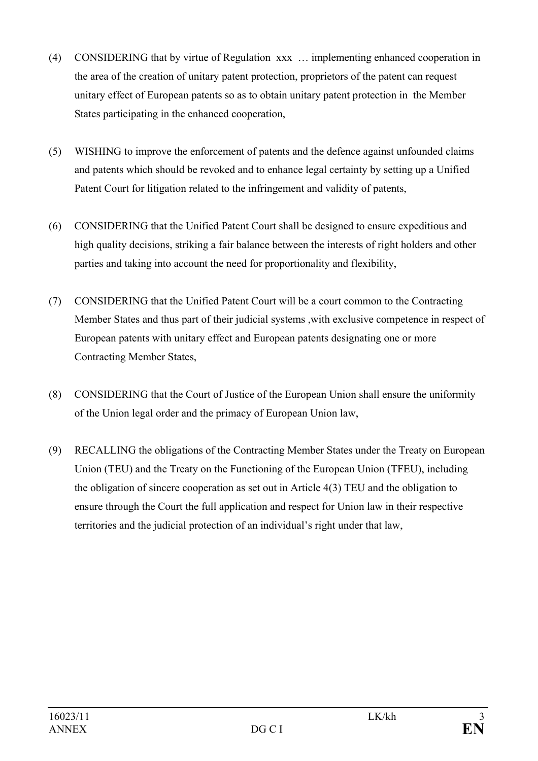(4) CONSIDERING that by virtue of Regulation xxx … implementing enhanced cooperation in the area of the creation of unitary patent protection, proprietors of the patent can request unitary effect of European patents so as to obtain unitary patent protection in the Member States participating in the enhanced cooperation,

(5) WISHING to improve the enforcement of patents and the defence against unfounded claims and patents which should be revoked and to enhance legal certainty by setting up a Unified Patent Court for litigation related to the infringement and validity of patents,

(6) CONSIDERING that the Unified Patent Court shall be designed to ensure expeditious and high quality decisions, striking a fair balance between the interests of right holders and other parties and taking into account the need for proportionality and flexibility,

(7) CONSIDERING that the Unified Patent Court will be a court common to the Contracting Member States and thus part of their judicial systems ,with exclusive competence in respect of European patents with unitary effect and European patents designating one or more Contracting Member States,

(8) CONSIDERING that the Court of Justice of the European Union shall ensure the uniformity of the Union legal order and the primacy of European Union law,

(9) RECALLING the obligations of the Contracting Member States under the Treaty on European Union (TEU) and the Treaty on the Functioning of the European Union (TFEU), including the obligation of sincere cooperation as set out in Article 4(3) TEU and the obligation to ensure through the Court the full application and respect for Union law in their respective territories and the judicial protection of an individual's right under that law,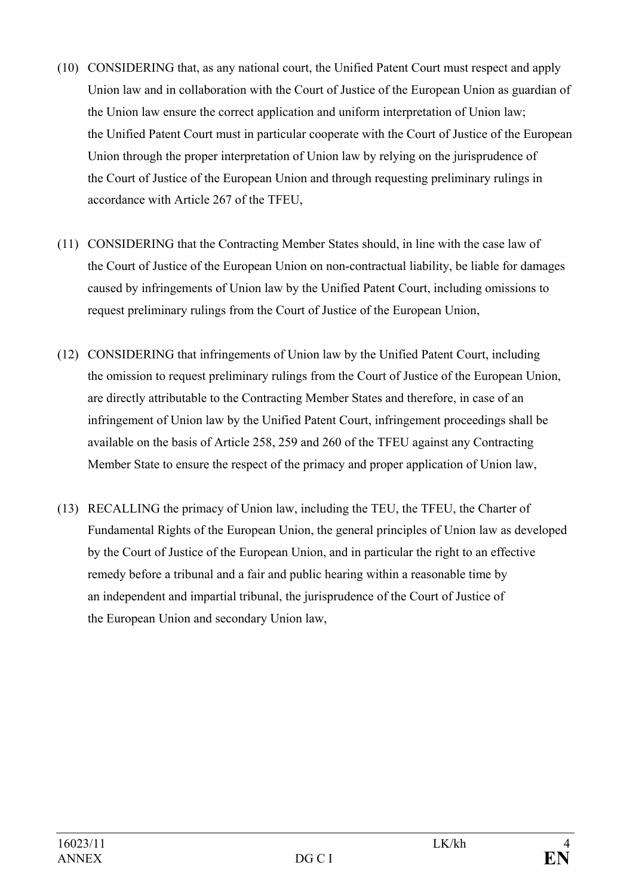(10) CONSIDERING that, as any national court, the Unified Patent Court must respect and apply Union law and in collaboration with the Court of Justice of the European Union as guardian of the Union law ensure the correct application and uniform interpretation of Union law; the Unified Patent Court must in particular cooperate with the Court of Justice of the European Union through the proper interpretation of Union law by relying on the jurisprudence of the Court of Justice of the European Union and through requesting preliminary rulings in accordance with Article 267 of the TFEU,

(11) CONSIDERING that the Contracting Member States should, in line with the case law of the Court of Justice of the European Union on non-contractual liability, be liable for damages caused by infringements of Union law by the Unified Patent Court, including omissions to request preliminary rulings from the Court of Justice of the European Union,

(12) CONSIDERING that infringements of Union law by the Unified Patent Court, including the omission to request preliminary rulings from the Court of Justice of the European Union, are directly attributable to the Contracting Member States and therefore, in case of an infringement of Union law by the Unified Patent Court, infringement proceedings shall be available on the basis of Article 258, 259 and 260 of the TFEU against any Contracting Member State to ensure the respect of the primacy and proper application of Union law,

(13) RECALLING the primacy of Union law, including the TEU, the TFEU, the Charter of Fundamental Rights of the European Union, the general principles of Union law as developed by the Court of Justice of the European Union, and in particular the right to an effective remedy before a tribunal and a fair and public hearing within a reasonable time by an independent and impartial tribunal, the jurisprudence of the Court of Justice of the European Union and secondary Union law,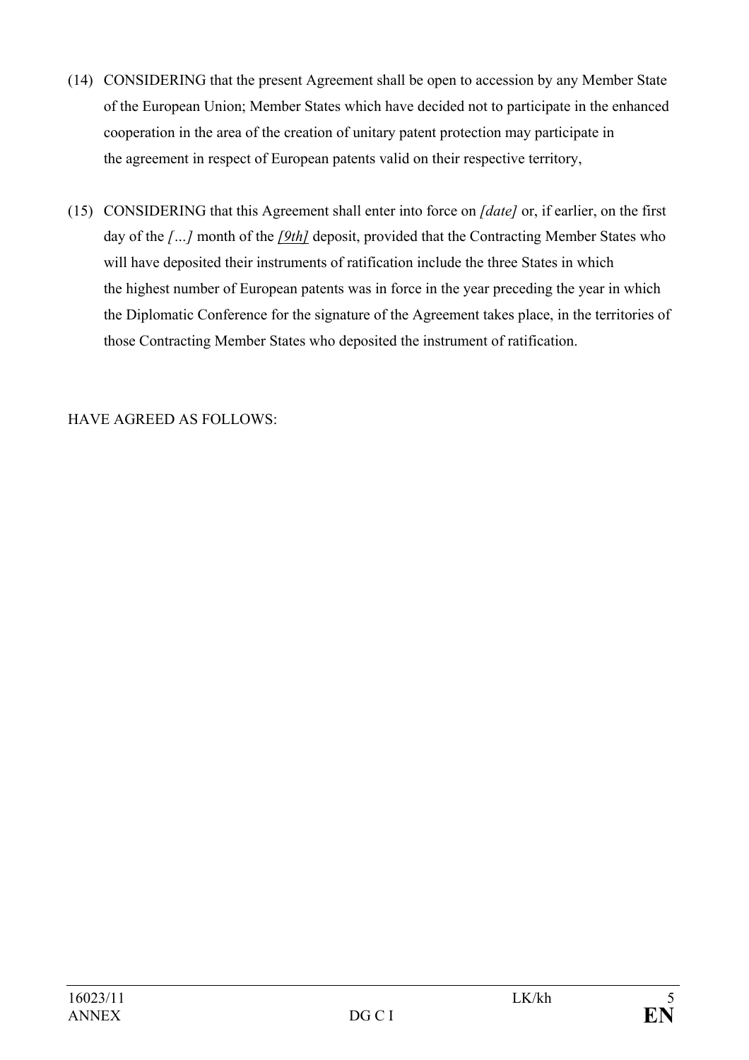(14) CONSIDERING that the present Agreement shall be open to accession by any Member State of the European Union; Member States which have decided not to participate in the enhanced cooperation in the area of the creation of unitary patent protection may participate in the agreement in respect of European patents valid on their respective territory,

(15) CONSIDERING that this Agreement shall enter into force on *[date]* or, if earlier, on the first day of the *[…]* month of the *[9th]* deposit, provided that the Contracting Member States who will have deposited their instruments of ratification include the three States in which the highest number of European patents was in force in the year preceding the year in which the Diplomatic Conference for the signature of the Agreement takes place, in the territories of those Contracting Member States who deposited the instrument of ratification.

HAVE AGREED AS FOLLOWS: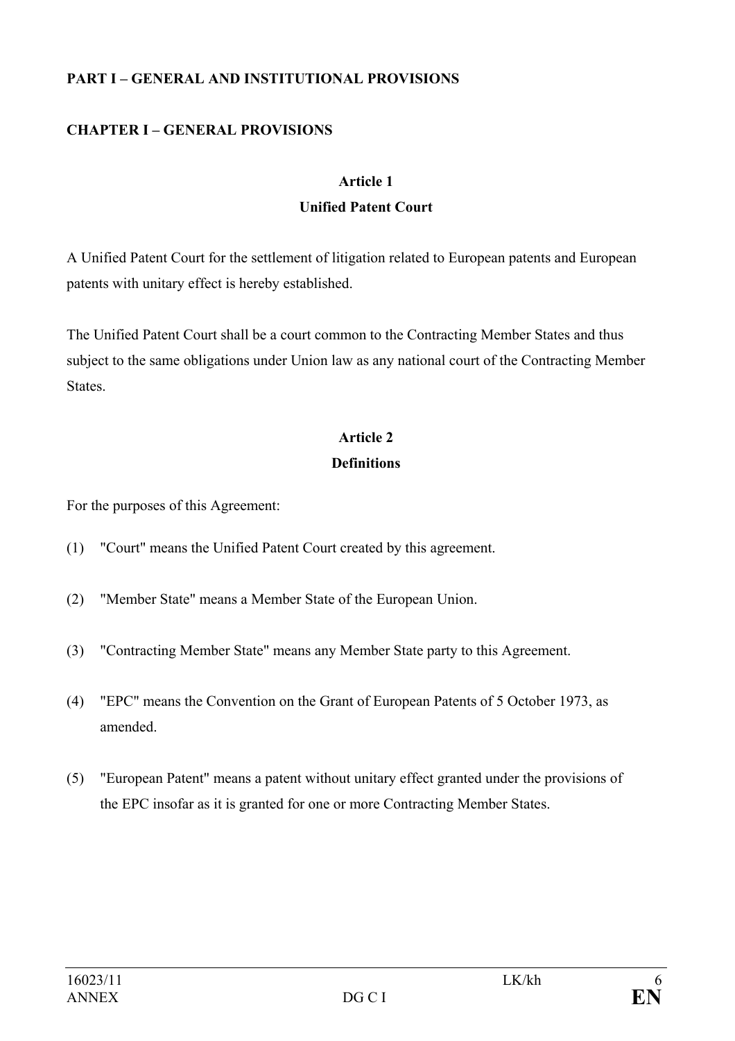**PART I – GENERAL AND INSTITUTIONAL PROVISIONS**

**CHAPTER I – GENERAL PROVISIONS**

**Article 1**
**Unified Patent Court**

A Unified Patent Court for the settlement of litigation related to European patents and European patents with unitary effect is hereby established.

The Unified Patent Court shall be a court common to the Contracting Member States and thus subject to the same obligations under Union law as any national court of the Contracting Member States.

**Article 2**
**Definitions**

For the purposes of this Agreement:

(1) "Court" means the Unified Patent Court created by this agreement.

(2) "Member State" means a Member State of the European Union.

(3) "Contracting Member State" means any Member State party to this Agreement.

(4) "EPC" means the Convention on the Grant of European Patents of 5 October 1973, as amended.

(5) "European Patent" means a patent without unitary effect granted under the provisions of the EPC insofar as it is granted for one or more Contracting Member States.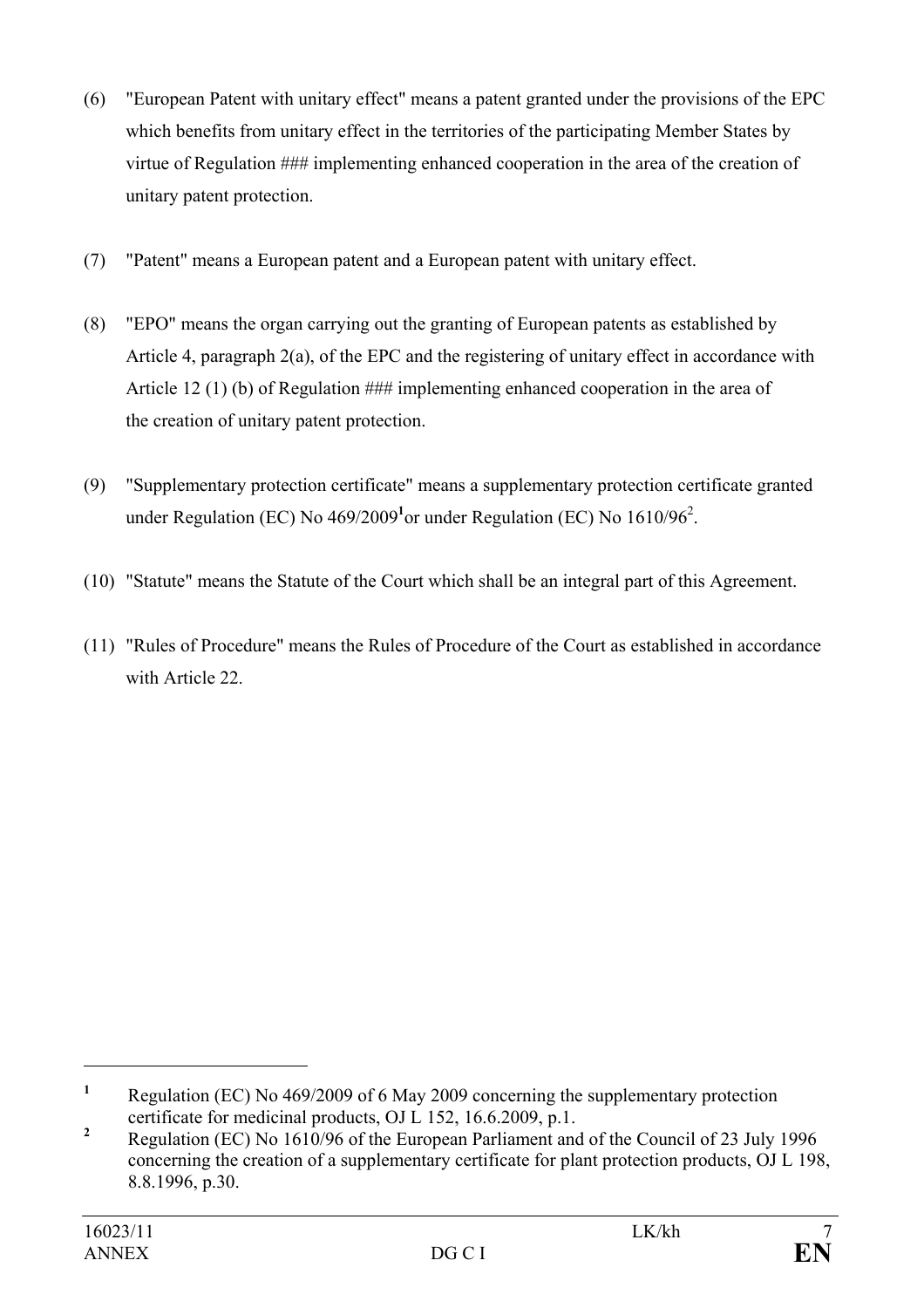(6) "European Patent with unitary effect" means a patent granted under the provisions of the EPC which benefits from unitary effect in the territories of the participating Member States by virtue of Regulation ### implementing enhanced cooperation in the area of the creation of unitary patent protection.

(7) "Patent" means a European patent and a European patent with unitary effect.

(8) "EPO" means the organ carrying out the granting of European patents as established by Article 4, paragraph 2(a), of the EPC and the registering of unitary effect in accordance with Article 12 (1) (b) of Regulation ### implementing enhanced cooperation in the area of the creation of unitary patent protection.

(9) "Supplementary protection certificate" means a supplementary protection certificate granted under Regulation (EC) No 469/2009[1] or under Regulation (EC) No 1610/96[2].

(10) "Statute" means the Statute of the Court which shall be an integral part of this Agreement.

(11) "Rules of Procedure" means the Rules of Procedure of the Court as established in accordance with Article 22.

---

[1] Regulation (EC) No 469/2009 of 6 May 2009 concerning the supplementary protection certificate for medicinal products, OJ L 152, 16.6.2009, p.1.

[2] Regulation (EC) No 1610/96 of the European Parliament and of the Council of 23 July 1996 concerning the creation of a supplementary certificate for plant protection products, OJ L 198, 8.8.1996, p.30.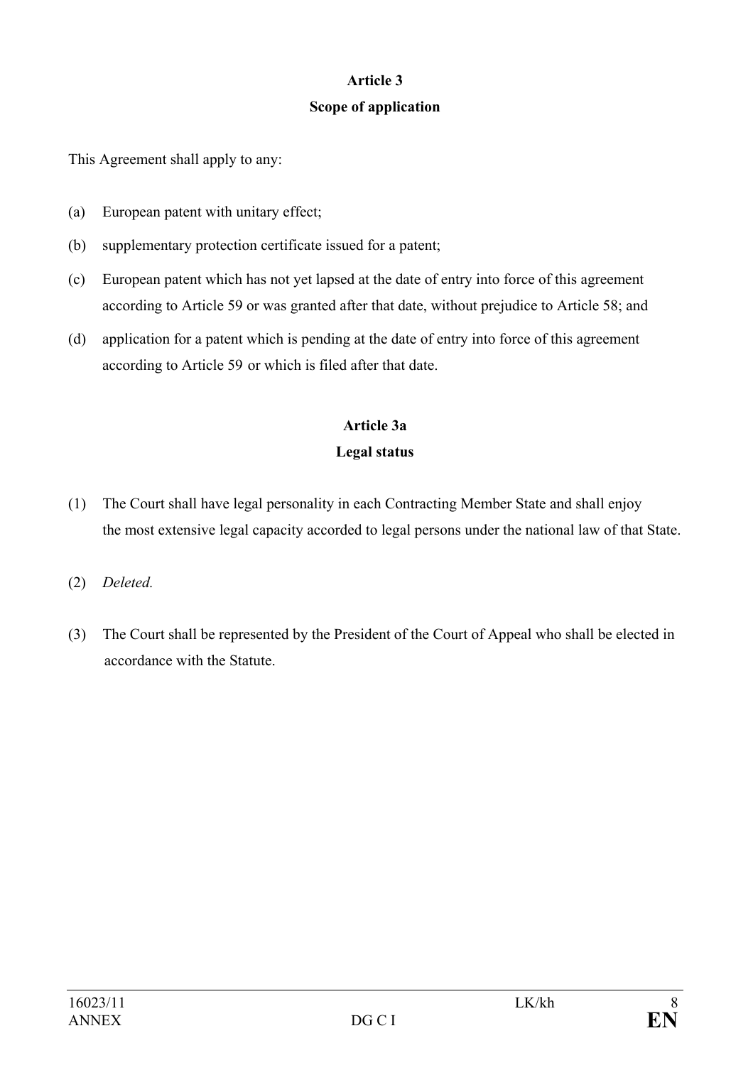## Article 3

## Scope of application

This Agreement shall apply to any:

(a) European patent with unitary effect;

(b) supplementary protection certificate issued for a patent;

(c) European patent which has not yet lapsed at the date of entry into force of this agreement according to Article 59 or was granted after that date, without prejudice to Article 58; and

(d) application for a patent which is pending at the date of entry into force of this agreement according to Article 59 or which is filed after that date.

## Article 3a

## Legal status

(1) The Court shall have legal personality in each Contracting Member State and shall enjoy the most extensive legal capacity accorded to legal persons under the national law of that State.

(2) *Deleted.*

(3) The Court shall be represented by the President of the Court of Appeal who shall be elected in accordance with the Statute.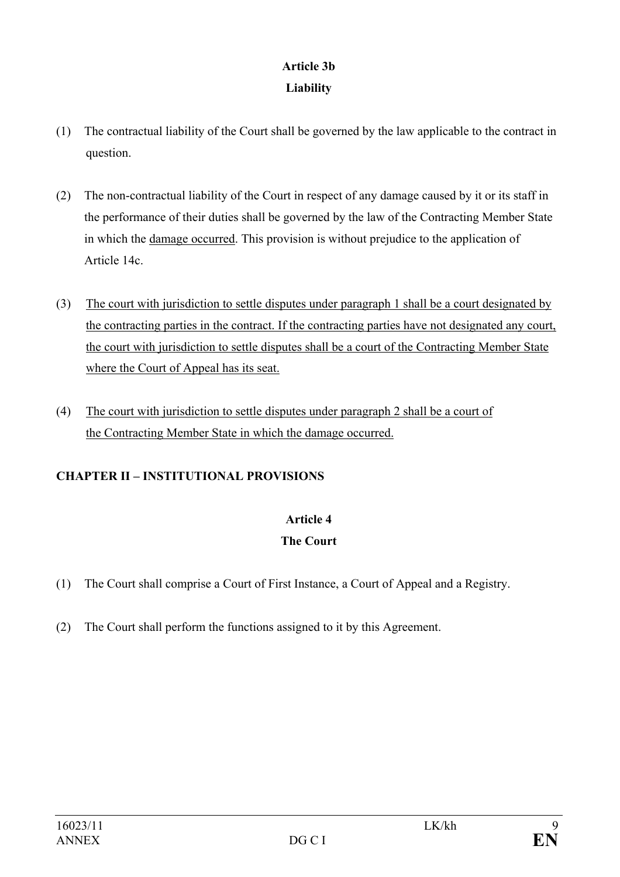**Article 3b**

**Liability**

(1) The contractual liability of the Court shall be governed by the law applicable to the contract in question.

(2) The non-contractual liability of the Court in respect of any damage caused by it or its staff in the performance of their duties shall be governed by the law of the Contracting Member State in which the <u>damage occurred</u>. This provision is without prejudice to the application of Article 14c.

(3) <u>The court with jurisdiction to settle disputes under paragraph 1 shall be a court designated by the contracting parties in the contract. If the contracting parties have not designated any court, the court with jurisdiction to settle disputes shall be a court of the Contracting Member State where the Court of Appeal has its seat.</u>

(4) <u>The court with jurisdiction to settle disputes under paragraph 2 shall be a court of the Contracting Member State in which the damage occurred.</u>

## CHAPTER II – INSTITUTIONAL PROVISIONS

**Article 4**

**The Court**

(1) The Court shall comprise a Court of First Instance, a Court of Appeal and a Registry.

(2) The Court shall perform the functions assigned to it by this Agreement.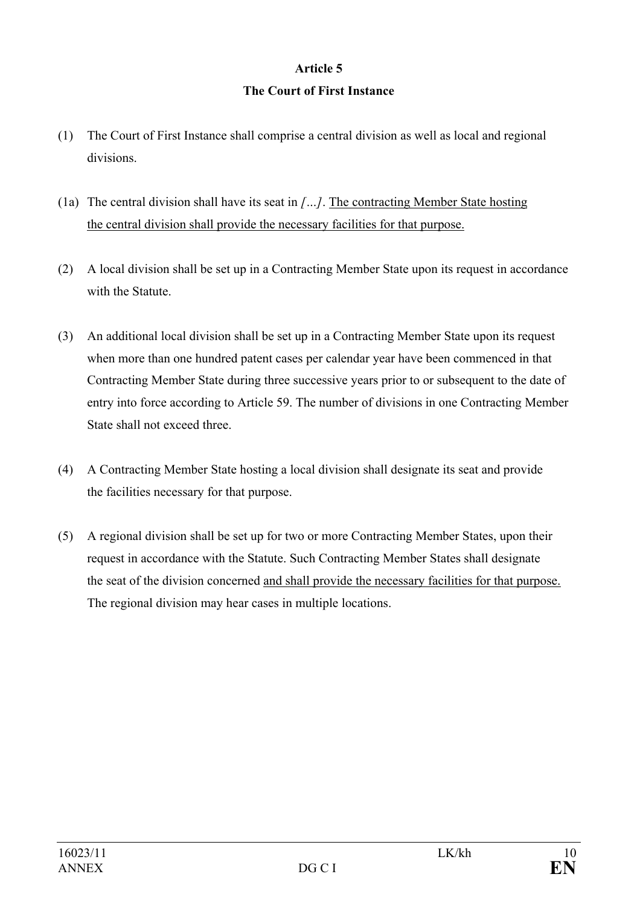**Article 5**

**The Court of First Instance**

(1) The Court of First Instance shall comprise a central division as well as local and regional divisions.

(1a) The central division shall have its seat in *[…]*. The contracting Member State hosting the central division shall provide the necessary facilities for that purpose.

(2) A local division shall be set up in a Contracting Member State upon its request in accordance with the Statute.

(3) An additional local division shall be set up in a Contracting Member State upon its request when more than one hundred patent cases per calendar year have been commenced in that Contracting Member State during three successive years prior to or subsequent to the date of entry into force according to Article 59. The number of divisions in one Contracting Member State shall not exceed three.

(4) A Contracting Member State hosting a local division shall designate its seat and provide the facilities necessary for that purpose.

(5) A regional division shall be set up for two or more Contracting Member States, upon their request in accordance with the Statute. Such Contracting Member States shall designate the seat of the division concerned and shall provide the necessary facilities for that purpose. The regional division may hear cases in multiple locations.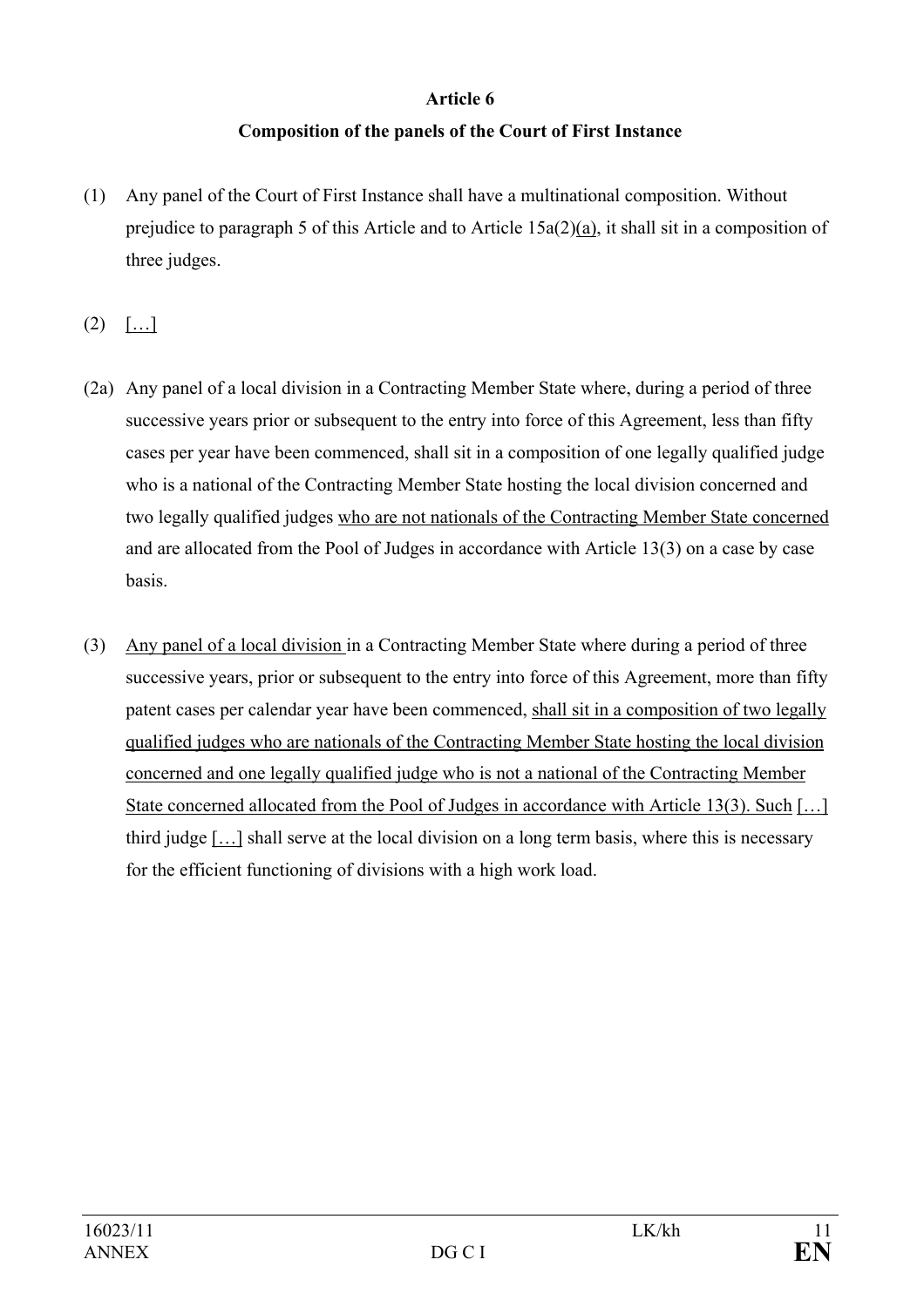**Article 6**

**Composition of the panels of the Court of First Instance**

(1) Any panel of the Court of First Instance shall have a multinational composition. Without prejudice to paragraph 5 of this Article and to Article 15a(2)(a), it shall sit in a composition of three judges.

(2) […]

(2a) Any panel of a local division in a Contracting Member State where, during a period of three successive years prior or subsequent to the entry into force of this Agreement, less than fifty cases per year have been commenced, shall sit in a composition of one legally qualified judge who is a national of the Contracting Member State hosting the local division concerned and two legally qualified judges who are not nationals of the Contracting Member State concerned and are allocated from the Pool of Judges in accordance with Article 13(3) on a case by case basis.

(3) Any panel of a local division in a Contracting Member State where during a period of three successive years, prior or subsequent to the entry into force of this Agreement, more than fifty patent cases per calendar year have been commenced, shall sit in a composition of two legally qualified judges who are nationals of the Contracting Member State hosting the local division concerned and one legally qualified judge who is not a national of the Contracting Member State concerned allocated from the Pool of Judges in accordance with Article 13(3). Such […] third judge […] shall serve at the local division on a long term basis, where this is necessary for the efficient functioning of divisions with a high work load.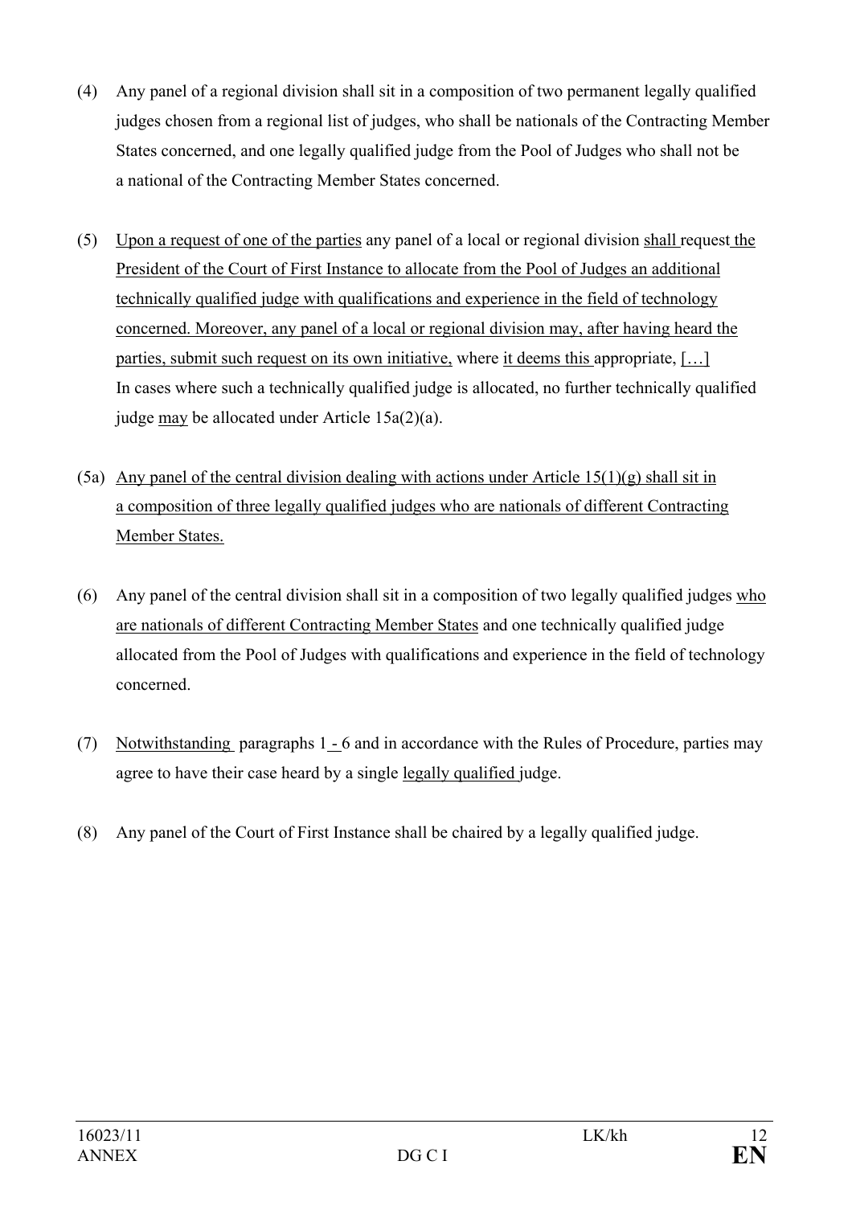(4) Any panel of a regional division shall sit in a composition of two permanent legally qualified judges chosen from a regional list of judges, who shall be nationals of the Contracting Member States concerned, and one legally qualified judge from the Pool of Judges who shall not be a national of the Contracting Member States concerned.

(5) Upon a request of one of the parties any panel of a local or regional division shall request the President of the Court of First Instance to allocate from the Pool of Judges an additional technically qualified judge with qualifications and experience in the field of technology concerned. Moreover, any panel of a local or regional division may, after having heard the parties, submit such request on its own initiative, where it deems this appropriate, […] In cases where such a technically qualified judge is allocated, no further technically qualified judge may be allocated under Article 15a(2)(a).

(5a) Any panel of the central division dealing with actions under Article 15(1)(g) shall sit in a composition of three legally qualified judges who are nationals of different Contracting Member States.

(6) Any panel of the central division shall sit in a composition of two legally qualified judges who are nationals of different Contracting Member States and one technically qualified judge allocated from the Pool of Judges with qualifications and experience in the field of technology concerned.

(7) Notwithstanding paragraphs 1 - 6 and in accordance with the Rules of Procedure, parties may agree to have their case heard by a single legally qualified judge.

(8) Any panel of the Court of First Instance shall be chaired by a legally qualified judge.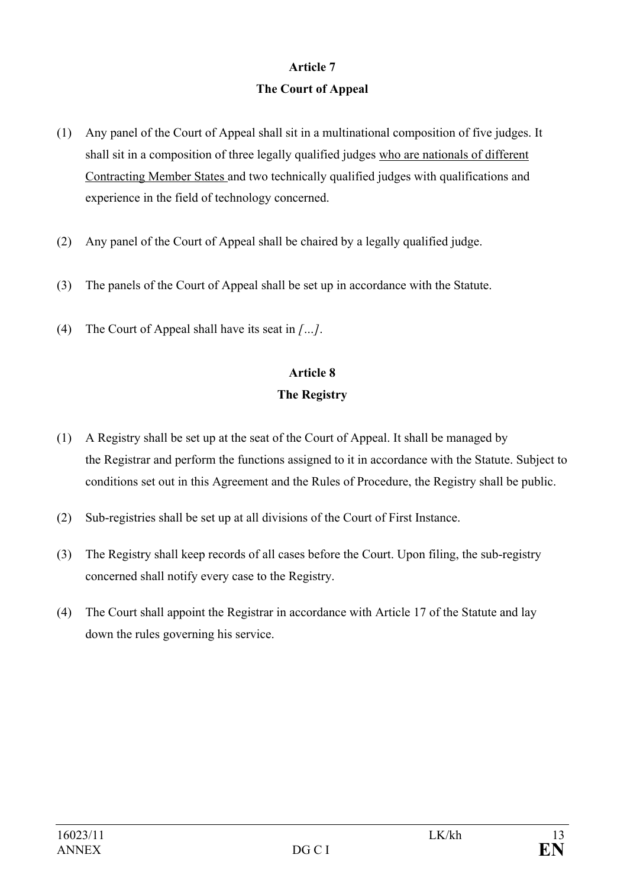**Article 7**

**The Court of Appeal**

(1) Any panel of the Court of Appeal shall sit in a multinational composition of five judges. It shall sit in a composition of three legally qualified judges <u>who are nationals of different Contracting Member States</u> and two technically qualified judges with qualifications and experience in the field of technology concerned.

(2) Any panel of the Court of Appeal shall be chaired by a legally qualified judge.

(3) The panels of the Court of Appeal shall be set up in accordance with the Statute.

(4) The Court of Appeal shall have its seat in *[…]*.

**Article 8**

**The Registry**

(1) A Registry shall be set up at the seat of the Court of Appeal. It shall be managed by the Registrar and perform the functions assigned to it in accordance with the Statute. Subject to conditions set out in this Agreement and the Rules of Procedure, the Registry shall be public.

(2) Sub-registries shall be set up at all divisions of the Court of First Instance.

(3) The Registry shall keep records of all cases before the Court. Upon filing, the sub-registry concerned shall notify every case to the Registry.

(4) The Court shall appoint the Registrar in accordance with Article 17 of the Statute and lay down the rules governing his service.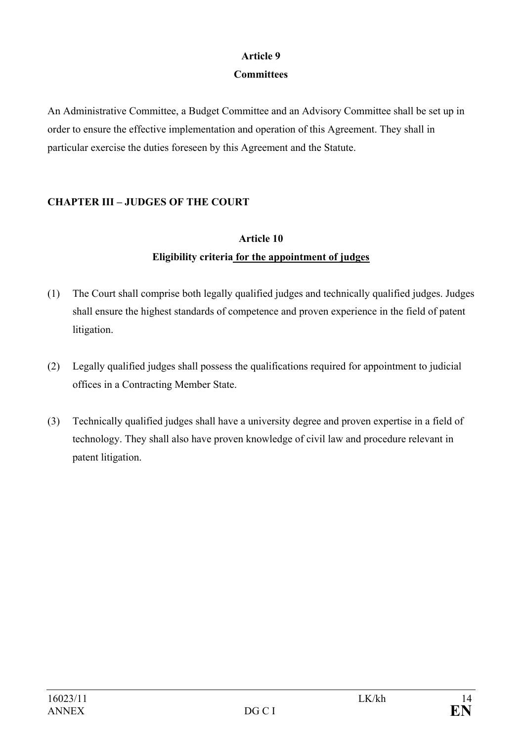**Article 9**

**Committees**

An Administrative Committee, a Budget Committee and an Advisory Committee shall be set up in order to ensure the effective implementation and operation of this Agreement. They shall in particular exercise the duties foreseen by this Agreement and the Statute.

## CHAPTER III – JUDGES OF THE COURT

**Article 10**

**Eligibility criteria <u>for the appointment of judges</u>**

(1) The Court shall comprise both legally qualified judges and technically qualified judges. Judges shall ensure the highest standards of competence and proven experience in the field of patent litigation.

(2) Legally qualified judges shall possess the qualifications required for appointment to judicial offices in a Contracting Member State.

(3) Technically qualified judges shall have a university degree and proven expertise in a field of technology. They shall also have proven knowledge of civil law and procedure relevant in patent litigation.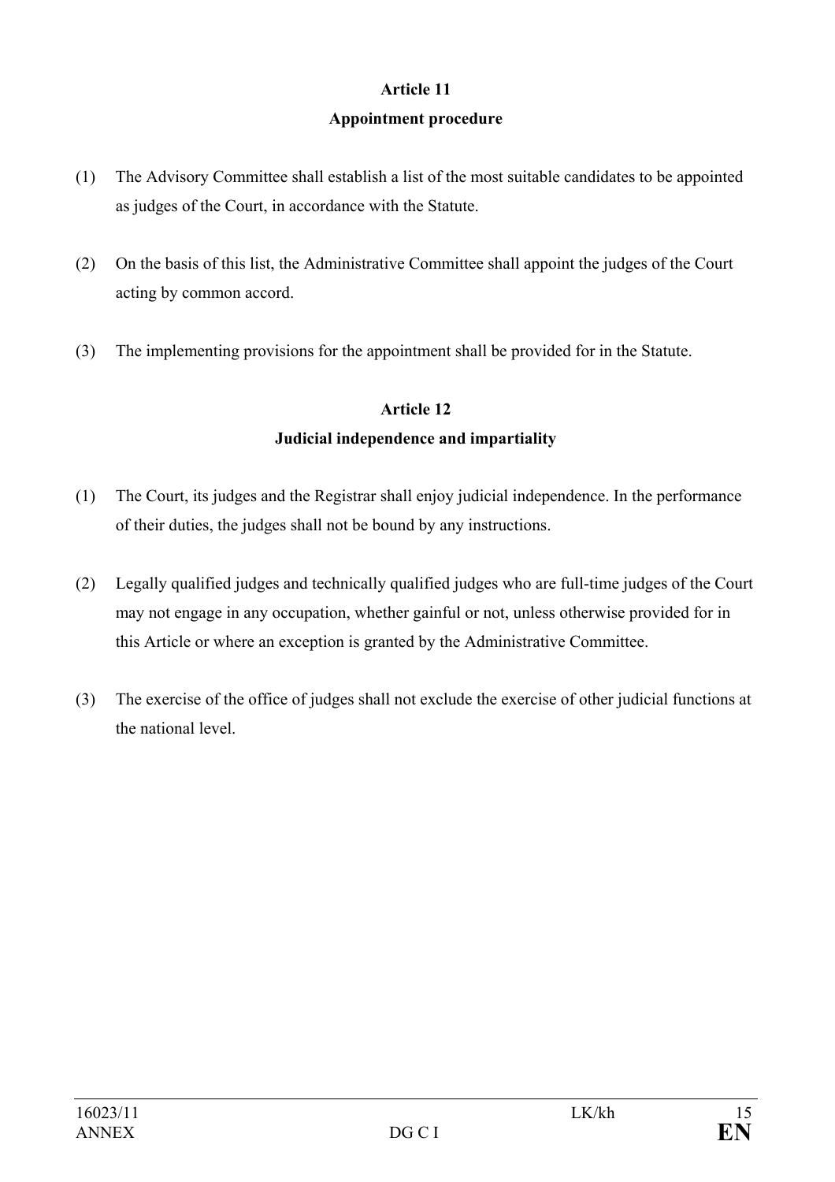**Article 11**

**Appointment procedure**

(1) The Advisory Committee shall establish a list of the most suitable candidates to be appointed as judges of the Court, in accordance with the Statute.

(2) On the basis of this list, the Administrative Committee shall appoint the judges of the Court acting by common accord.

(3) The implementing provisions for the appointment shall be provided for in the Statute.

**Article 12**

**Judicial independence and impartiality**

(1) The Court, its judges and the Registrar shall enjoy judicial independence. In the performance of their duties, the judges shall not be bound by any instructions.

(2) Legally qualified judges and technically qualified judges who are full-time judges of the Court may not engage in any occupation, whether gainful or not, unless otherwise provided for in this Article or where an exception is granted by the Administrative Committee.

(3) The exercise of the office of judges shall not exclude the exercise of other judicial functions at the national level.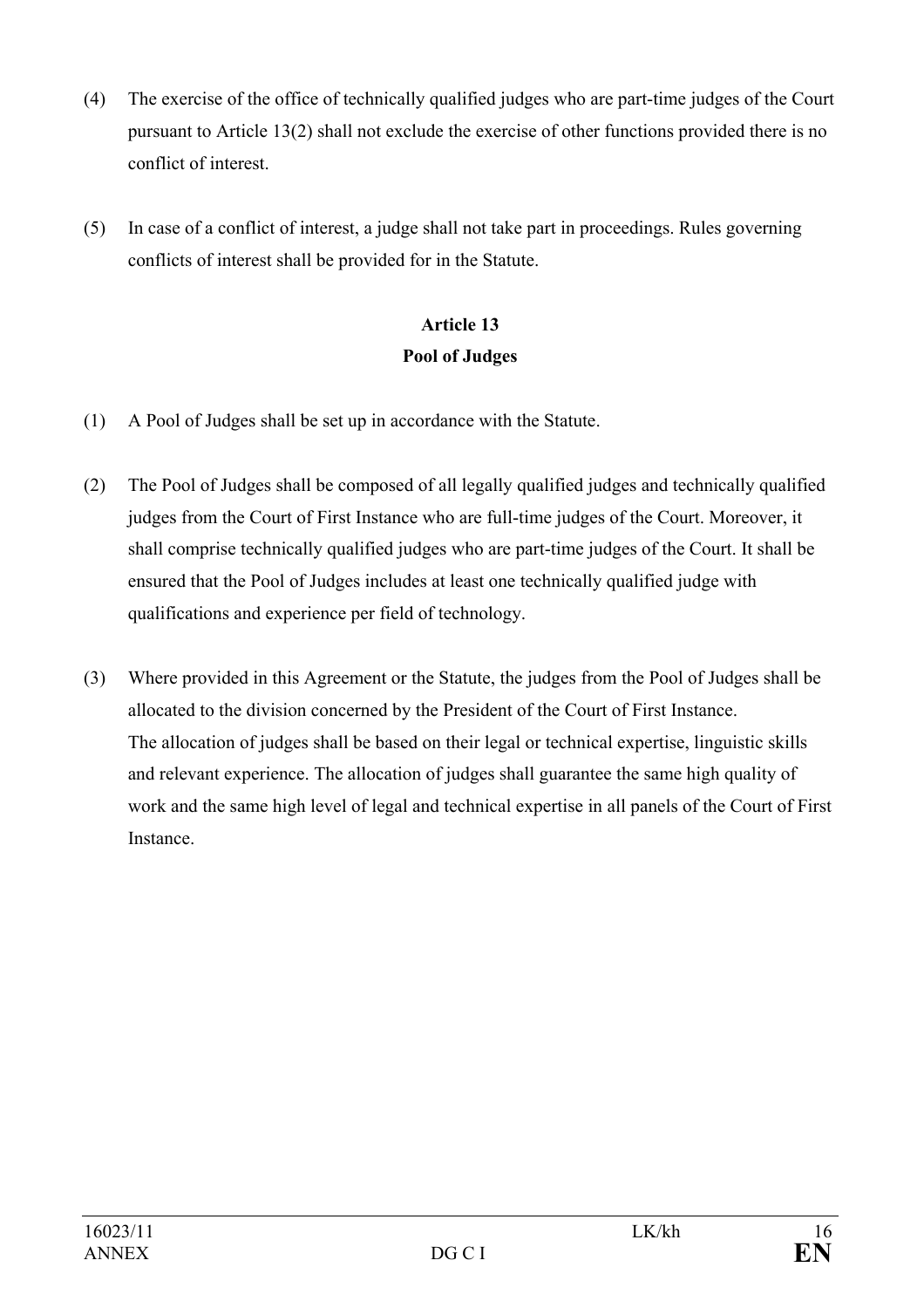(4) The exercise of the office of technically qualified judges who are part-time judges of the Court pursuant to Article 13(2) shall not exclude the exercise of other functions provided there is no conflict of interest.

(5) In case of a conflict of interest, a judge shall not take part in proceedings. Rules governing conflicts of interest shall be provided for in the Statute.

## Article 13
## Pool of Judges

(1) A Pool of Judges shall be set up in accordance with the Statute.

(2) The Pool of Judges shall be composed of all legally qualified judges and technically qualified judges from the Court of First Instance who are full-time judges of the Court. Moreover, it shall comprise technically qualified judges who are part-time judges of the Court. It shall be ensured that the Pool of Judges includes at least one technically qualified judge with qualifications and experience per field of technology.

(3) Where provided in this Agreement or the Statute, the judges from the Pool of Judges shall be allocated to the division concerned by the President of the Court of First Instance.
The allocation of judges shall be based on their legal or technical expertise, linguistic skills and relevant experience. The allocation of judges shall guarantee the same high quality of work and the same high level of legal and technical expertise in all panels of the Court of First Instance.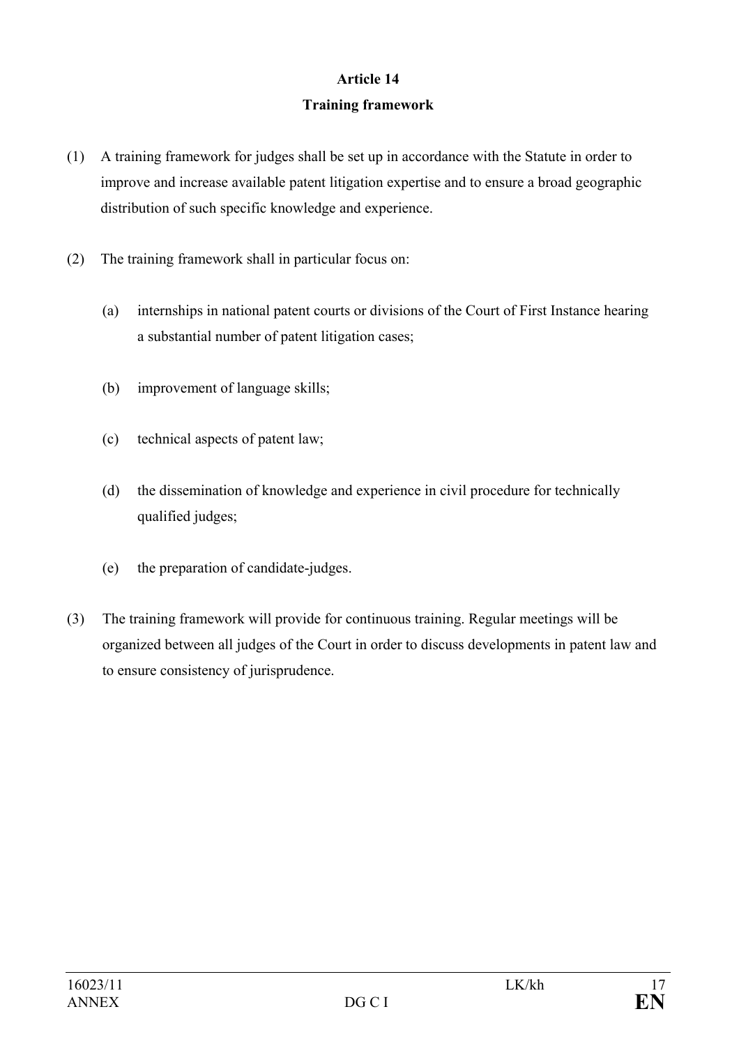## Article 14

## Training framework

(1) A training framework for judges shall be set up in accordance with the Statute in order to improve and increase available patent litigation expertise and to ensure a broad geographic distribution of such specific knowledge and experience.

(2) The training framework shall in particular focus on:

(a) internships in national patent courts or divisions of the Court of First Instance hearing a substantial number of patent litigation cases;

(b) improvement of language skills;

(c) technical aspects of patent law;

(d) the dissemination of knowledge and experience in civil procedure for technically qualified judges;

(e) the preparation of candidate-judges.

(3) The training framework will provide for continuous training. Regular meetings will be organized between all judges of the Court in order to discuss developments in patent law and to ensure consistency of jurisprudence.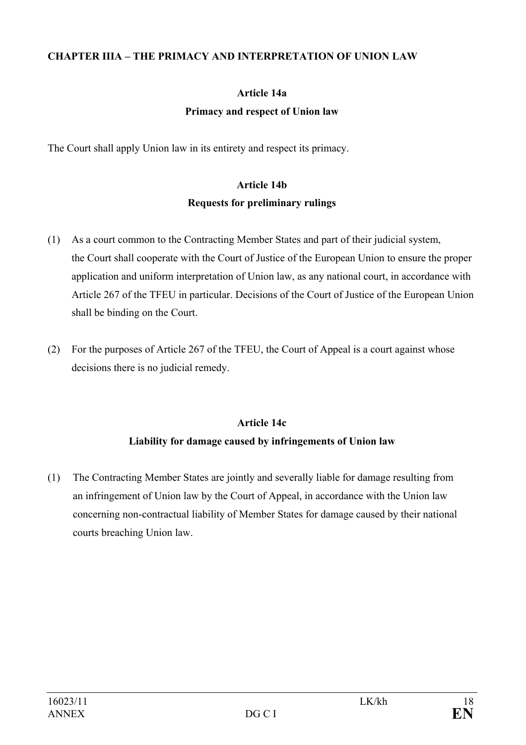**CHAPTER IIIA – THE PRIMACY AND INTERPRETATION OF UNION LAW**

**Article 14a**

**Primacy and respect of Union law**

The Court shall apply Union law in its entirety and respect its primacy.

**Article 14b**

**Requests for preliminary rulings**

(1) As a court common to the Contracting Member States and part of their judicial system, the Court shall cooperate with the Court of Justice of the European Union to ensure the proper application and uniform interpretation of Union law, as any national court, in accordance with Article 267 of the TFEU in particular. Decisions of the Court of Justice of the European Union shall be binding on the Court.

(2) For the purposes of Article 267 of the TFEU, the Court of Appeal is a court against whose decisions there is no judicial remedy.

**Article 14c**

**Liability for damage caused by infringements of Union law**

(1) The Contracting Member States are jointly and severally liable for damage resulting from an infringement of Union law by the Court of Appeal, in accordance with the Union law concerning non-contractual liability of Member States for damage caused by their national courts breaching Union law.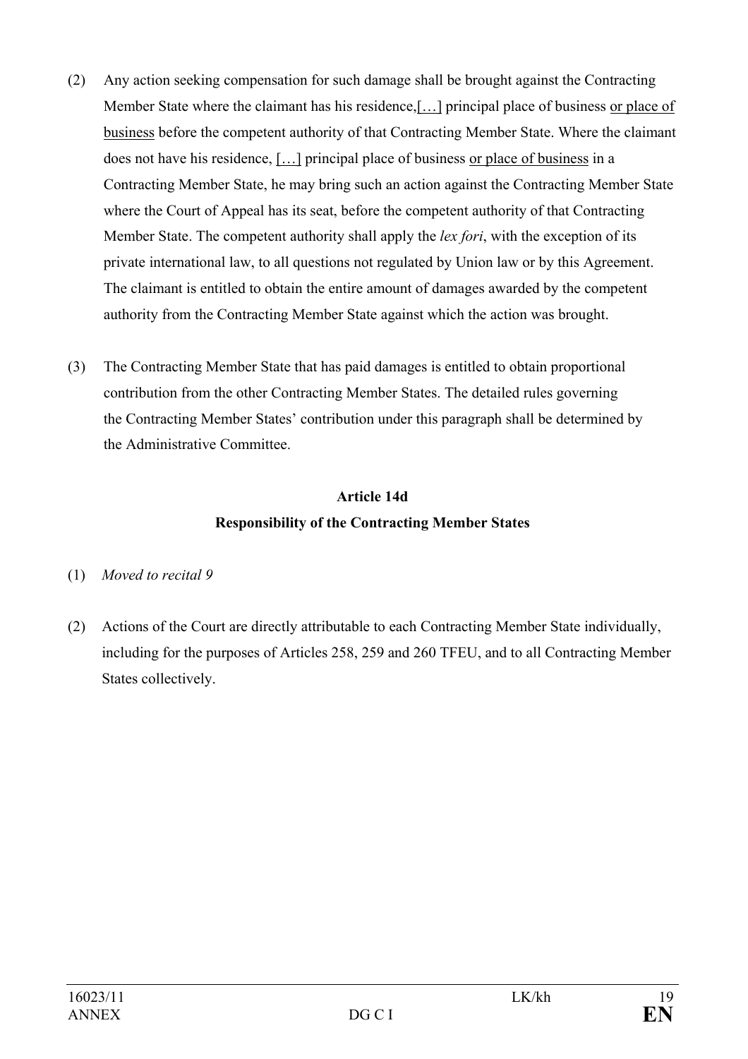(2) Any action seeking compensation for such damage shall be brought against the Contracting Member State where the claimant has his residence,[…] principal place of business or place of business before the competent authority of that Contracting Member State. Where the claimant does not have his residence, […] principal place of business or place of business in a Contracting Member State, he may bring such an action against the Contracting Member State where the Court of Appeal has its seat, before the competent authority of that Contracting Member State. The competent authority shall apply the *lex fori*, with the exception of its private international law, to all questions not regulated by Union law or by this Agreement. The claimant is entitled to obtain the entire amount of damages awarded by the competent authority from the Contracting Member State against which the action was brought.

(3) The Contracting Member State that has paid damages is entitled to obtain proportional contribution from the other Contracting Member States. The detailed rules governing the Contracting Member States' contribution under this paragraph shall be determined by the Administrative Committee.

**Article 14d**

**Responsibility of the Contracting Member States**

(1) *Moved to recital 9*

(2) Actions of the Court are directly attributable to each Contracting Member State individually, including for the purposes of Articles 258, 259 and 260 TFEU, and to all Contracting Member States collectively.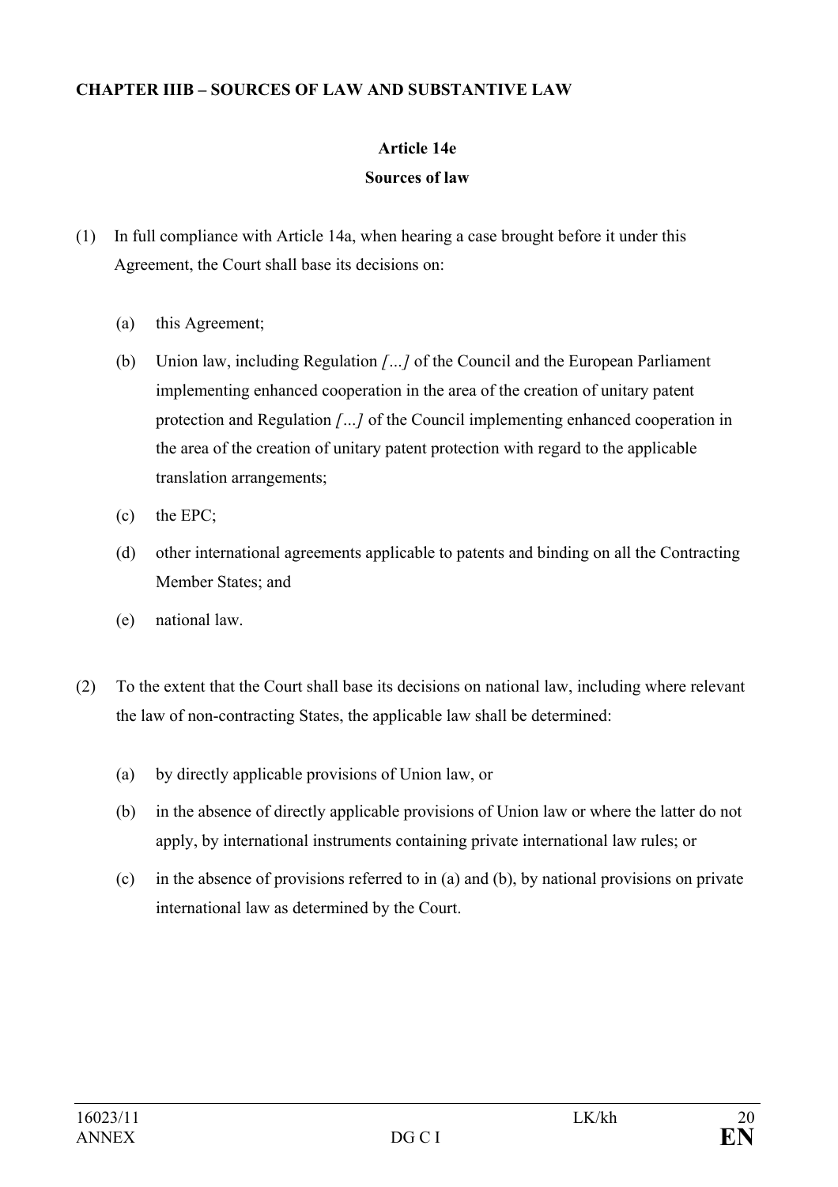**CHAPTER IIIB – SOURCES OF LAW AND SUBSTANTIVE LAW**

**Article 14e**

**Sources of law**

(1) In full compliance with Article 14a, when hearing a case brought before it under this Agreement, the Court shall base its decisions on:

(a) this Agreement;

(b) Union law, including Regulation *[…]* of the Council and the European Parliament implementing enhanced cooperation in the area of the creation of unitary patent protection and Regulation *[…]* of the Council implementing enhanced cooperation in the area of the creation of unitary patent protection with regard to the applicable translation arrangements;

(c) the EPC;

(d) other international agreements applicable to patents and binding on all the Contracting Member States; and

(e) national law.

(2) To the extent that the Court shall base its decisions on national law, including where relevant the law of non-contracting States, the applicable law shall be determined:

(a) by directly applicable provisions of Union law, or

(b) in the absence of directly applicable provisions of Union law or where the latter do not apply, by international instruments containing private international law rules; or

(c) in the absence of provisions referred to in (a) and (b), by national provisions on private international law as determined by the Court.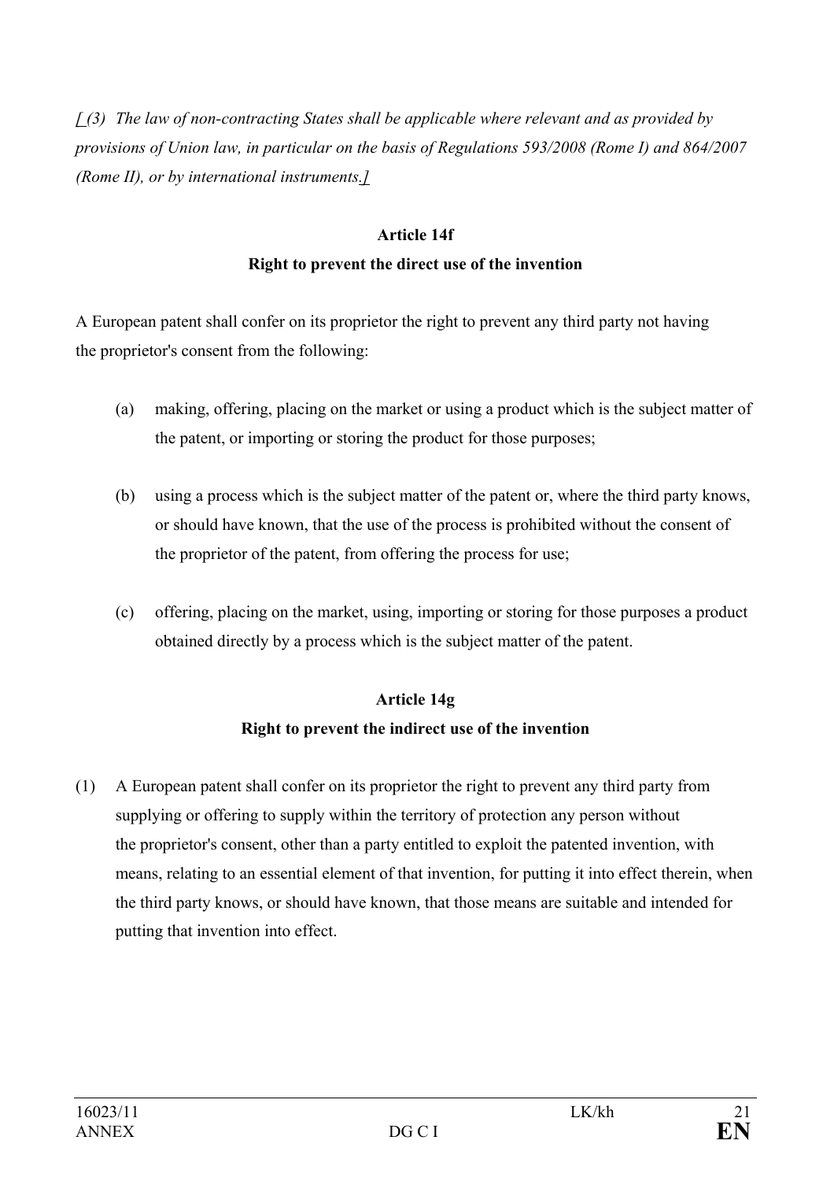*[ (3) The law of non-contracting States shall be applicable where relevant and as provided by provisions of Union law, in particular on the basis of Regulations 593/2008 (Rome I) and 864/2007 (Rome II), or by international instruments.]*

**Article 14f**

**Right to prevent the direct use of the invention**

A European patent shall confer on its proprietor the right to prevent any third party not having the proprietor's consent from the following:

(a) making, offering, placing on the market or using a product which is the subject matter of the patent, or importing or storing the product for those purposes;

(b) using a process which is the subject matter of the patent or, where the third party knows, or should have known, that the use of the process is prohibited without the consent of the proprietor of the patent, from offering the process for use;

(c) offering, placing on the market, using, importing or storing for those purposes a product obtained directly by a process which is the subject matter of the patent.

**Article 14g**

**Right to prevent the indirect use of the invention**

(1) A European patent shall confer on its proprietor the right to prevent any third party from supplying or offering to supply within the territory of protection any person without the proprietor's consent, other than a party entitled to exploit the patented invention, with means, relating to an essential element of that invention, for putting it into effect therein, when the third party knows, or should have known, that those means are suitable and intended for putting that invention into effect.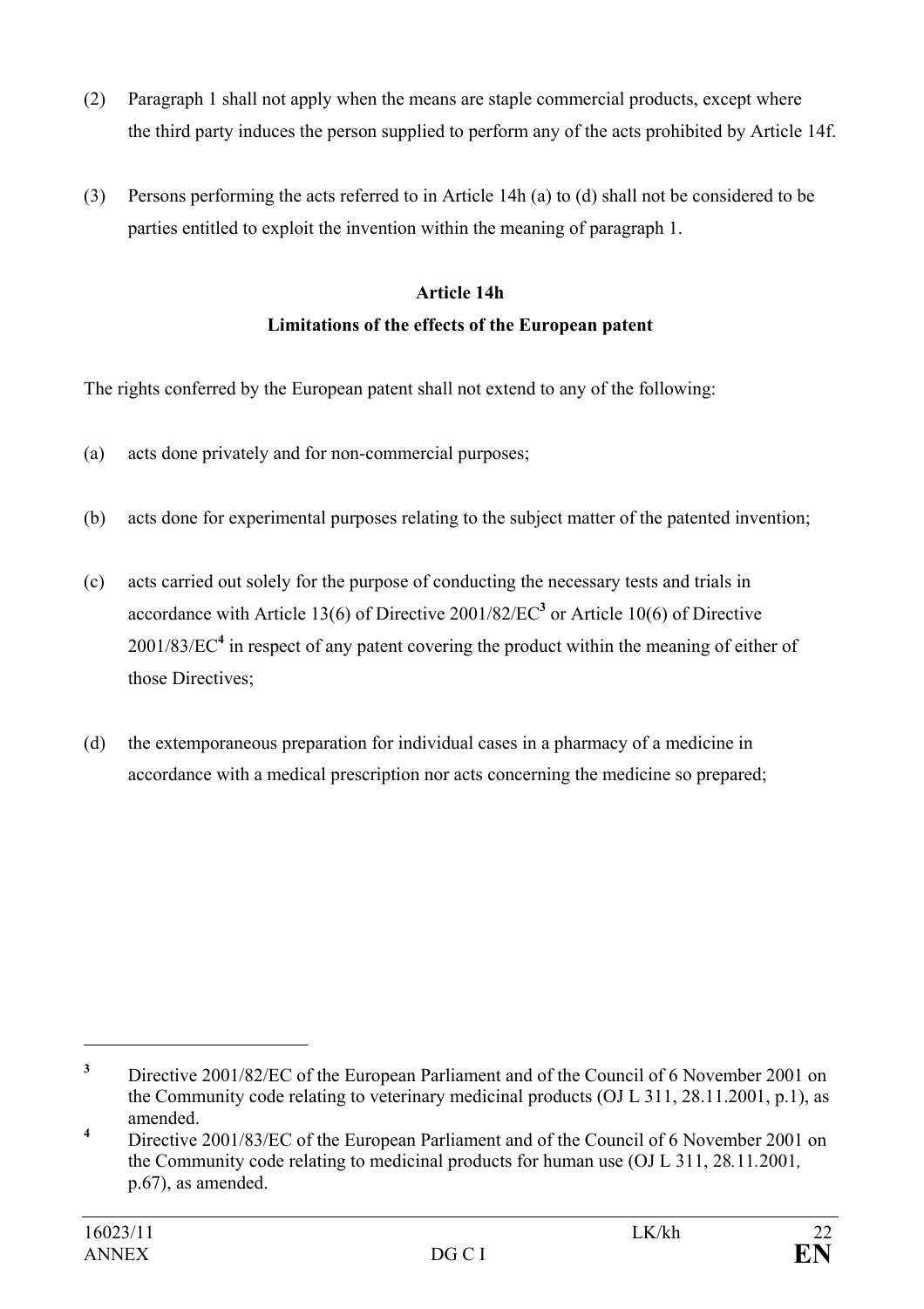(2) Paragraph 1 shall not apply when the means are staple commercial products, except where the third party induces the person supplied to perform any of the acts prohibited by Article 14f.

(3) Persons performing the acts referred to in Article 14h (a) to (d) shall not be considered to be parties entitled to exploit the invention within the meaning of paragraph 1.

**Article 14h**

**Limitations of the effects of the European patent**

The rights conferred by the European patent shall not extend to any of the following:

(a) acts done privately and for non-commercial purposes;

(b) acts done for experimental purposes relating to the subject matter of the patented invention;

(c) acts carried out solely for the purpose of conducting the necessary tests and trials in accordance with Article 13(6) of Directive 2001/82/EC[3] or Article 10(6) of Directive 2001/83/EC[4] in respect of any patent covering the product within the meaning of either of those Directives;

(d) the extemporaneous preparation for individual cases in a pharmacy of a medicine in accordance with a medical prescription nor acts concerning the medicine so prepared;

---

[3] Directive 2001/82/EC of the European Parliament and of the Council of 6 November 2001 on the Community code relating to veterinary medicinal products (OJ L 311, 28.11.2001, p.1), as amended.

[4] Directive 2001/83/EC of the European Parliament and of the Council of 6 November 2001 on the Community code relating to medicinal products for human use (OJ L 311, 28.11.2001, p.67), as amended.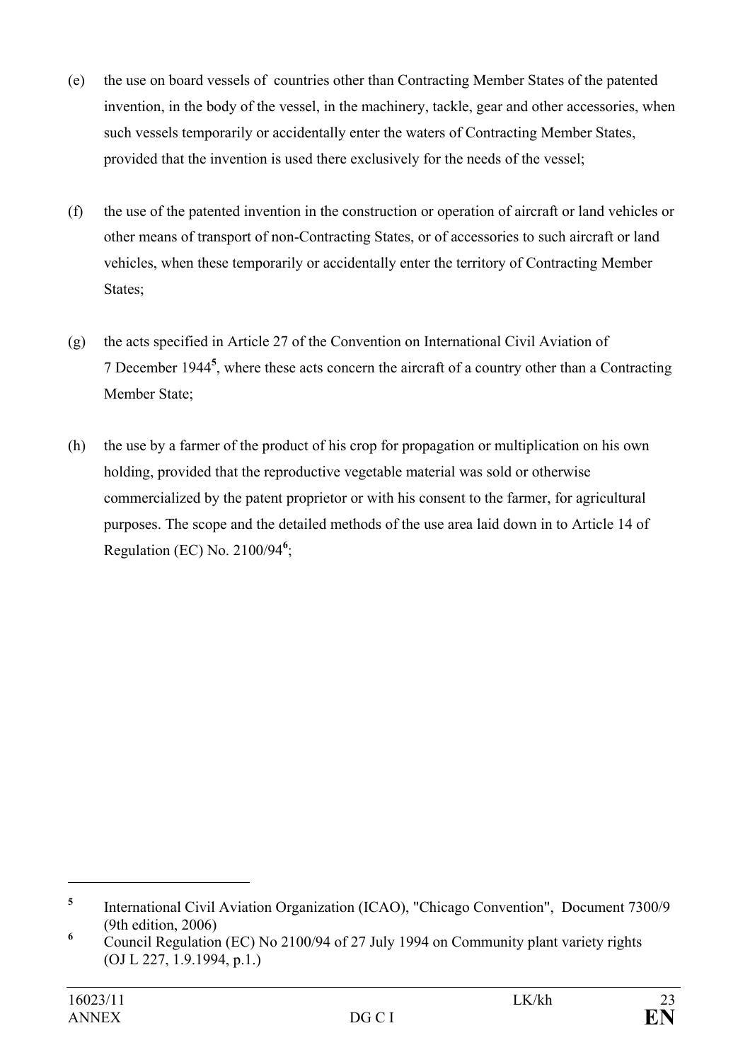(e) the use on board vessels of countries other than Contracting Member States of the patented invention, in the body of the vessel, in the machinery, tackle, gear and other accessories, when such vessels temporarily or accidentally enter the waters of Contracting Member States, provided that the invention is used there exclusively for the needs of the vessel;

(f) the use of the patented invention in the construction or operation of aircraft or land vehicles or other means of transport of non-Contracting States, or of accessories to such aircraft or land vehicles, when these temporarily or accidentally enter the territory of Contracting Member States;

(g) the acts specified in Article 27 of the Convention on International Civil Aviation of 7 December 1944[5], where these acts concern the aircraft of a country other than a Contracting Member State;

(h) the use by a farmer of the product of his crop for propagation or multiplication on his own holding, provided that the reproductive vegetable material was sold or otherwise commercialized by the patent proprietor or with his consent to the farmer, for agricultural purposes. The scope and the detailed methods of the use area laid down in to Article 14 of Regulation (EC) No. 2100/94[6];

---

[5] International Civil Aviation Organization (ICAO), "Chicago Convention", Document 7300/9 (9th edition, 2006)

[6] Council Regulation (EC) No 2100/94 of 27 July 1994 on Community plant variety rights (OJ L 227, 1.9.1994, p.1.)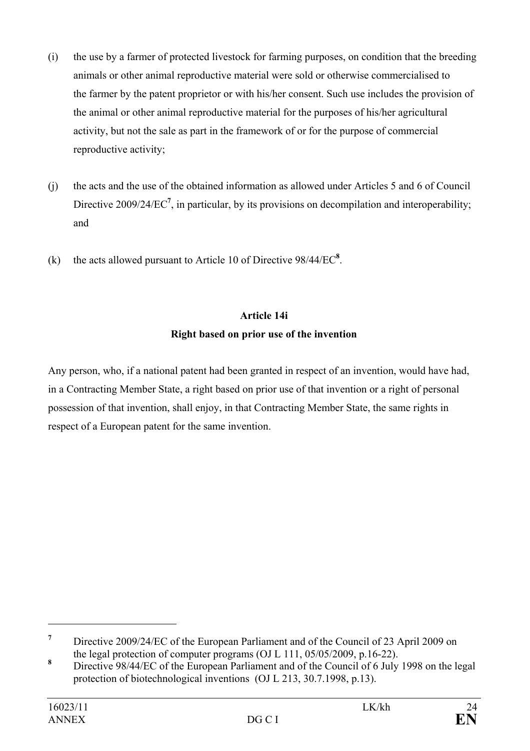(i) the use by a farmer of protected livestock for farming purposes, on condition that the breeding animals or other animal reproductive material were sold or otherwise commercialised to the farmer by the patent proprietor or with his/her consent. Such use includes the provision of the animal or other animal reproductive material for the purposes of his/her agricultural activity, but not the sale as part in the framework of or for the purpose of commercial reproductive activity;

(j) the acts and the use of the obtained information as allowed under Articles 5 and 6 of Council Directive 2009/24/EC[7], in particular, by its provisions on decompilation and interoperability; and

(k) the acts allowed pursuant to Article 10 of Directive 98/44/EC[8].

**Article 14i**

**Right based on prior use of the invention**

Any person, who, if a national patent had been granted in respect of an invention, would have had, in a Contracting Member State, a right based on prior use of that invention or a right of personal possession of that invention, shall enjoy, in that Contracting Member State, the same rights in respect of a European patent for the same invention.

---

[7] Directive 2009/24/EC of the European Parliament and of the Council of 23 April 2009 on the legal protection of computer programs (OJ L 111, 05/05/2009, p.16-22).

[8] Directive 98/44/EC of the European Parliament and of the Council of 6 July 1998 on the legal protection of biotechnological inventions (OJ L 213, 30.7.1998, p.13).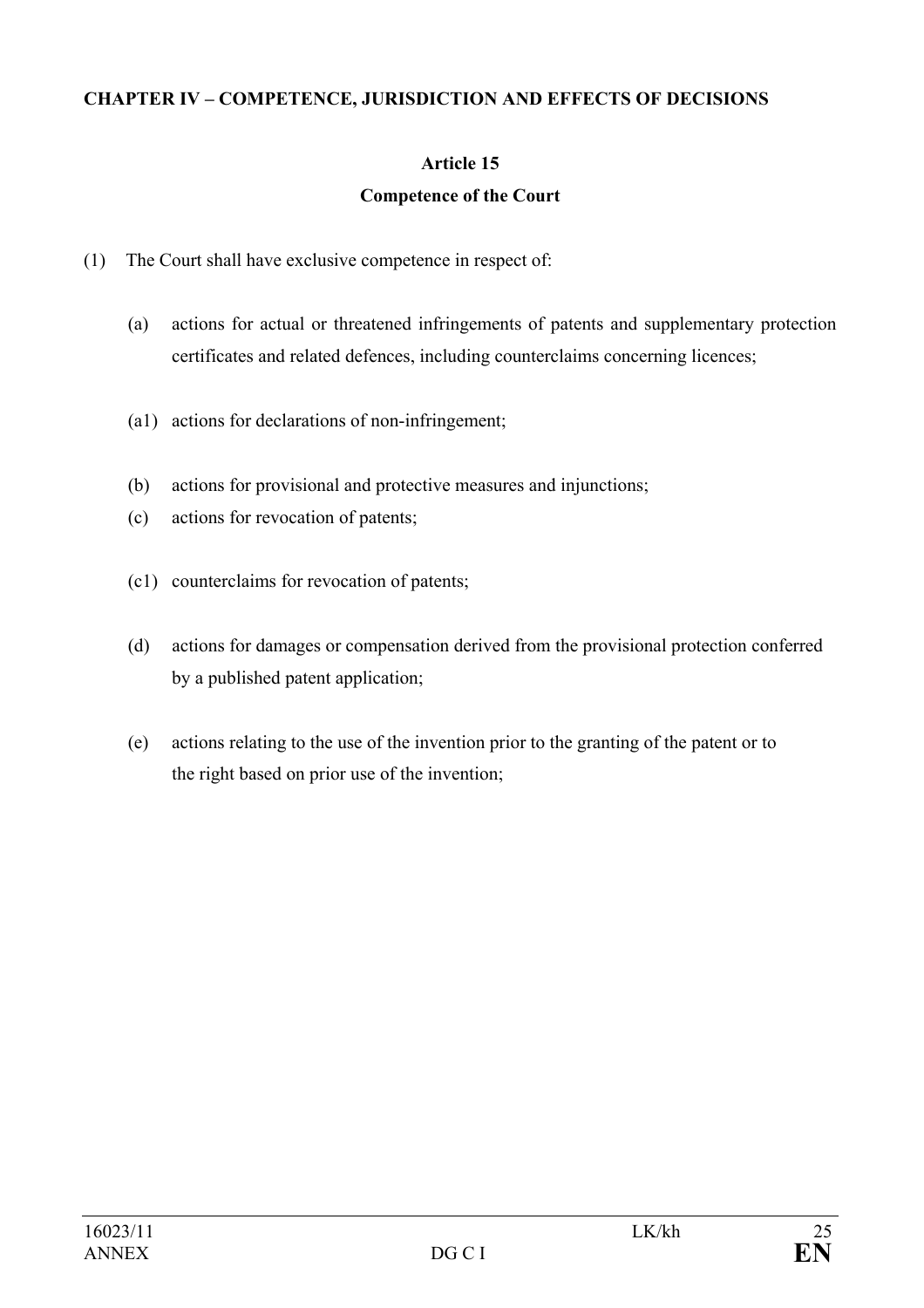**CHAPTER IV – COMPETENCE, JURISDICTION AND EFFECTS OF DECISIONS**

**Article 15**

**Competence of the Court**

(1) The Court shall have exclusive competence in respect of:

(a) actions for actual or threatened infringements of patents and supplementary protection certificates and related defences, including counterclaims concerning licences;

(a1) actions for declarations of non-infringement;

(b) actions for provisional and protective measures and injunctions;

(c) actions for revocation of patents;

(c1) counterclaims for revocation of patents;

(d) actions for damages or compensation derived from the provisional protection conferred by a published patent application;

(e) actions relating to the use of the invention prior to the granting of the patent or to the right based on prior use of the invention;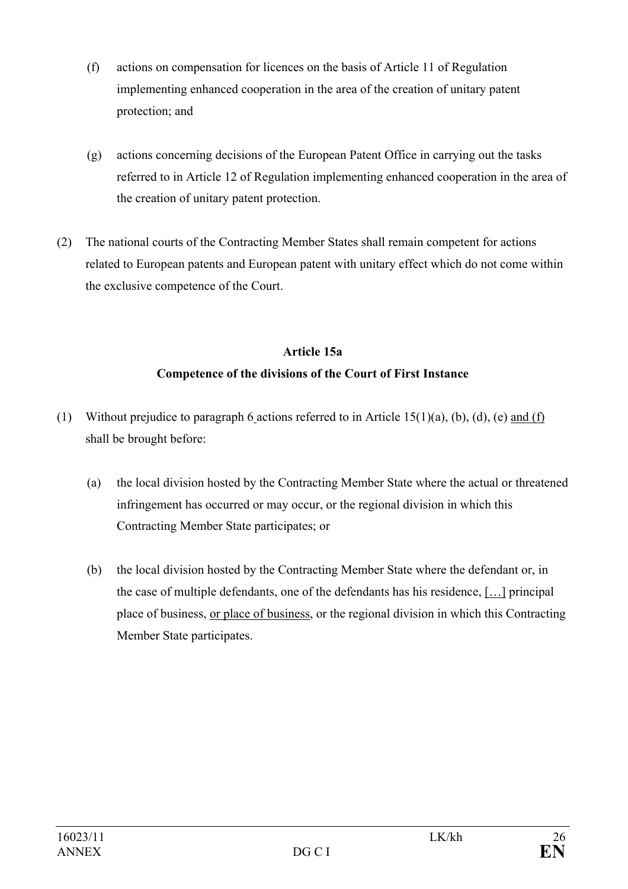(f) actions on compensation for licences on the basis of Article 11 of Regulation implementing enhanced cooperation in the area of the creation of unitary patent protection; and

(g) actions concerning decisions of the European Patent Office in carrying out the tasks referred to in Article 12 of Regulation implementing enhanced cooperation in the area of the creation of unitary patent protection.

(2) The national courts of the Contracting Member States shall remain competent for actions related to European patents and European patent with unitary effect which do not come within the exclusive competence of the Court.

**Article 15a**

**Competence of the divisions of the Court of First Instance**

(1) Without prejudice to paragraph 6 actions referred to in Article 15(1)(a), (b), (d), (e) <u>and (f)</u> shall be brought before:

(a) the local division hosted by the Contracting Member State where the actual or threatened infringement has occurred or may occur, or the regional division in which this Contracting Member State participates; or

(b) the local division hosted by the Contracting Member State where the defendant or, in the case of multiple defendants, one of the defendants has his residence, <u>[…]</u> principal place of business, <u>or place of business</u>, or the regional division in which this Contracting Member State participates.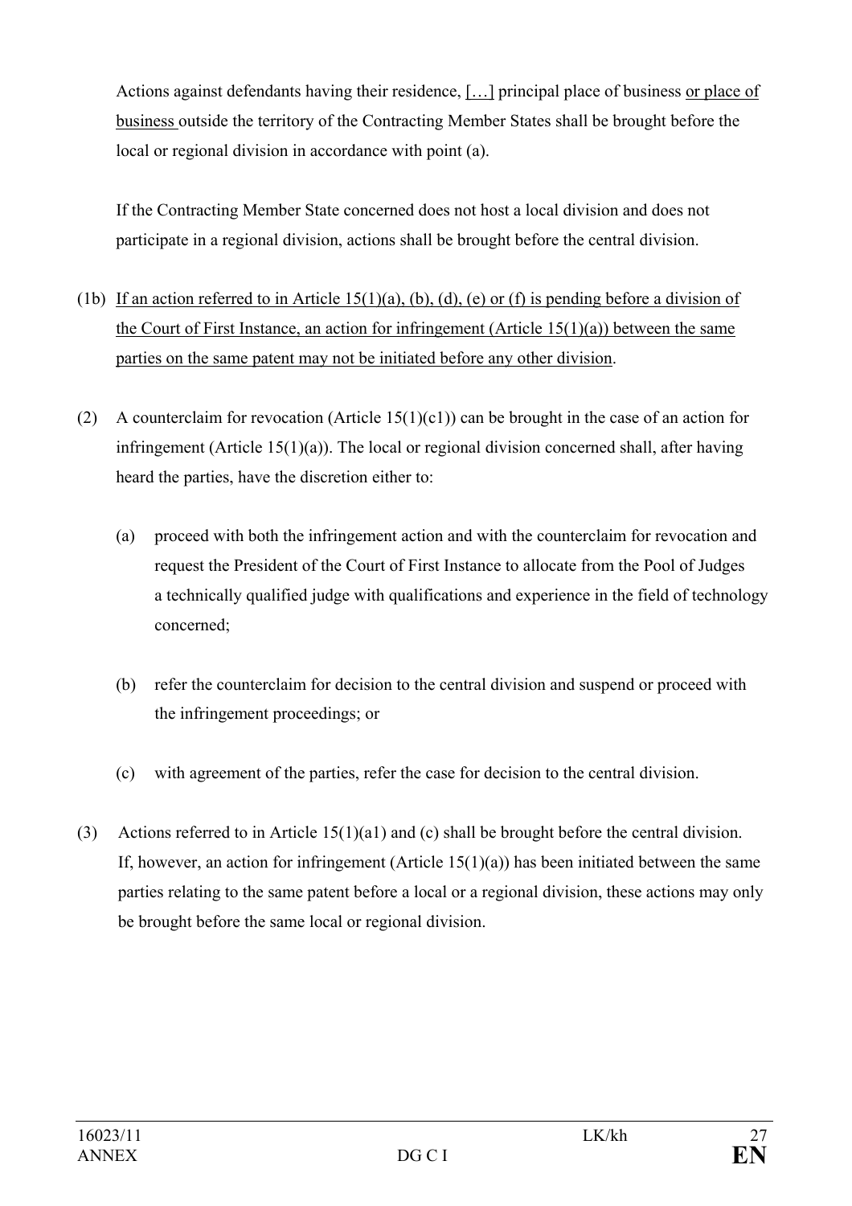Actions against defendants having their residence, […] principal place of business or place of business outside the territory of the Contracting Member States shall be brought before the local or regional division in accordance with point (a).

If the Contracting Member State concerned does not host a local division and does not participate in a regional division, actions shall be brought before the central division.

(1b) If an action referred to in Article 15(1)(a), (b), (d), (e) or (f) is pending before a division of the Court of First Instance, an action for infringement (Article 15(1)(a)) between the same parties on the same patent may not be initiated before any other division.

(2) A counterclaim for revocation (Article 15(1)(c1)) can be brought in the case of an action for infringement (Article 15(1)(a)). The local or regional division concerned shall, after having heard the parties, have the discretion either to:

(a) proceed with both the infringement action and with the counterclaim for revocation and request the President of the Court of First Instance to allocate from the Pool of Judges a technically qualified judge with qualifications and experience in the field of technology concerned;

(b) refer the counterclaim for decision to the central division and suspend or proceed with the infringement proceedings; or

(c) with agreement of the parties, refer the case for decision to the central division.

(3) Actions referred to in Article 15(1)(a1) and (c) shall be brought before the central division. If, however, an action for infringement (Article 15(1)(a)) has been initiated between the same parties relating to the same patent before a local or a regional division, these actions may only be brought before the same local or regional division.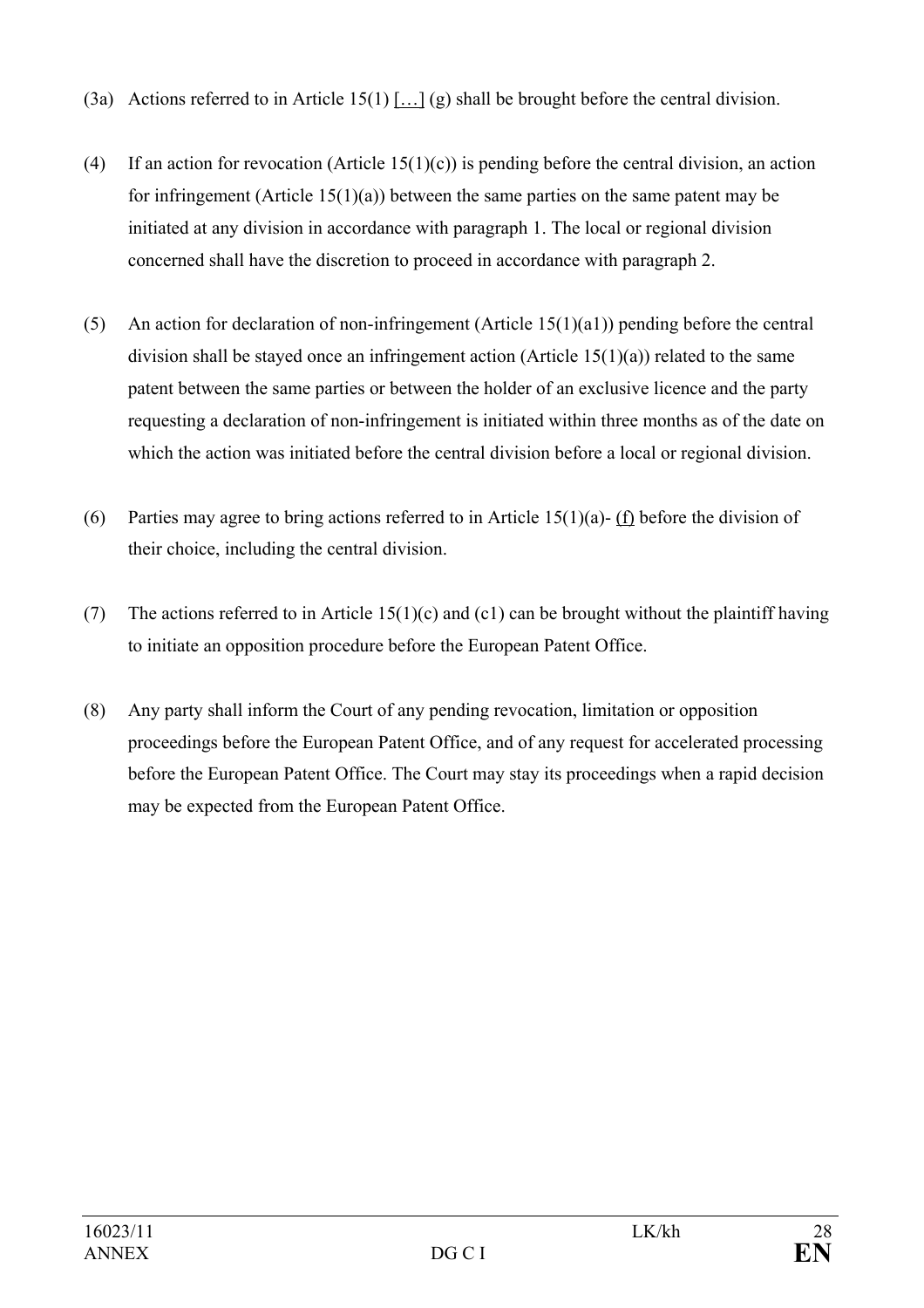(3a) Actions referred to in Article 15(1) […] (g) shall be brought before the central division.

(4) If an action for revocation (Article 15(1)(c)) is pending before the central division, an action for infringement (Article 15(1)(a)) between the same parties on the same patent may be initiated at any division in accordance with paragraph 1. The local or regional division concerned shall have the discretion to proceed in accordance with paragraph 2.

(5) An action for declaration of non-infringement (Article 15(1)(a1)) pending before the central division shall be stayed once an infringement action (Article 15(1)(a)) related to the same patent between the same parties or between the holder of an exclusive licence and the party requesting a declaration of non-infringement is initiated within three months as of the date on which the action was initiated before the central division before a local or regional division.

(6) Parties may agree to bring actions referred to in Article 15(1)(a)- (f) before the division of their choice, including the central division.

(7) The actions referred to in Article 15(1)(c) and (c1) can be brought without the plaintiff having to initiate an opposition procedure before the European Patent Office.

(8) Any party shall inform the Court of any pending revocation, limitation or opposition proceedings before the European Patent Office, and of any request for accelerated processing before the European Patent Office. The Court may stay its proceedings when a rapid decision may be expected from the European Patent Office.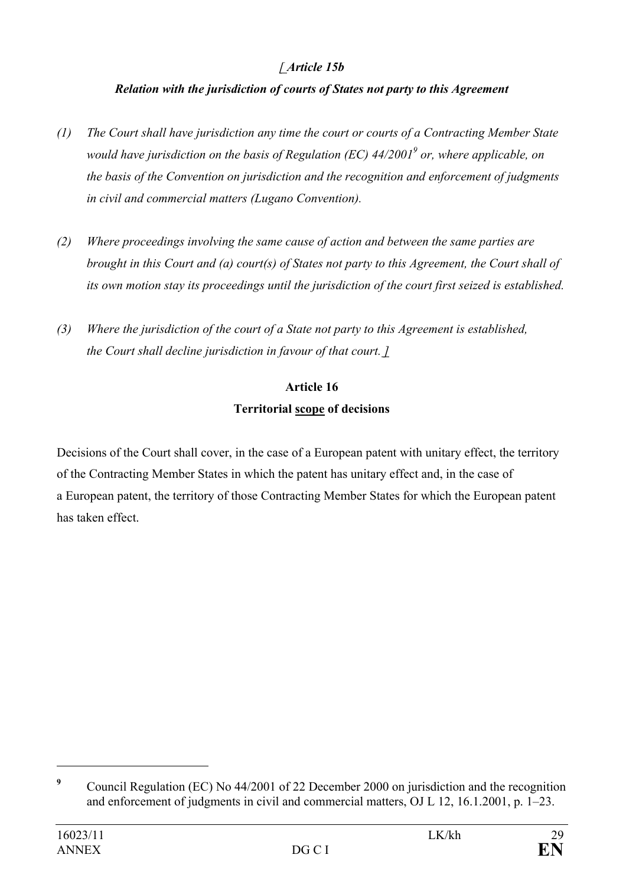### *[ Article 15b*

### *Relation with the jurisdiction of courts of States not party to this Agreement*

*(1) The Court shall have jurisdiction any time the court or courts of a Contracting Member State would have jurisdiction on the basis of Regulation (EC) 44/2001*[9] *or, where applicable, on the basis of the Convention on jurisdiction and the recognition and enforcement of judgments in civil and commercial matters (Lugano Convention).*

*(2) Where proceedings involving the same cause of action and between the same parties are brought in this Court and (a) court(s) of States not party to this Agreement, the Court shall of its own motion stay its proceedings until the jurisdiction of the court first seized is established.*

*(3) Where the jurisdiction of the court of a State not party to this Agreement is established, the Court shall decline jurisdiction in favour of that court. ]*

### Article 16

### Territorial scope of decisions

Decisions of the Court shall cover, in the case of a European patent with unitary effect, the territory of the Contracting Member States in which the patent has unitary effect and, in the case of a European patent, the territory of those Contracting Member States for which the European patent has taken effect.

---

[9] Council Regulation (EC) No 44/2001 of 22 December 2000 on jurisdiction and the recognition and enforcement of judgments in civil and commercial matters, OJ L 12, 16.1.2001, p. 1–23.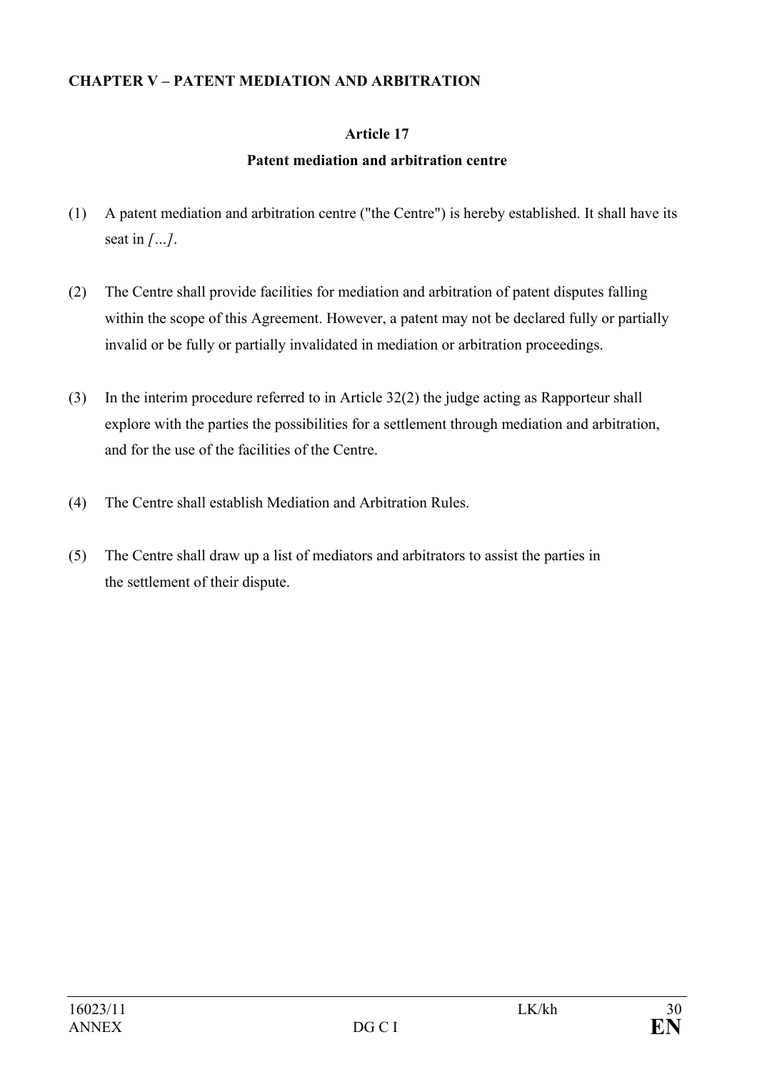## CHAPTER V – PATENT MEDIATION AND ARBITRATION

### Article 17

### Patent mediation and arbitration centre

(1) A patent mediation and arbitration centre ("the Centre") is hereby established. It shall have its seat in *[...]*.

(2) The Centre shall provide facilities for mediation and arbitration of patent disputes falling within the scope of this Agreement. However, a patent may not be declared fully or partially invalid or be fully or partially invalidated in mediation or arbitration proceedings.

(3) In the interim procedure referred to in Article 32(2) the judge acting as Rapporteur shall explore with the parties the possibilities for a settlement through mediation and arbitration, and for the use of the facilities of the Centre.

(4) The Centre shall establish Mediation and Arbitration Rules.

(5) The Centre shall draw up a list of mediators and arbitrators to assist the parties in the settlement of their dispute.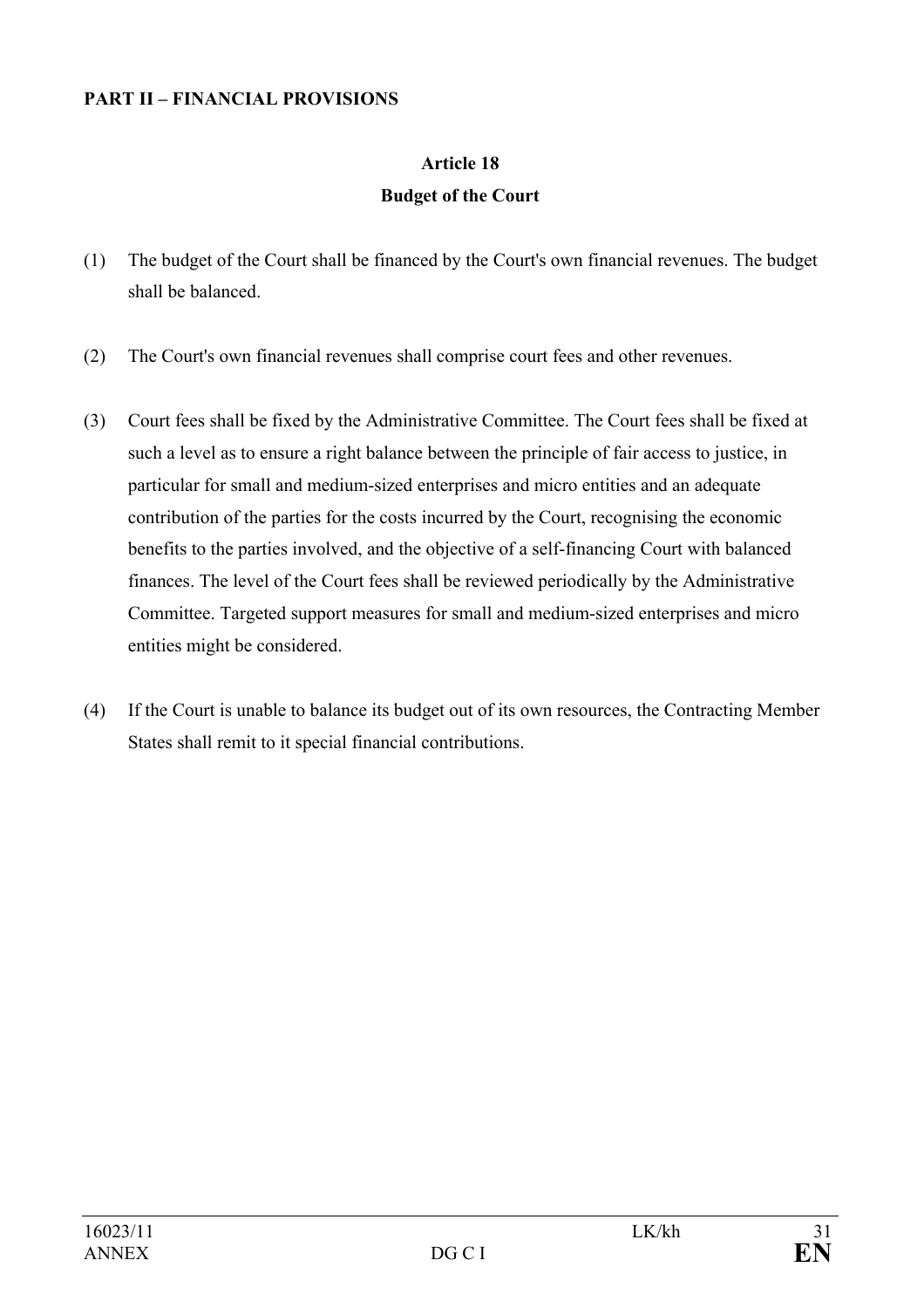**PART II – FINANCIAL PROVISIONS**

**Article 18**

**Budget of the Court**

(1) The budget of the Court shall be financed by the Court's own financial revenues. The budget shall be balanced.

(2) The Court's own financial revenues shall comprise court fees and other revenues.

(3) Court fees shall be fixed by the Administrative Committee. The Court fees shall be fixed at such a level as to ensure a right balance between the principle of fair access to justice, in particular for small and medium-sized enterprises and micro entities and an adequate contribution of the parties for the costs incurred by the Court, recognising the economic benefits to the parties involved, and the objective of a self-financing Court with balanced finances. The level of the Court fees shall be reviewed periodically by the Administrative Committee. Targeted support measures for small and medium-sized enterprises and micro entities might be considered.

(4) If the Court is unable to balance its budget out of its own resources, the Contracting Member States shall remit to it special financial contributions.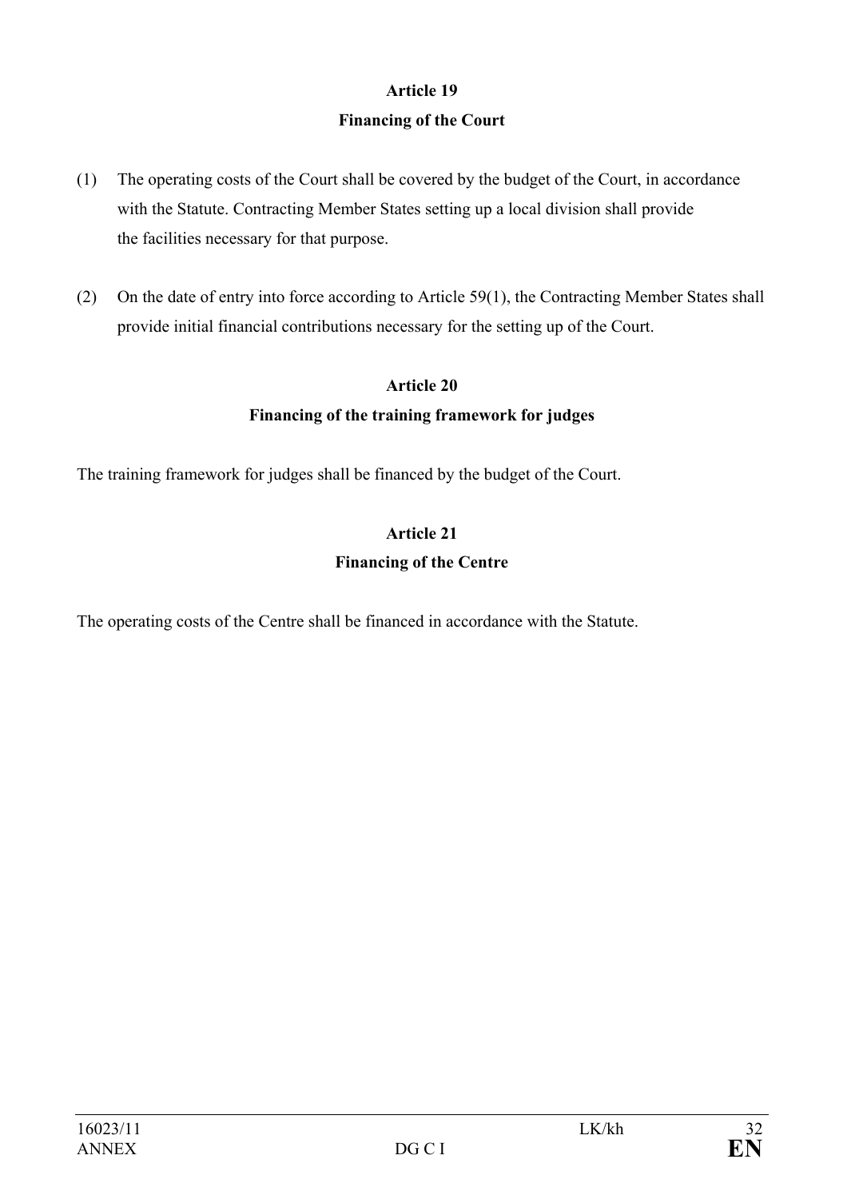**Article 19**

**Financing of the Court**

(1) The operating costs of the Court shall be covered by the budget of the Court, in accordance with the Statute. Contracting Member States setting up a local division shall provide the facilities necessary for that purpose.

(2) On the date of entry into force according to Article 59(1), the Contracting Member States shall provide initial financial contributions necessary for the setting up of the Court.

**Article 20**

**Financing of the training framework for judges**

The training framework for judges shall be financed by the budget of the Court.

**Article 21**

**Financing of the Centre**

The operating costs of the Centre shall be financed in accordance with the Statute.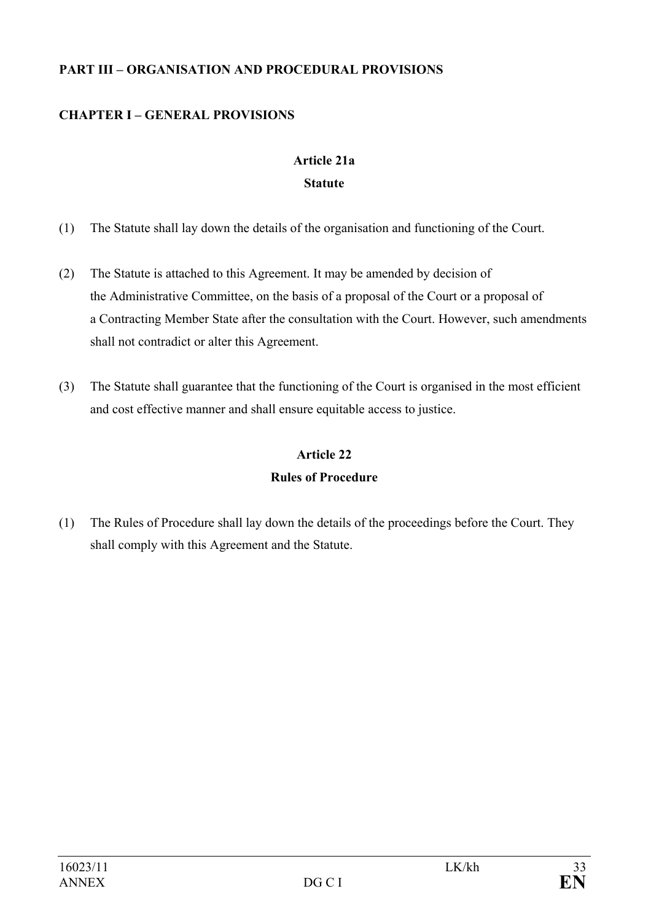## PART III – ORGANISATION AND PROCEDURAL PROVISIONS

## CHAPTER I – GENERAL PROVISIONS

### Article 21a

### Statute

(1) The Statute shall lay down the details of the organisation and functioning of the Court.

(2) The Statute is attached to this Agreement. It may be amended by decision of the Administrative Committee, on the basis of a proposal of the Court or a proposal of a Contracting Member State after the consultation with the Court. However, such amendments shall not contradict or alter this Agreement.

(3) The Statute shall guarantee that the functioning of the Court is organised in the most efficient and cost effective manner and shall ensure equitable access to justice.

### Article 22

### Rules of Procedure

(1) The Rules of Procedure shall lay down the details of the proceedings before the Court. They shall comply with this Agreement and the Statute.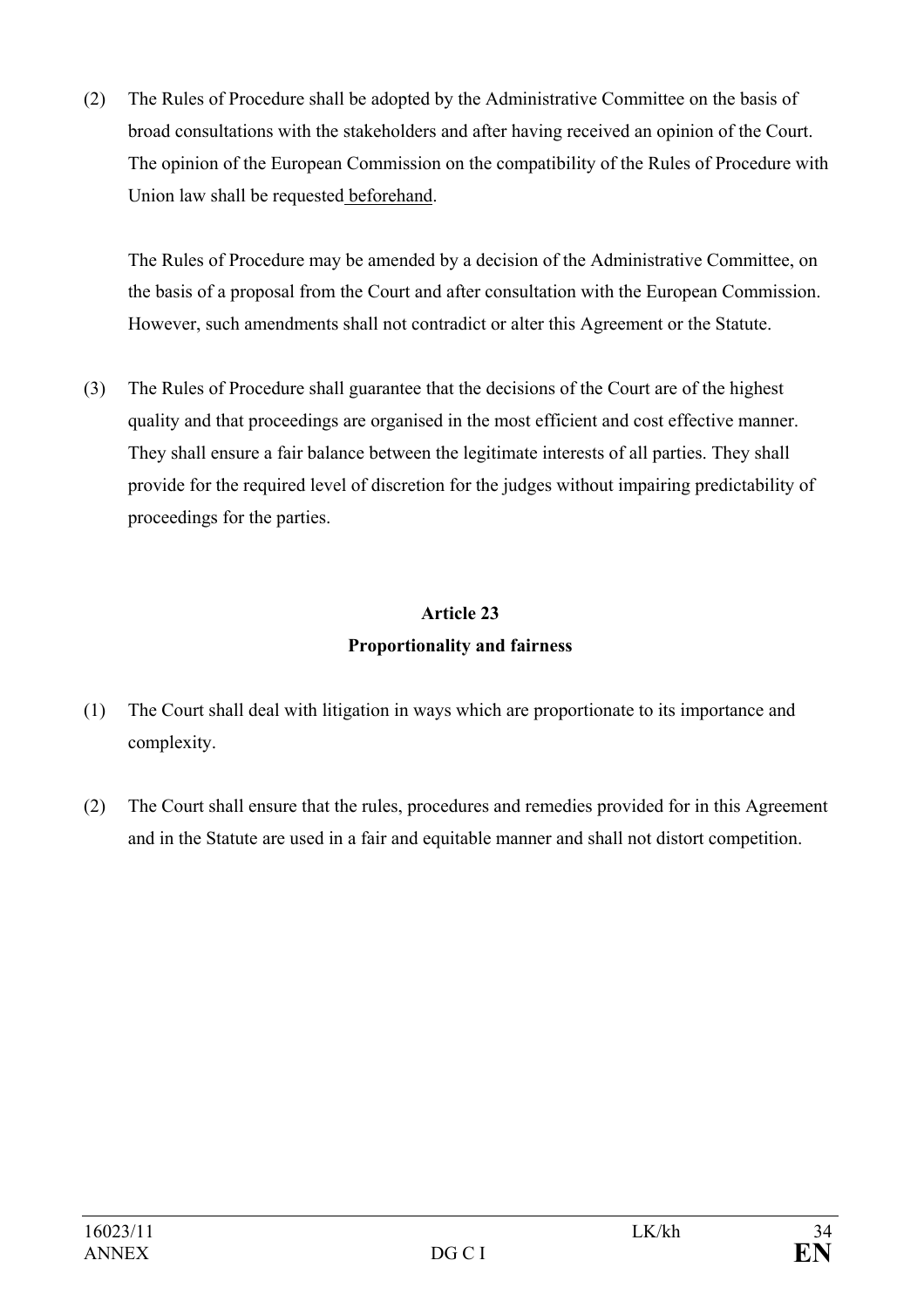(2) The Rules of Procedure shall be adopted by the Administrative Committee on the basis of broad consultations with the stakeholders and after having received an opinion of the Court. The opinion of the European Commission on the compatibility of the Rules of Procedure with Union law shall be requested beforehand.

The Rules of Procedure may be amended by a decision of the Administrative Committee, on the basis of a proposal from the Court and after consultation with the European Commission. However, such amendments shall not contradict or alter this Agreement or the Statute.

(3) The Rules of Procedure shall guarantee that the decisions of the Court are of the highest quality and that proceedings are organised in the most efficient and cost effective manner. They shall ensure a fair balance between the legitimate interests of all parties. They shall provide for the required level of discretion for the judges without impairing predictability of proceedings for the parties.

**Article 23**
**Proportionality and fairness**

(1) The Court shall deal with litigation in ways which are proportionate to its importance and complexity.

(2) The Court shall ensure that the rules, procedures and remedies provided for in this Agreement and in the Statute are used in a fair and equitable manner and shall not distort competition.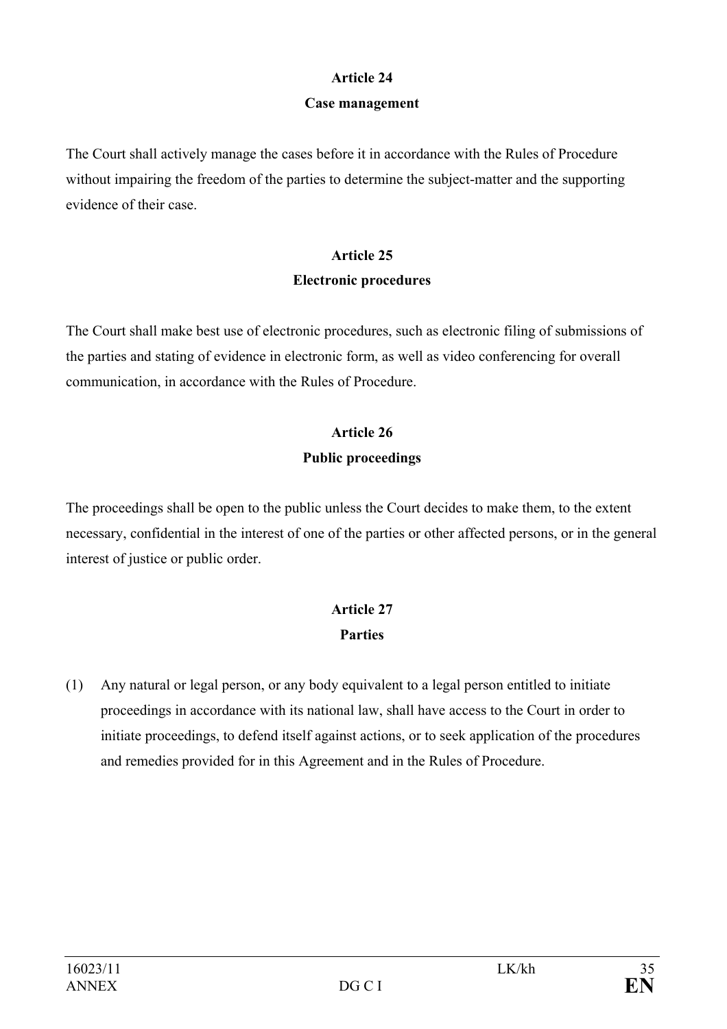**Article 24**

**Case management**

The Court shall actively manage the cases before it in accordance with the Rules of Procedure without impairing the freedom of the parties to determine the subject-matter and the supporting evidence of their case.

**Article 25**

**Electronic procedures**

The Court shall make best use of electronic procedures, such as electronic filing of submissions of the parties and stating of evidence in electronic form, as well as video conferencing for overall communication, in accordance with the Rules of Procedure.

**Article 26**

**Public proceedings**

The proceedings shall be open to the public unless the Court decides to make them, to the extent necessary, confidential in the interest of one of the parties or other affected persons, or in the general interest of justice or public order.

**Article 27**

**Parties**

(1) Any natural or legal person, or any body equivalent to a legal person entitled to initiate proceedings in accordance with its national law, shall have access to the Court in order to initiate proceedings, to defend itself against actions, or to seek application of the procedures and remedies provided for in this Agreement and in the Rules of Procedure.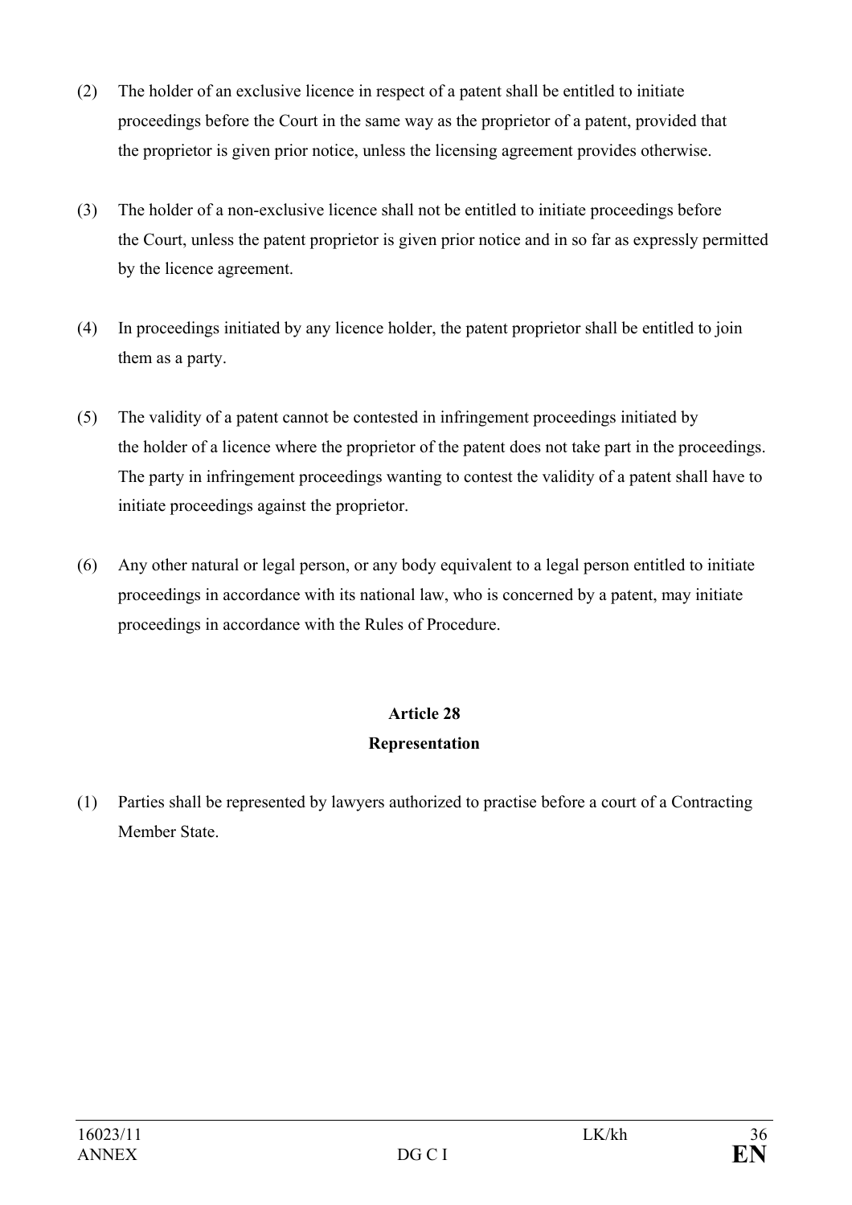(2) The holder of an exclusive licence in respect of a patent shall be entitled to initiate proceedings before the Court in the same way as the proprietor of a patent, provided that the proprietor is given prior notice, unless the licensing agreement provides otherwise.

(3) The holder of a non-exclusive licence shall not be entitled to initiate proceedings before the Court, unless the patent proprietor is given prior notice and in so far as expressly permitted by the licence agreement.

(4) In proceedings initiated by any licence holder, the patent proprietor shall be entitled to join them as a party.

(5) The validity of a patent cannot be contested in infringement proceedings initiated by the holder of a licence where the proprietor of the patent does not take part in the proceedings. The party in infringement proceedings wanting to contest the validity of a patent shall have to initiate proceedings against the proprietor.

(6) Any other natural or legal person, or any body equivalent to a legal person entitled to initiate proceedings in accordance with its national law, who is concerned by a patent, may initiate proceedings in accordance with the Rules of Procedure.

## Article 28
## Representation

(1) Parties shall be represented by lawyers authorized to practise before a court of a Contracting Member State.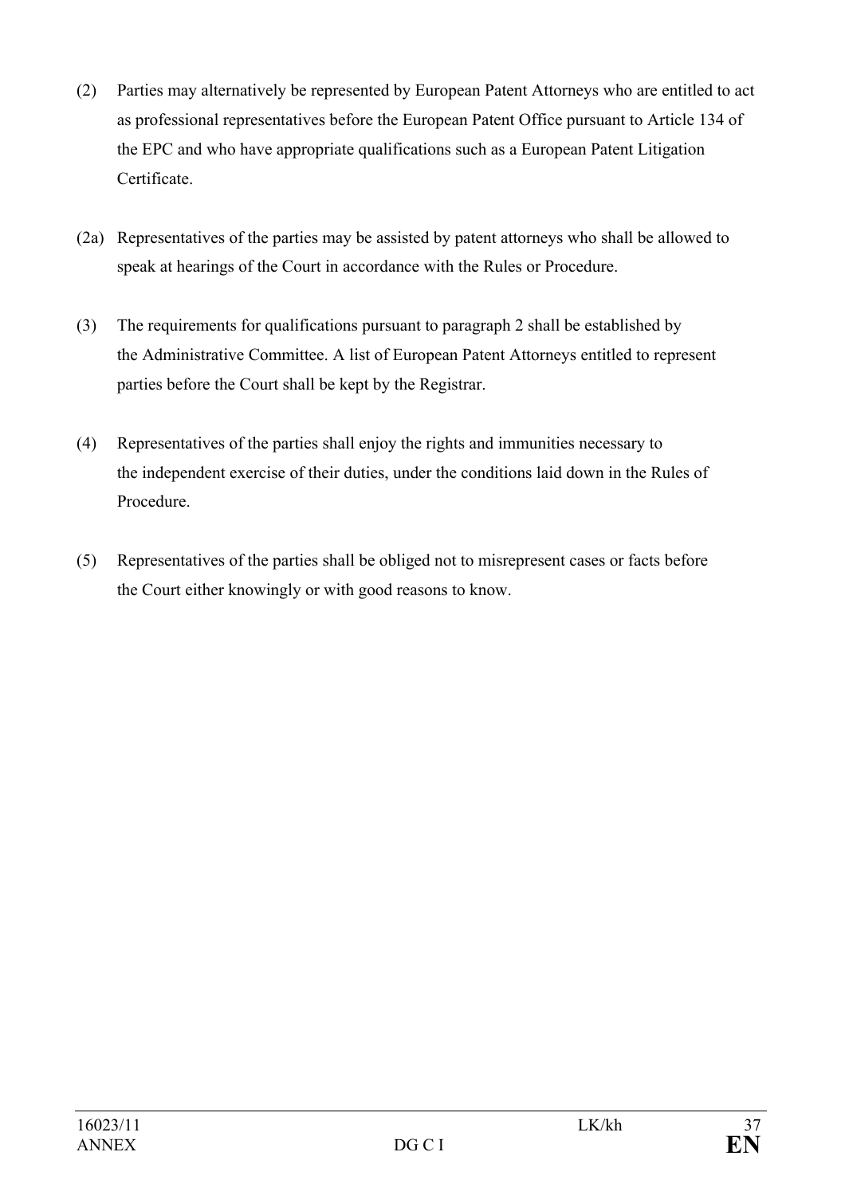(2) Parties may alternatively be represented by European Patent Attorneys who are entitled to act as professional representatives before the European Patent Office pursuant to Article 134 of the EPC and who have appropriate qualifications such as a European Patent Litigation Certificate.

(2a) Representatives of the parties may be assisted by patent attorneys who shall be allowed to speak at hearings of the Court in accordance with the Rules or Procedure.

(3) The requirements for qualifications pursuant to paragraph 2 shall be established by the Administrative Committee. A list of European Patent Attorneys entitled to represent parties before the Court shall be kept by the Registrar.

(4) Representatives of the parties shall enjoy the rights and immunities necessary to the independent exercise of their duties, under the conditions laid down in the Rules of Procedure.

(5) Representatives of the parties shall be obliged not to misrepresent cases or facts before the Court either knowingly or with good reasons to know.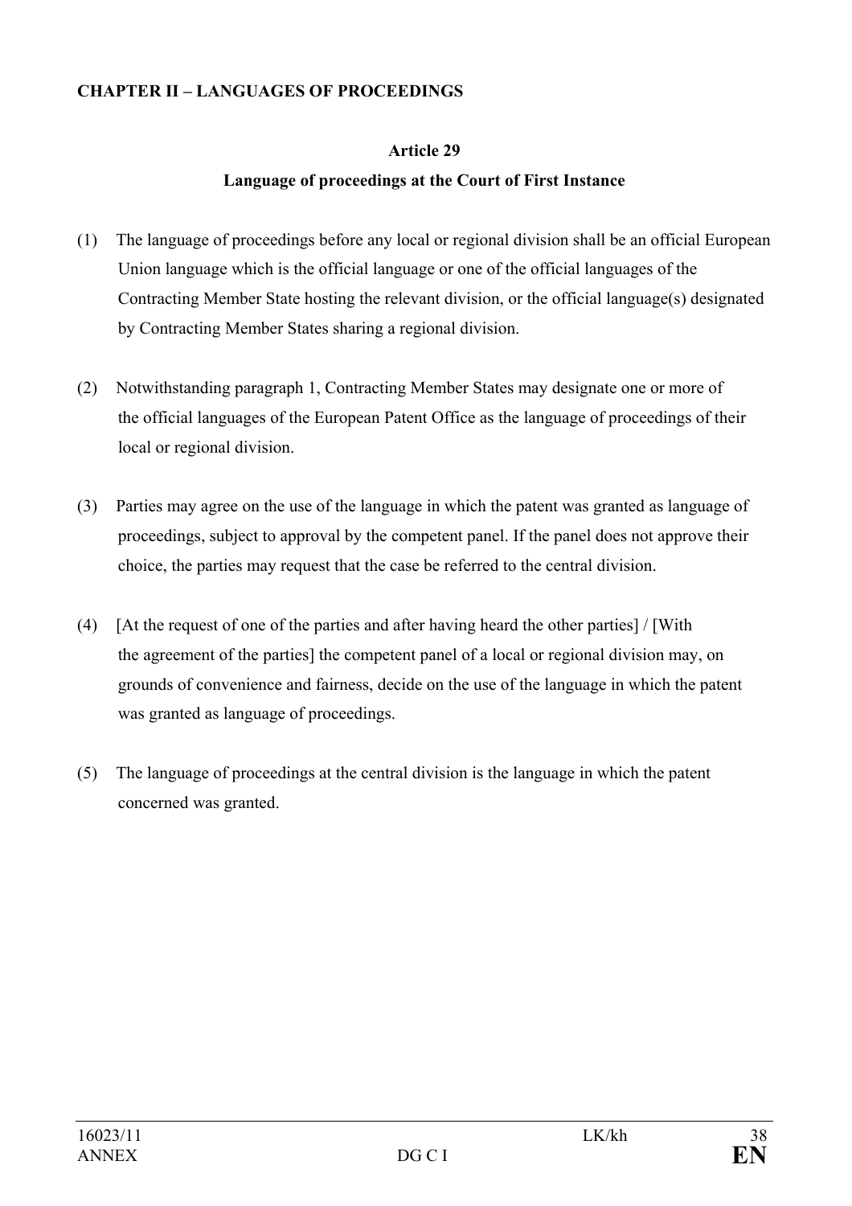**CHAPTER II – LANGUAGES OF PROCEEDINGS**

**Article 29**

**Language of proceedings at the Court of First Instance**

(1) The language of proceedings before any local or regional division shall be an official European Union language which is the official language or one of the official languages of the Contracting Member State hosting the relevant division, or the official language(s) designated by Contracting Member States sharing a regional division.

(2) Notwithstanding paragraph 1, Contracting Member States may designate one or more of the official languages of the European Patent Office as the language of proceedings of their local or regional division.

(3) Parties may agree on the use of the language in which the patent was granted as language of proceedings, subject to approval by the competent panel. If the panel does not approve their choice, the parties may request that the case be referred to the central division.

(4) [At the request of one of the parties and after having heard the other parties] / [With the agreement of the parties] the competent panel of a local or regional division may, on grounds of convenience and fairness, decide on the use of the language in which the patent was granted as language of proceedings.

(5) The language of proceedings at the central division is the language in which the patent concerned was granted.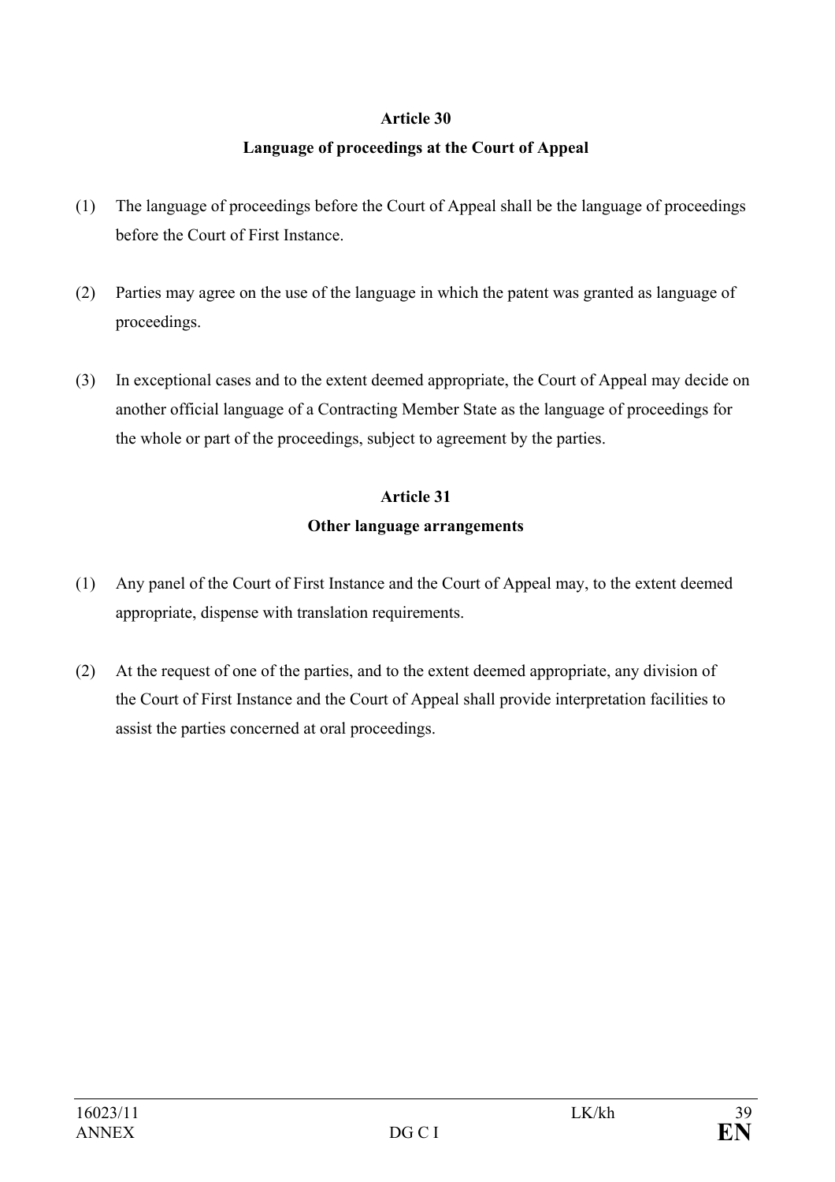**Article 30**

**Language of proceedings at the Court of Appeal**

(1) The language of proceedings before the Court of Appeal shall be the language of proceedings before the Court of First Instance.

(2) Parties may agree on the use of the language in which the patent was granted as language of proceedings.

(3) In exceptional cases and to the extent deemed appropriate, the Court of Appeal may decide on another official language of a Contracting Member State as the language of proceedings for the whole or part of the proceedings, subject to agreement by the parties.

**Article 31**

**Other language arrangements**

(1) Any panel of the Court of First Instance and the Court of Appeal may, to the extent deemed appropriate, dispense with translation requirements.

(2) At the request of one of the parties, and to the extent deemed appropriate, any division of the Court of First Instance and the Court of Appeal shall provide interpretation facilities to assist the parties concerned at oral proceedings.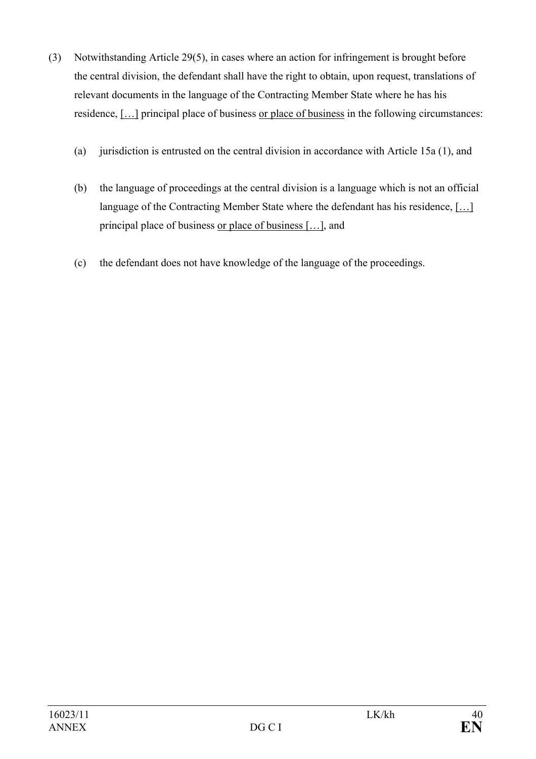(3) Notwithstanding Article 29(5), in cases where an action for infringement is brought before the central division, the defendant shall have the right to obtain, upon request, translations of relevant documents in the language of the Contracting Member State where he has his residence, <u>[…]</u> principal place of business <u>or place of business</u> in the following circumstances:

(a) jurisdiction is entrusted on the central division in accordance with Article 15a (1), and

(b) the language of proceedings at the central division is a language which is not an official language of the Contracting Member State where the defendant has his residence, <u>[…]</u> principal place of business <u>or place of business […]</u>, and

(c) the defendant does not have knowledge of the language of the proceedings.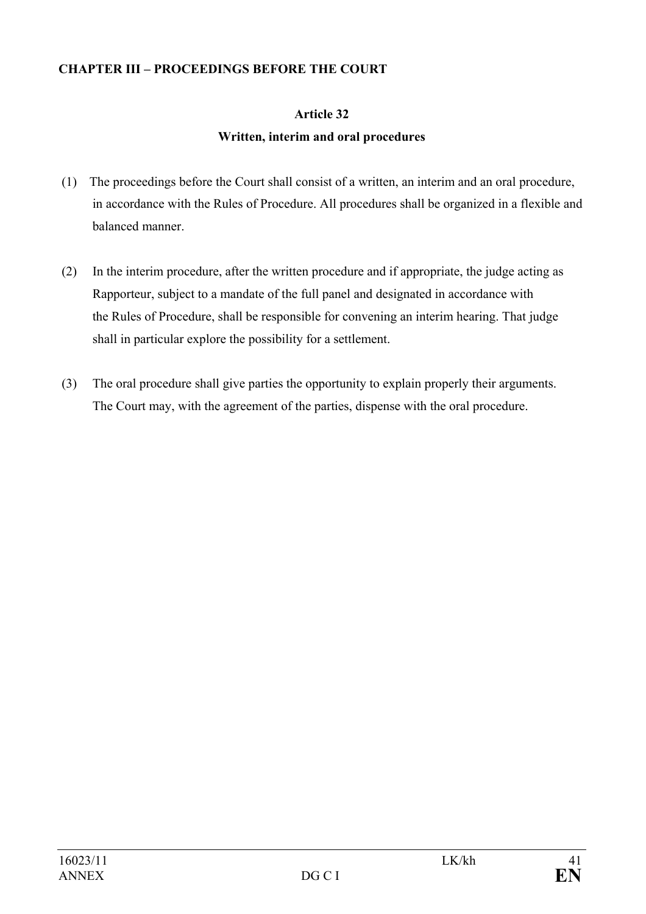## CHAPTER III – PROCEEDINGS BEFORE THE COURT

### Article 32

### Written, interim and oral procedures

(1) The proceedings before the Court shall consist of a written, an interim and an oral procedure, in accordance with the Rules of Procedure. All procedures shall be organized in a flexible and balanced manner.

(2) In the interim procedure, after the written procedure and if appropriate, the judge acting as Rapporteur, subject to a mandate of the full panel and designated in accordance with the Rules of Procedure, shall be responsible for convening an interim hearing. That judge shall in particular explore the possibility for a settlement.

(3) The oral procedure shall give parties the opportunity to explain properly their arguments. The Court may, with the agreement of the parties, dispense with the oral procedure.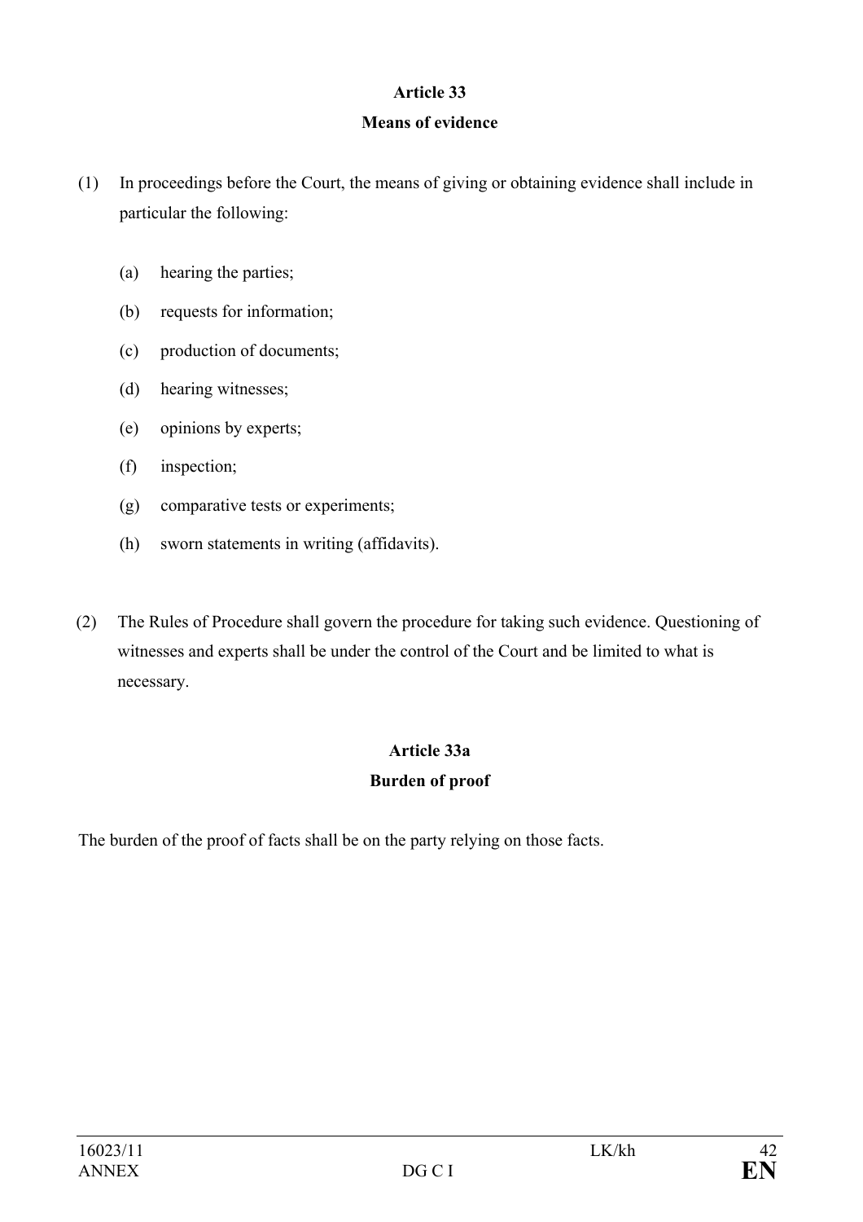**Article 33**

**Means of evidence**

(1) In proceedings before the Court, the means of giving or obtaining evidence shall include in particular the following:

(a) hearing the parties;

(b) requests for information;

(c) production of documents;

(d) hearing witnesses;

(e) opinions by experts;

(f) inspection;

(g) comparative tests or experiments;

(h) sworn statements in writing (affidavits).

(2) The Rules of Procedure shall govern the procedure for taking such evidence. Questioning of witnesses and experts shall be under the control of the Court and be limited to what is necessary.

**Article 33a**

**Burden of proof**

The burden of the proof of facts shall be on the party relying on those facts.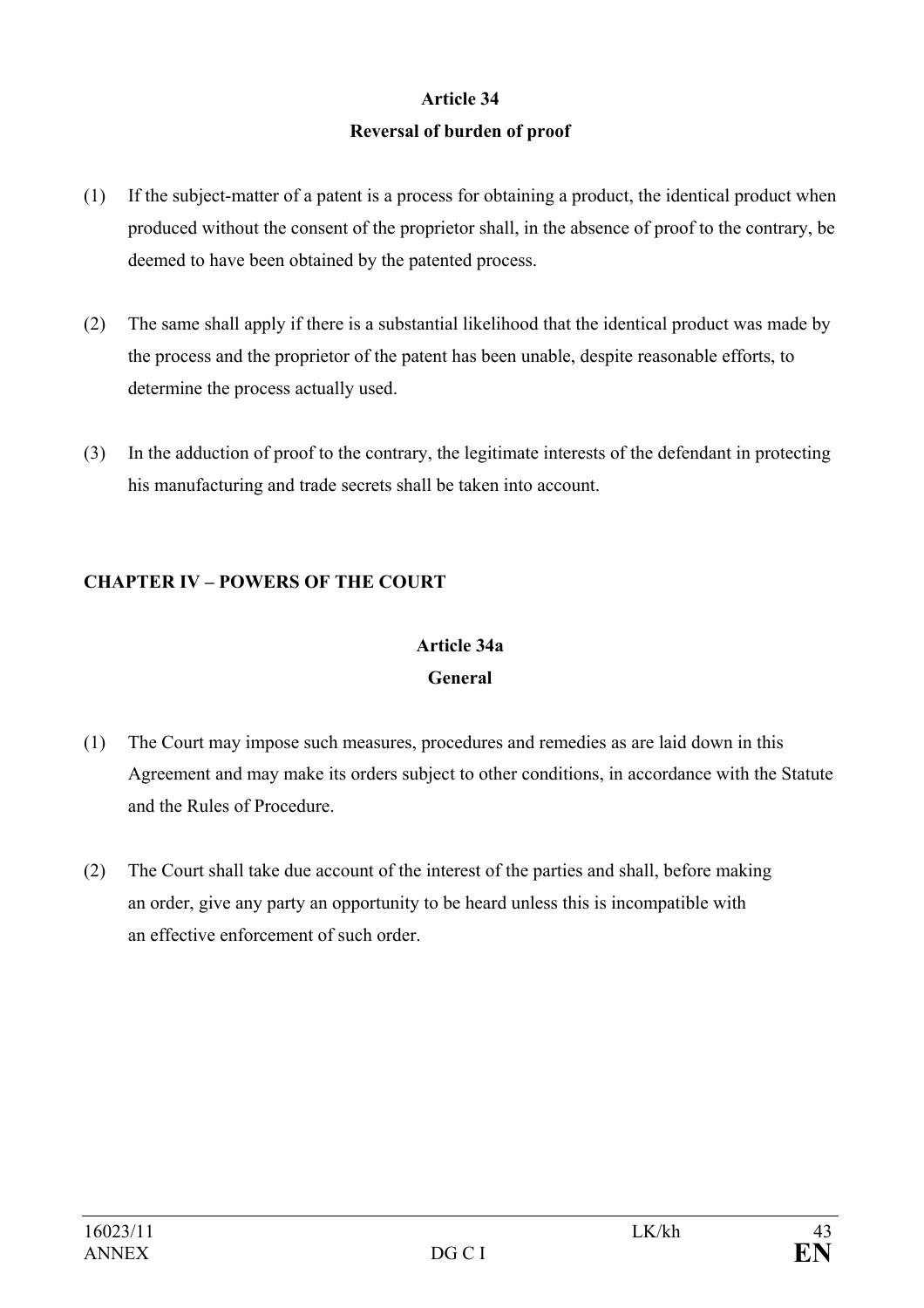**Article 34**

**Reversal of burden of proof**

(1) If the subject-matter of a patent is a process for obtaining a product, the identical product when produced without the consent of the proprietor shall, in the absence of proof to the contrary, be deemed to have been obtained by the patented process.

(2) The same shall apply if there is a substantial likelihood that the identical product was made by the process and the proprietor of the patent has been unable, despite reasonable efforts, to determine the process actually used.

(3) In the adduction of proof to the contrary, the legitimate interests of the defendant in protecting his manufacturing and trade secrets shall be taken into account.

## CHAPTER IV – POWERS OF THE COURT

**Article 34a**

**General**

(1) The Court may impose such measures, procedures and remedies as are laid down in this Agreement and may make its orders subject to other conditions, in accordance with the Statute and the Rules of Procedure.

(2) The Court shall take due account of the interest of the parties and shall, before making an order, give any party an opportunity to be heard unless this is incompatible with an effective enforcement of such order.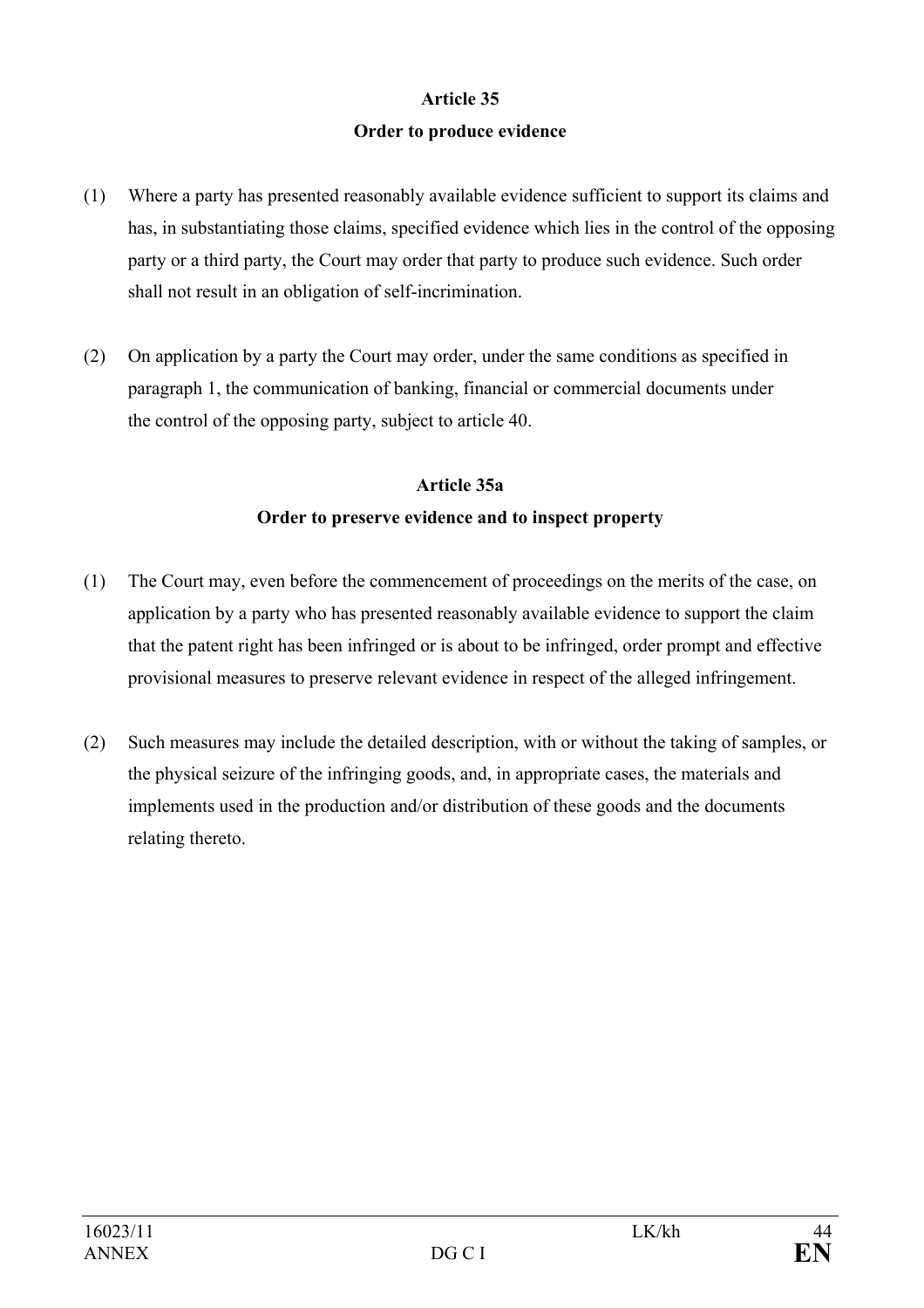**Article 35**

**Order to produce evidence**

(1) Where a party has presented reasonably available evidence sufficient to support its claims and has, in substantiating those claims, specified evidence which lies in the control of the opposing party or a third party, the Court may order that party to produce such evidence. Such order shall not result in an obligation of self-incrimination.

(2) On application by a party the Court may order, under the same conditions as specified in paragraph 1, the communication of banking, financial or commercial documents under the control of the opposing party, subject to article 40.

**Article 35a**

**Order to preserve evidence and to inspect property**

(1) The Court may, even before the commencement of proceedings on the merits of the case, on application by a party who has presented reasonably available evidence to support the claim that the patent right has been infringed or is about to be infringed, order prompt and effective provisional measures to preserve relevant evidence in respect of the alleged infringement.

(2) Such measures may include the detailed description, with or without the taking of samples, or the physical seizure of the infringing goods, and, in appropriate cases, the materials and implements used in the production and/or distribution of these goods and the documents relating thereto.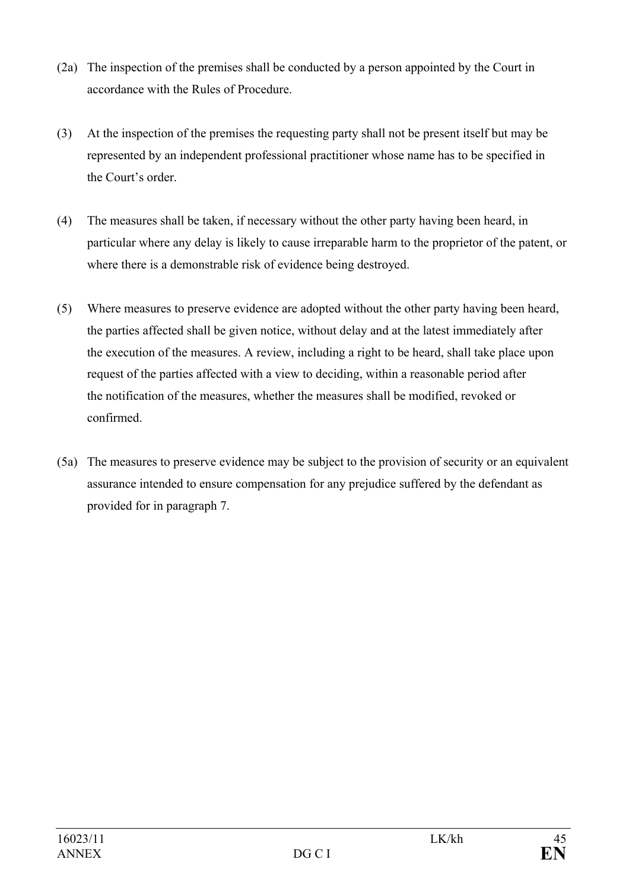(2a) The inspection of the premises shall be conducted by a person appointed by the Court in accordance with the Rules of Procedure.

(3) At the inspection of the premises the requesting party shall not be present itself but may be represented by an independent professional practitioner whose name has to be specified in the Court's order.

(4) The measures shall be taken, if necessary without the other party having been heard, in particular where any delay is likely to cause irreparable harm to the proprietor of the patent, or where there is a demonstrable risk of evidence being destroyed.

(5) Where measures to preserve evidence are adopted without the other party having been heard, the parties affected shall be given notice, without delay and at the latest immediately after the execution of the measures. A review, including a right to be heard, shall take place upon request of the parties affected with a view to deciding, within a reasonable period after the notification of the measures, whether the measures shall be modified, revoked or confirmed.

(5a) The measures to preserve evidence may be subject to the provision of security or an equivalent assurance intended to ensure compensation for any prejudice suffered by the defendant as provided for in paragraph 7.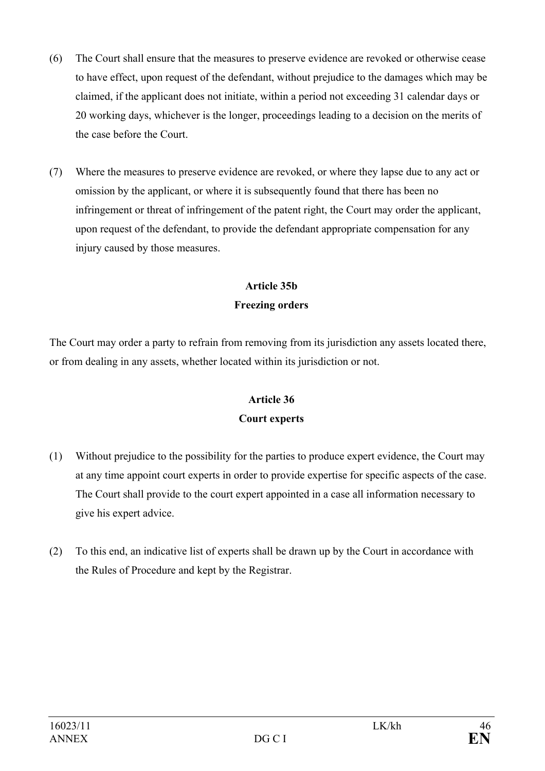(6) The Court shall ensure that the measures to preserve evidence are revoked or otherwise cease to have effect, upon request of the defendant, without prejudice to the damages which may be claimed, if the applicant does not initiate, within a period not exceeding 31 calendar days or 20 working days, whichever is the longer, proceedings leading to a decision on the merits of the case before the Court.

(7) Where the measures to preserve evidence are revoked, or where they lapse due to any act or omission by the applicant, or where it is subsequently found that there has been no infringement or threat of infringement of the patent right, the Court may order the applicant, upon request of the defendant, to provide the defendant appropriate compensation for any injury caused by those measures.

## Article 35b
## Freezing orders

The Court may order a party to refrain from removing from its jurisdiction any assets located there, or from dealing in any assets, whether located within its jurisdiction or not.

## Article 36
## Court experts

(1) Without prejudice to the possibility for the parties to produce expert evidence, the Court may at any time appoint court experts in order to provide expertise for specific aspects of the case. The Court shall provide to the court expert appointed in a case all information necessary to give his expert advice.

(2) To this end, an indicative list of experts shall be drawn up by the Court in accordance with the Rules of Procedure and kept by the Registrar.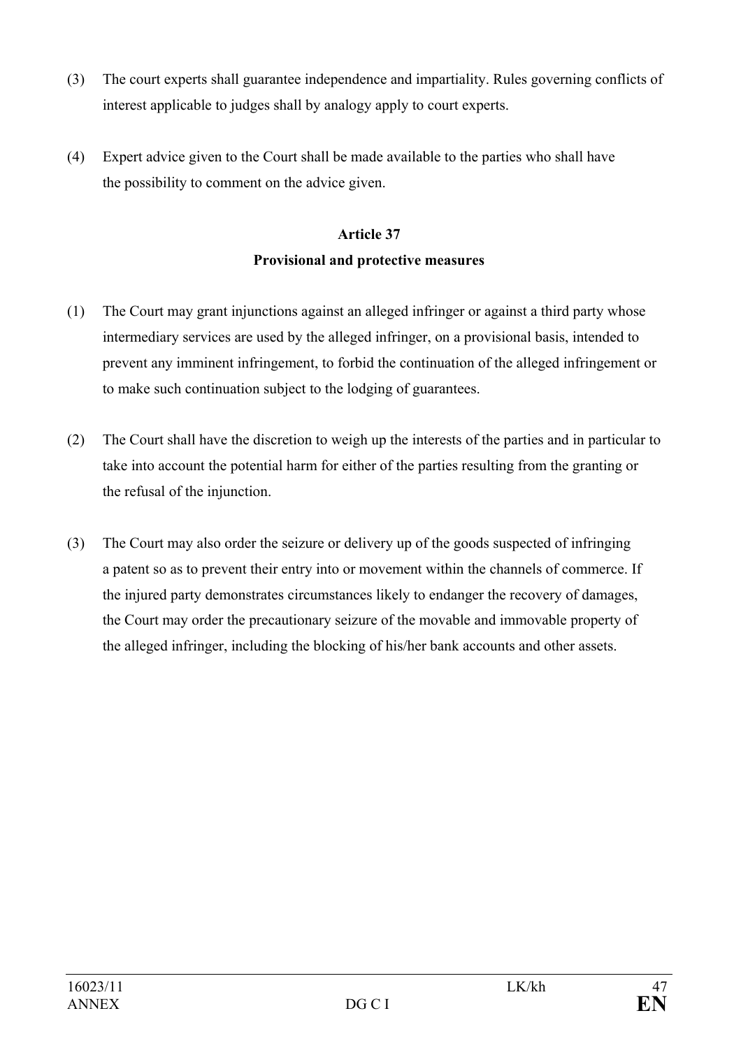(3) The court experts shall guarantee independence and impartiality. Rules governing conflicts of interest applicable to judges shall by analogy apply to court experts.

(4) Expert advice given to the Court shall be made available to the parties who shall have the possibility to comment on the advice given.

**Article 37**

**Provisional and protective measures**

(1) The Court may grant injunctions against an alleged infringer or against a third party whose intermediary services are used by the alleged infringer, on a provisional basis, intended to prevent any imminent infringement, to forbid the continuation of the alleged infringement or to make such continuation subject to the lodging of guarantees.

(2) The Court shall have the discretion to weigh up the interests of the parties and in particular to take into account the potential harm for either of the parties resulting from the granting or the refusal of the injunction.

(3) The Court may also order the seizure or delivery up of the goods suspected of infringing a patent so as to prevent their entry into or movement within the channels of commerce. If the injured party demonstrates circumstances likely to endanger the recovery of damages, the Court may order the precautionary seizure of the movable and immovable property of the alleged infringer, including the blocking of his/her bank accounts and other assets.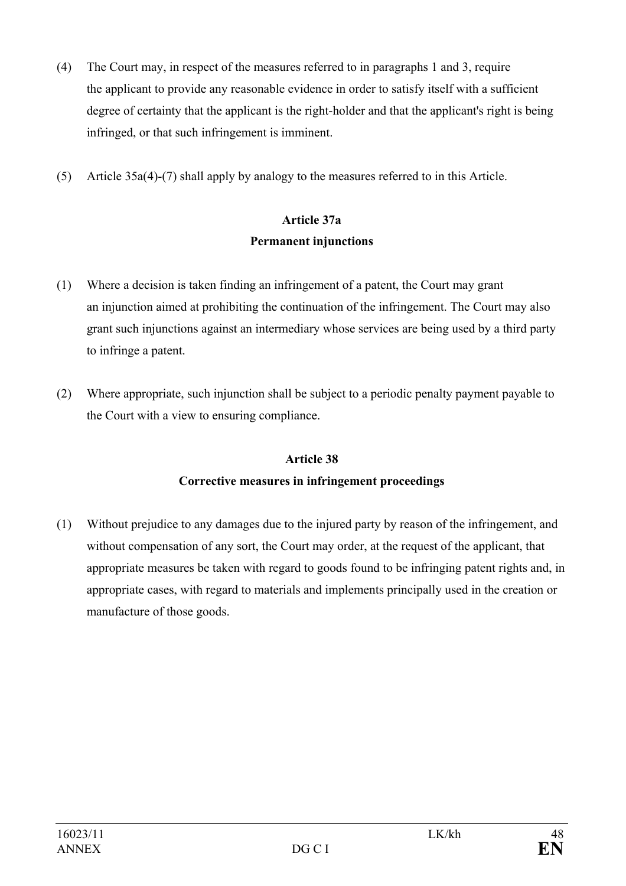(4) The Court may, in respect of the measures referred to in paragraphs 1 and 3, require the applicant to provide any reasonable evidence in order to satisfy itself with a sufficient degree of certainty that the applicant is the right-holder and that the applicant's right is being infringed, or that such infringement is imminent.

(5) Article 35a(4)-(7) shall apply by analogy to the measures referred to in this Article.

**Article 37a**
**Permanent injunctions**

(1) Where a decision is taken finding an infringement of a patent, the Court may grant an injunction aimed at prohibiting the continuation of the infringement. The Court may also grant such injunctions against an intermediary whose services are being used by a third party to infringe a patent.

(2) Where appropriate, such injunction shall be subject to a periodic penalty payment payable to the Court with a view to ensuring compliance.

**Article 38**
**Corrective measures in infringement proceedings**

(1) Without prejudice to any damages due to the injured party by reason of the infringement, and without compensation of any sort, the Court may order, at the request of the applicant, that appropriate measures be taken with regard to goods found to be infringing patent rights and, in appropriate cases, with regard to materials and implements principally used in the creation or manufacture of those goods.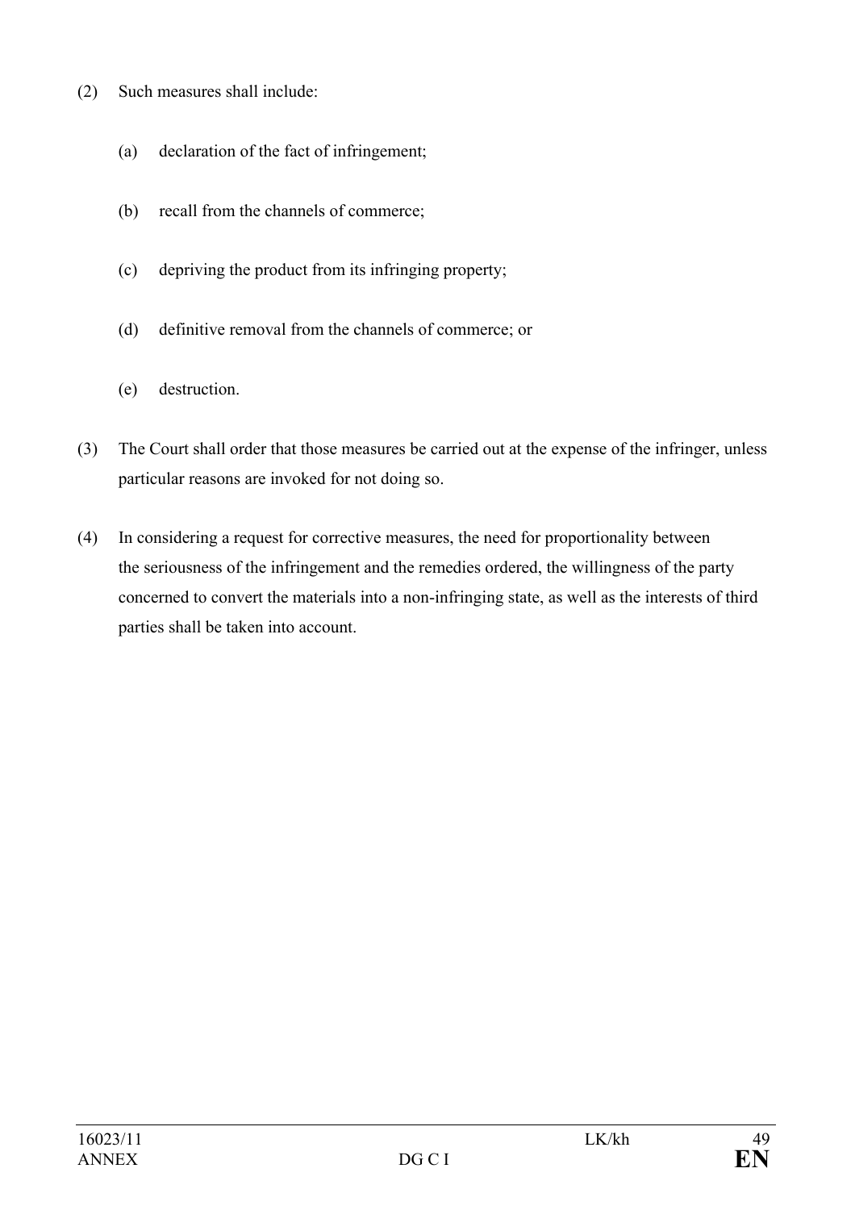(2) Such measures shall include:

(a) declaration of the fact of infringement;

(b) recall from the channels of commerce;

(c) depriving the product from its infringing property;

(d) definitive removal from the channels of commerce; or

(e) destruction.

(3) The Court shall order that those measures be carried out at the expense of the infringer, unless particular reasons are invoked for not doing so.

(4) In considering a request for corrective measures, the need for proportionality between the seriousness of the infringement and the remedies ordered, the willingness of the party concerned to convert the materials into a non-infringing state, as well as the interests of third parties shall be taken into account.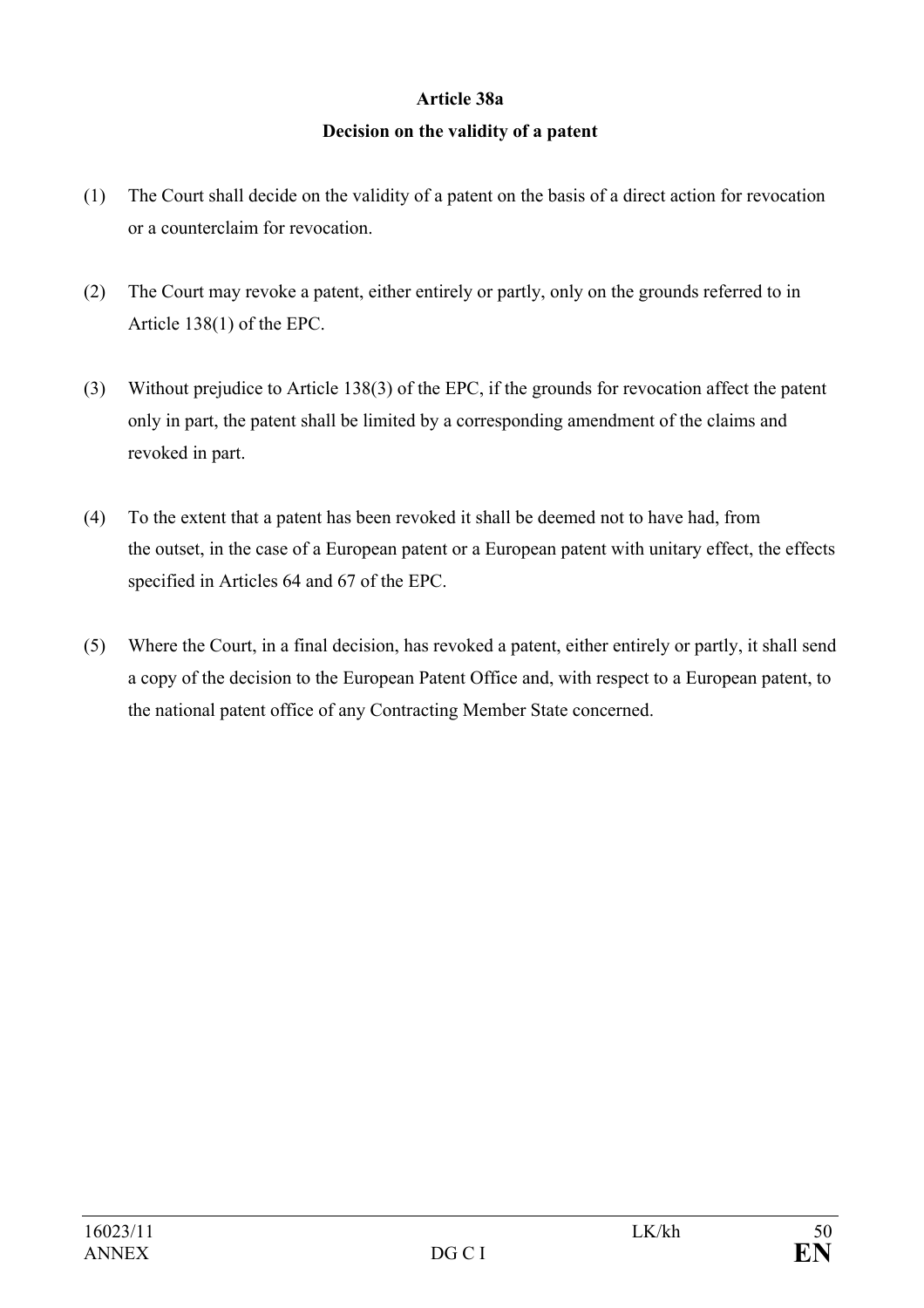## Article 38a

### Decision on the validity of a patent

(1) The Court shall decide on the validity of a patent on the basis of a direct action for revocation or a counterclaim for revocation.

(2) The Court may revoke a patent, either entirely or partly, only on the grounds referred to in Article 138(1) of the EPC.

(3) Without prejudice to Article 138(3) of the EPC, if the grounds for revocation affect the patent only in part, the patent shall be limited by a corresponding amendment of the claims and revoked in part.

(4) To the extent that a patent has been revoked it shall be deemed not to have had, from the outset, in the case of a European patent or a European patent with unitary effect, the effects specified in Articles 64 and 67 of the EPC.

(5) Where the Court, in a final decision, has revoked a patent, either entirely or partly, it shall send a copy of the decision to the European Patent Office and, with respect to a European patent, to the national patent office of any Contracting Member State concerned.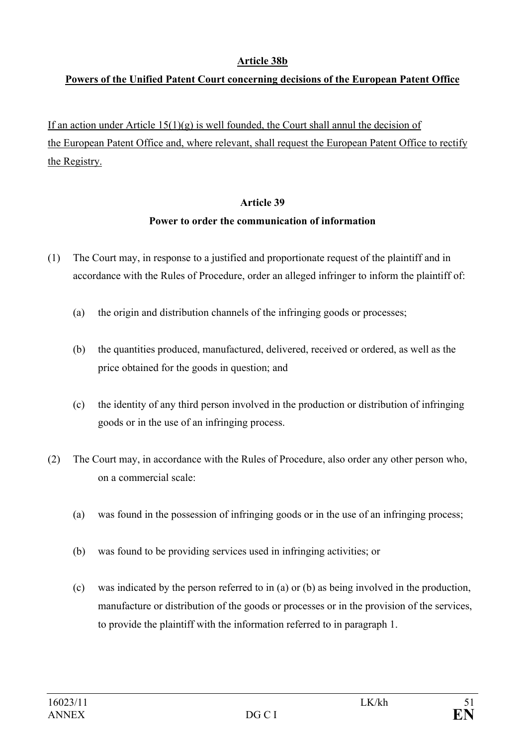**Article 38b**

**Powers of the Unified Patent Court concerning decisions of the European Patent Office**

If an action under Article 15(1)(g) is well founded, the Court shall annul the decision of the European Patent Office and, where relevant, shall request the European Patent Office to rectify the Registry.

**Article 39**

**Power to order the communication of information**

(1) The Court may, in response to a justified and proportionate request of the plaintiff and in accordance with the Rules of Procedure, order an alleged infringer to inform the plaintiff of:

(a) the origin and distribution channels of the infringing goods or processes;

(b) the quantities produced, manufactured, delivered, received or ordered, as well as the price obtained for the goods in question; and

(c) the identity of any third person involved in the production or distribution of infringing goods or in the use of an infringing process.

(2) The Court may, in accordance with the Rules of Procedure, also order any other person who, on a commercial scale:

(a) was found in the possession of infringing goods or in the use of an infringing process;

(b) was found to be providing services used in infringing activities; or

(c) was indicated by the person referred to in (a) or (b) as being involved in the production, manufacture or distribution of the goods or processes or in the provision of the services, to provide the plaintiff with the information referred to in paragraph 1.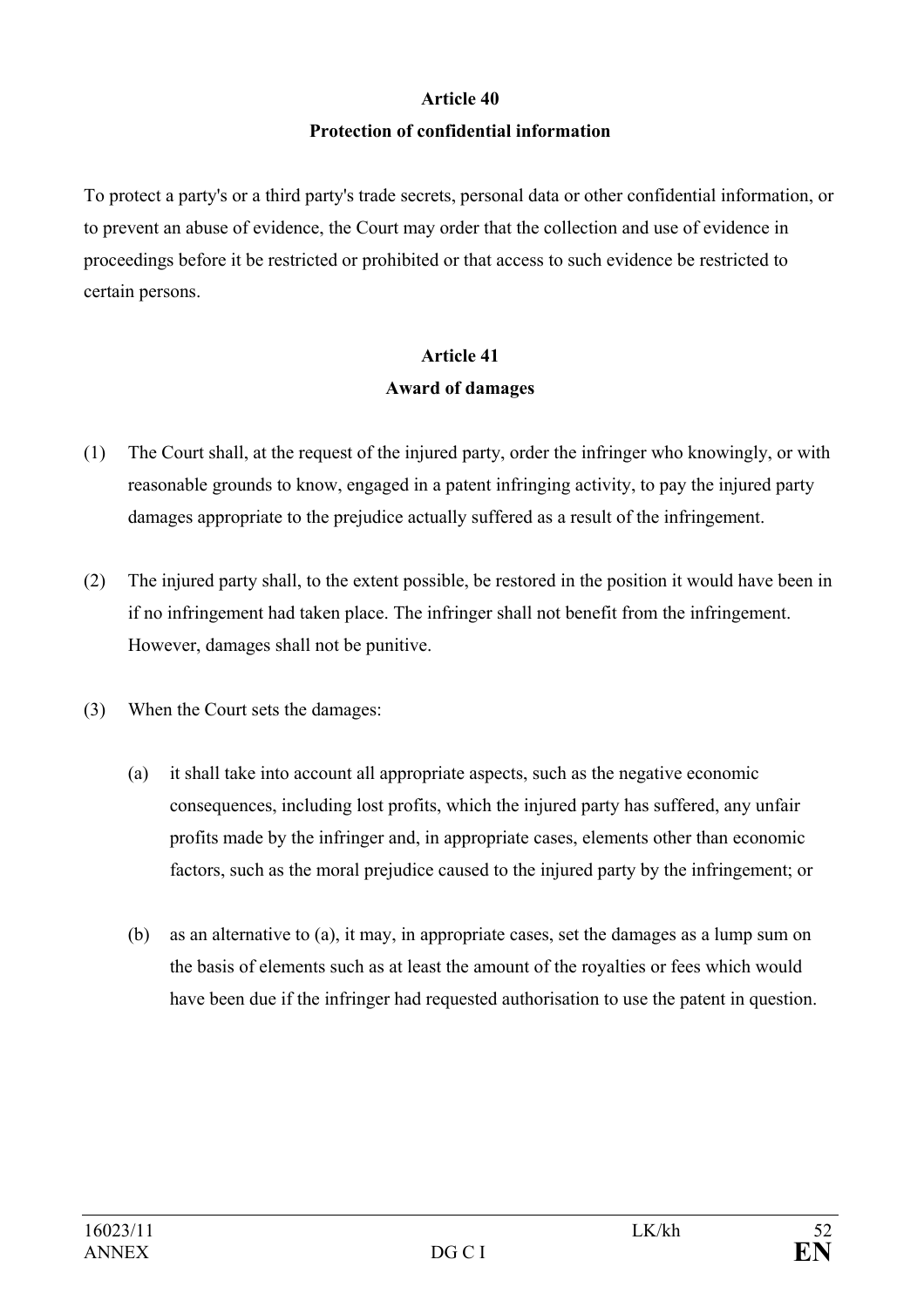## Article 40
## Protection of confidential information

To protect a party's or a third party's trade secrets, personal data or other confidential information, or to prevent an abuse of evidence, the Court may order that the collection and use of evidence in proceedings before it be restricted or prohibited or that access to such evidence be restricted to certain persons.

## Article 41
## Award of damages

(1) The Court shall, at the request of the injured party, order the infringer who knowingly, or with reasonable grounds to know, engaged in a patent infringing activity, to pay the injured party damages appropriate to the prejudice actually suffered as a result of the infringement.

(2) The injured party shall, to the extent possible, be restored in the position it would have been in if no infringement had taken place. The infringer shall not benefit from the infringement. However, damages shall not be punitive.

(3) When the Court sets the damages:

(a) it shall take into account all appropriate aspects, such as the negative economic consequences, including lost profits, which the injured party has suffered, any unfair profits made by the infringer and, in appropriate cases, elements other than economic factors, such as the moral prejudice caused to the injured party by the infringement; or

(b) as an alternative to (a), it may, in appropriate cases, set the damages as a lump sum on the basis of elements such as at least the amount of the royalties or fees which would have been due if the infringer had requested authorisation to use the patent in question.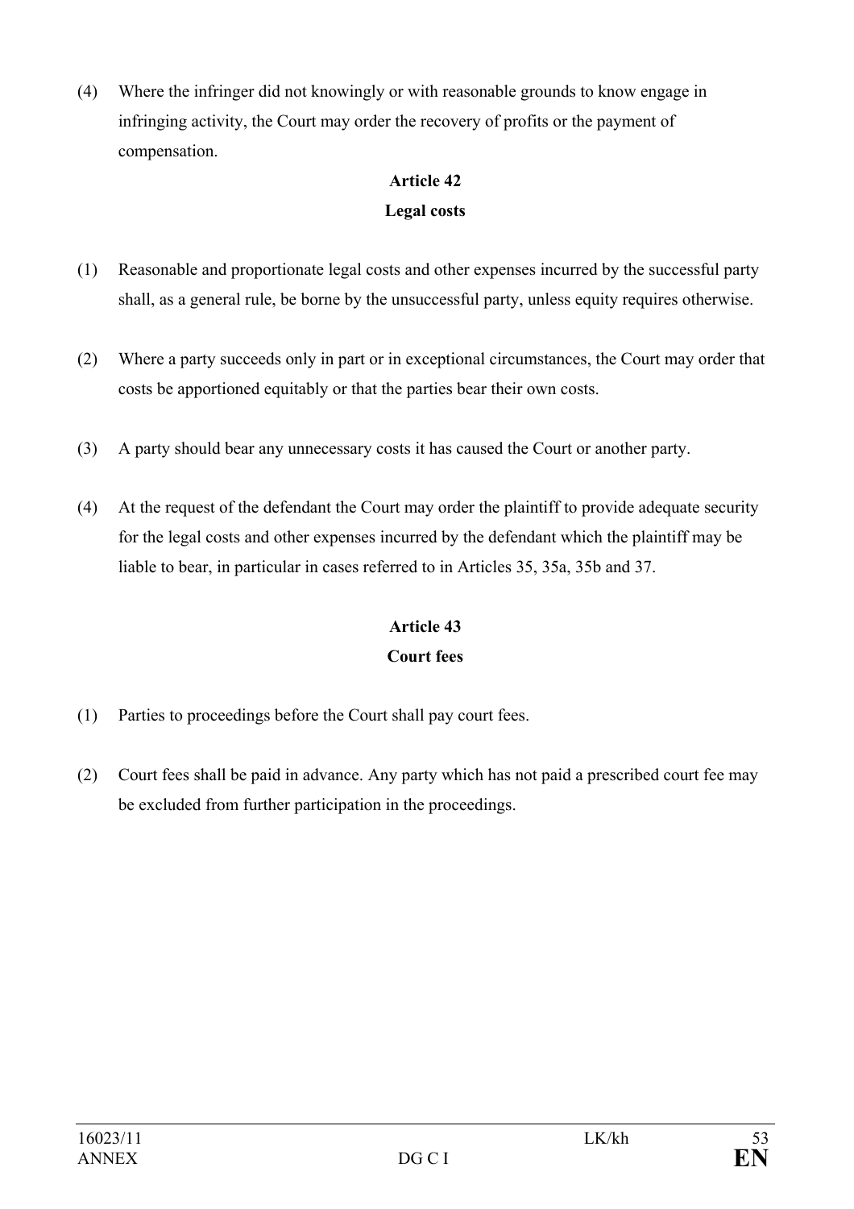(4) Where the infringer did not knowingly or with reasonable grounds to know engage in infringing activity, the Court may order the recovery of profits or the payment of compensation.

**Article 42**

**Legal costs**

(1) Reasonable and proportionate legal costs and other expenses incurred by the successful party shall, as a general rule, be borne by the unsuccessful party, unless equity requires otherwise.

(2) Where a party succeeds only in part or in exceptional circumstances, the Court may order that costs be apportioned equitably or that the parties bear their own costs.

(3) A party should bear any unnecessary costs it has caused the Court or another party.

(4) At the request of the defendant the Court may order the plaintiff to provide adequate security for the legal costs and other expenses incurred by the defendant which the plaintiff may be liable to bear, in particular in cases referred to in Articles 35, 35a, 35b and 37.

**Article 43**

**Court fees**

(1) Parties to proceedings before the Court shall pay court fees.

(2) Court fees shall be paid in advance. Any party which has not paid a prescribed court fee may be excluded from further participation in the proceedings.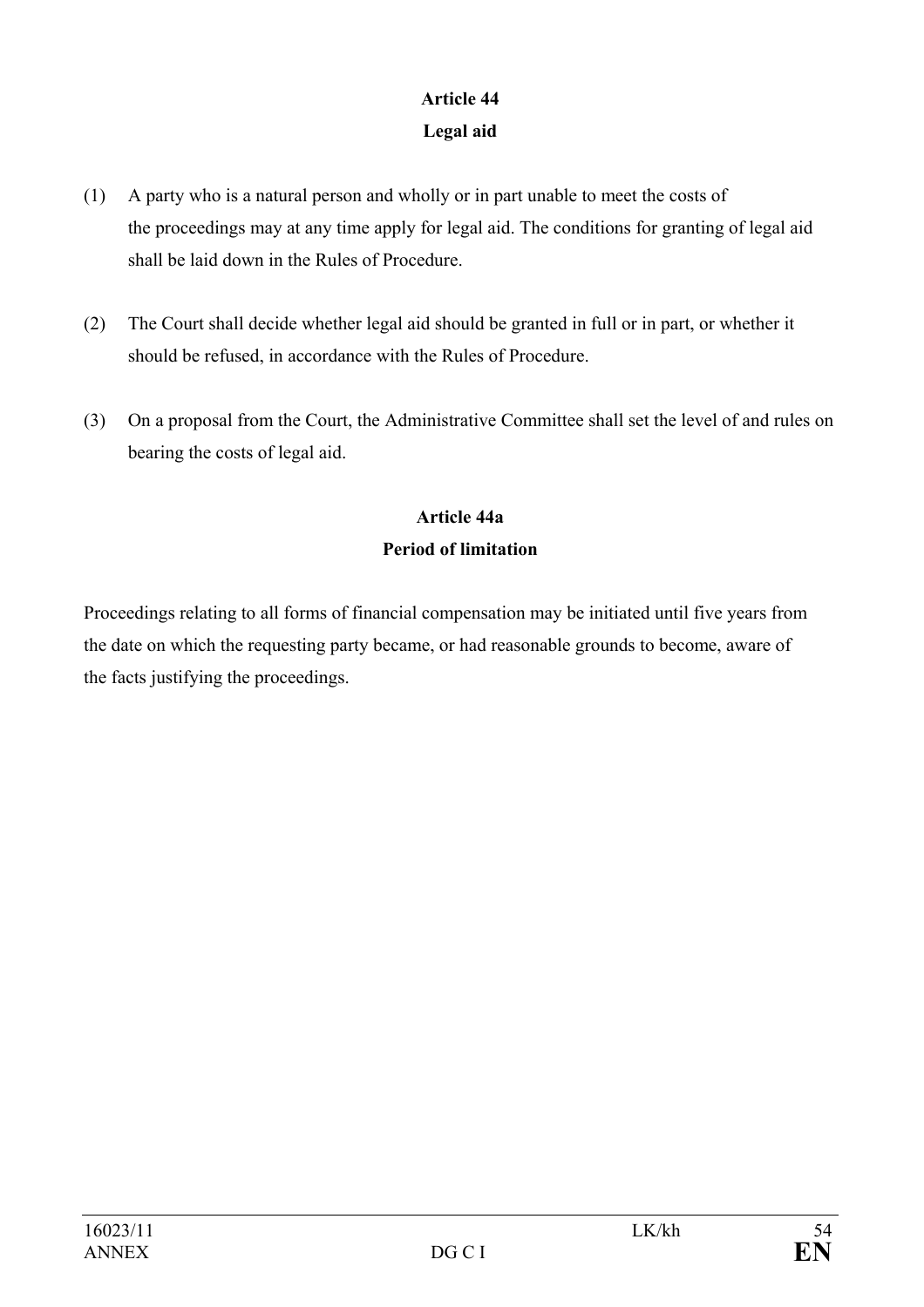**Article 44**

**Legal aid**

(1) A party who is a natural person and wholly or in part unable to meet the costs of the proceedings may at any time apply for legal aid. The conditions for granting of legal aid shall be laid down in the Rules of Procedure.

(2) The Court shall decide whether legal aid should be granted in full or in part, or whether it should be refused, in accordance with the Rules of Procedure.

(3) On a proposal from the Court, the Administrative Committee shall set the level of and rules on bearing the costs of legal aid.

**Article 44a**

**Period of limitation**

Proceedings relating to all forms of financial compensation may be initiated until five years from the date on which the requesting party became, or had reasonable grounds to become, aware of the facts justifying the proceedings.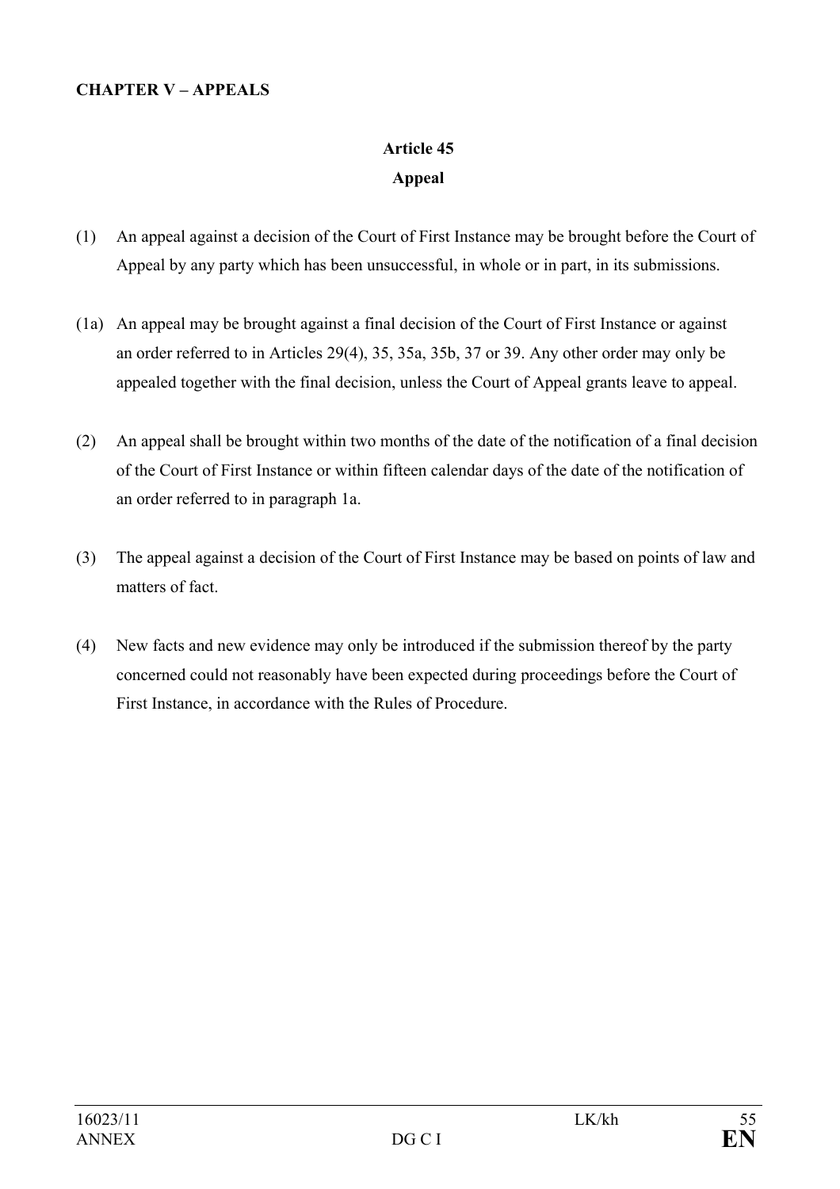**CHAPTER V – APPEALS**

**Article 45**

**Appeal**

(1) An appeal against a decision of the Court of First Instance may be brought before the Court of Appeal by any party which has been unsuccessful, in whole or in part, in its submissions.

(1a) An appeal may be brought against a final decision of the Court of First Instance or against an order referred to in Articles 29(4), 35, 35a, 35b, 37 or 39. Any other order may only be appealed together with the final decision, unless the Court of Appeal grants leave to appeal.

(2) An appeal shall be brought within two months of the date of the notification of a final decision of the Court of First Instance or within fifteen calendar days of the date of the notification of an order referred to in paragraph 1a.

(3) The appeal against a decision of the Court of First Instance may be based on points of law and matters of fact.

(4) New facts and new evidence may only be introduced if the submission thereof by the party concerned could not reasonably have been expected during proceedings before the Court of First Instance, in accordance with the Rules of Procedure.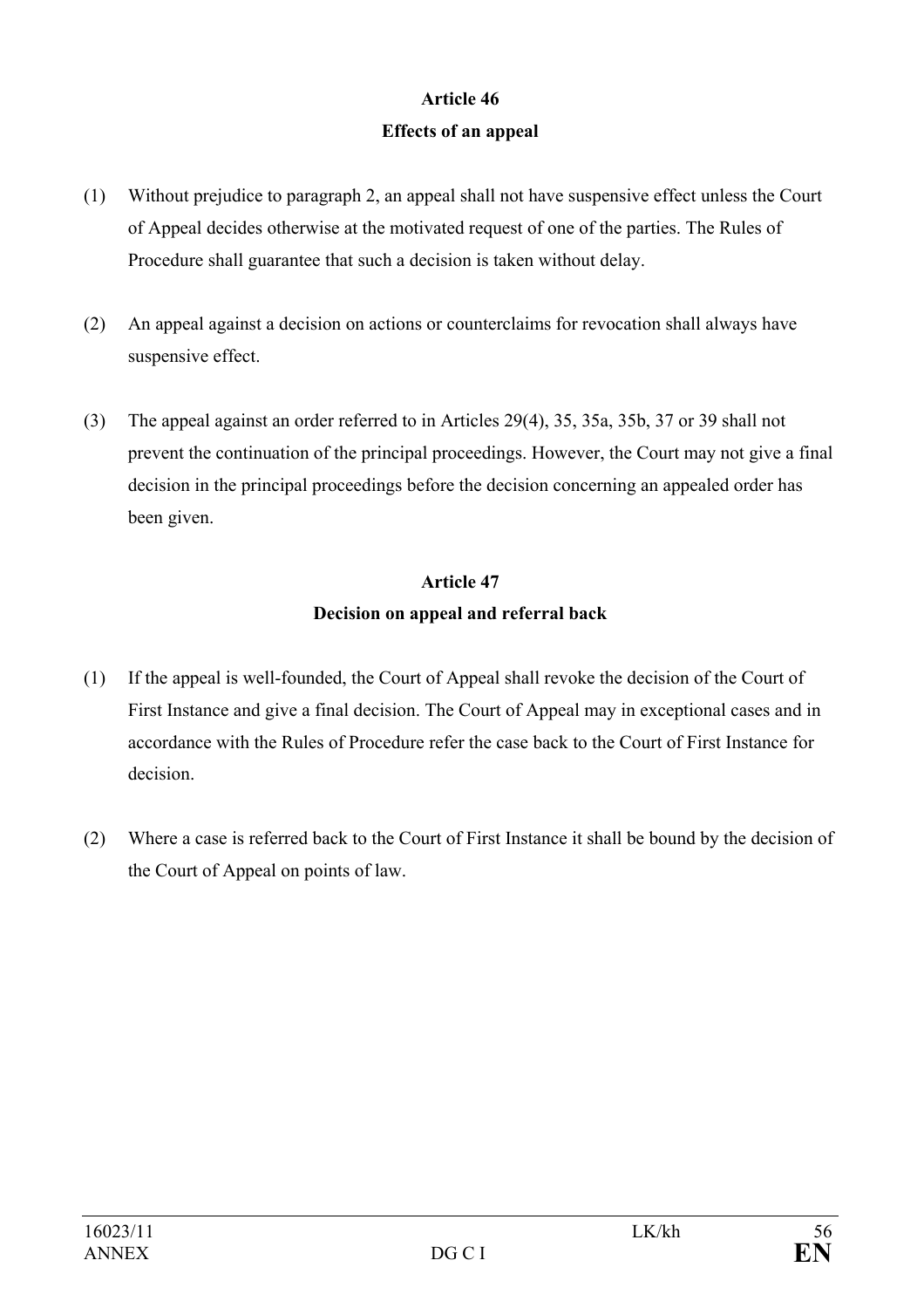**Article 46**

**Effects of an appeal**

(1) Without prejudice to paragraph 2, an appeal shall not have suspensive effect unless the Court of Appeal decides otherwise at the motivated request of one of the parties. The Rules of Procedure shall guarantee that such a decision is taken without delay.

(2) An appeal against a decision on actions or counterclaims for revocation shall always have suspensive effect.

(3) The appeal against an order referred to in Articles 29(4), 35, 35a, 35b, 37 or 39 shall not prevent the continuation of the principal proceedings. However, the Court may not give a final decision in the principal proceedings before the decision concerning an appealed order has been given.

**Article 47**

**Decision on appeal and referral back**

(1) If the appeal is well-founded, the Court of Appeal shall revoke the decision of the Court of First Instance and give a final decision. The Court of Appeal may in exceptional cases and in accordance with the Rules of Procedure refer the case back to the Court of First Instance for decision.

(2) Where a case is referred back to the Court of First Instance it shall be bound by the decision of the Court of Appeal on points of law.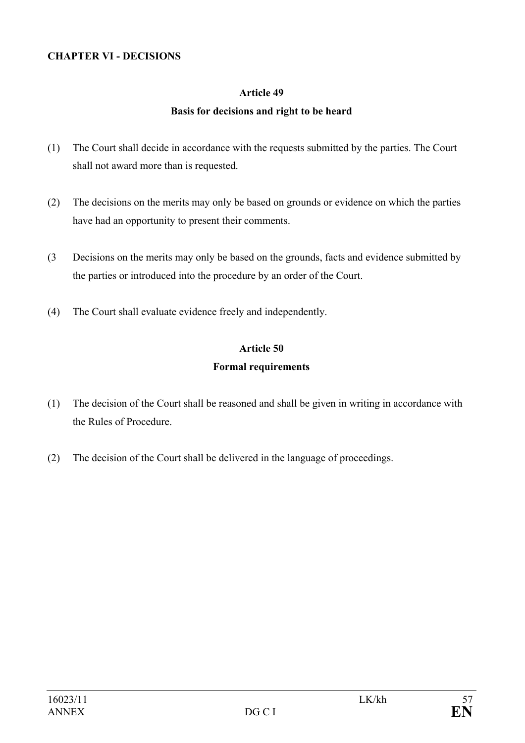**CHAPTER VI - DECISIONS**

## Article 49

### Basis for decisions and right to be heard

(1) The Court shall decide in accordance with the requests submitted by the parties. The Court shall not award more than is requested.

(2) The decisions on the merits may only be based on grounds or evidence on which the parties have had an opportunity to present their comments.

(3 Decisions on the merits may only be based on the grounds, facts and evidence submitted by the parties or introduced into the procedure by an order of the Court.

(4) The Court shall evaluate evidence freely and independently.

## Article 50

### Formal requirements

(1) The decision of the Court shall be reasoned and shall be given in writing in accordance with the Rules of Procedure.

(2) The decision of the Court shall be delivered in the language of proceedings.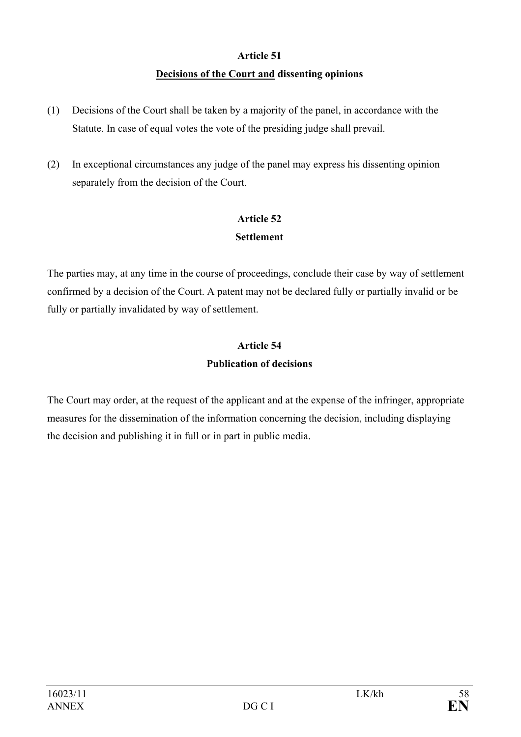**Article 51**

**<u>Decisions of the Court and</u> dissenting opinions**

(1) Decisions of the Court shall be taken by a majority of the panel, in accordance with the Statute. In case of equal votes the vote of the presiding judge shall prevail.

(2) In exceptional circumstances any judge of the panel may express his dissenting opinion separately from the decision of the Court.

**Article 52**

**Settlement**

The parties may, at any time in the course of proceedings, conclude their case by way of settlement confirmed by a decision of the Court. A patent may not be declared fully or partially invalid or be fully or partially invalidated by way of settlement.

**Article 54**

**Publication of decisions**

The Court may order, at the request of the applicant and at the expense of the infringer, appropriate measures for the dissemination of the information concerning the decision, including displaying the decision and publishing it in full or in part in public media.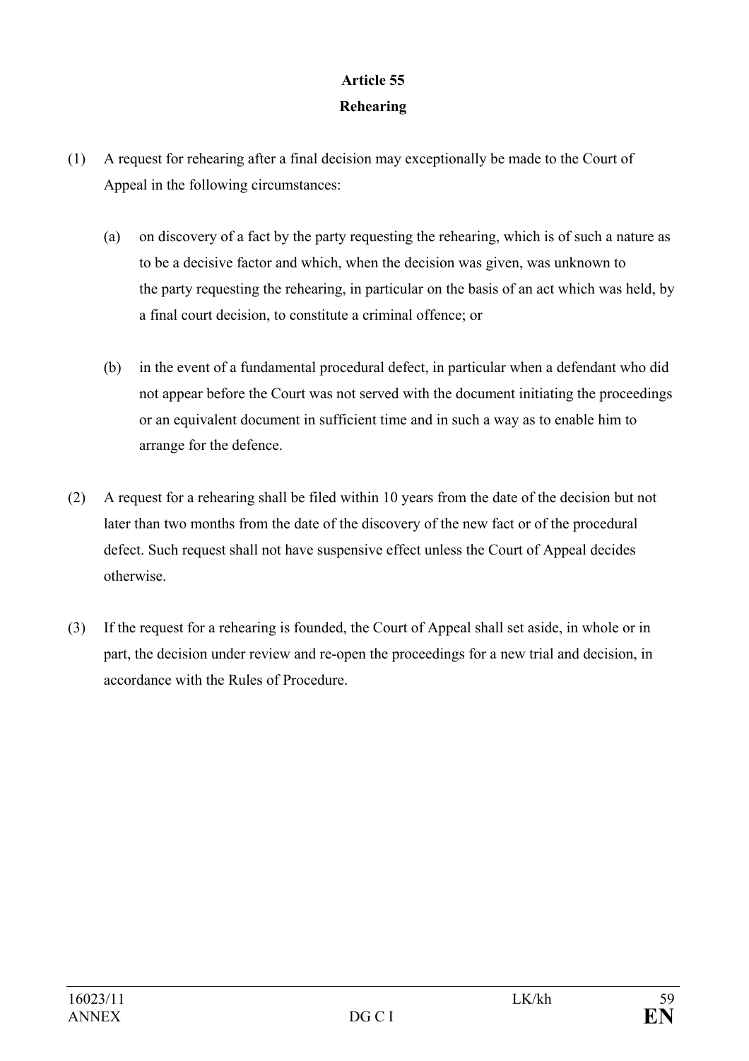**Article 55**

**Rehearing**

(1) A request for rehearing after a final decision may exceptionally be made to the Court of Appeal in the following circumstances:

(a) on discovery of a fact by the party requesting the rehearing, which is of such a nature as to be a decisive factor and which, when the decision was given, was unknown to the party requesting the rehearing, in particular on the basis of an act which was held, by a final court decision, to constitute a criminal offence; or

(b) in the event of a fundamental procedural defect, in particular when a defendant who did not appear before the Court was not served with the document initiating the proceedings or an equivalent document in sufficient time and in such a way as to enable him to arrange for the defence.

(2) A request for a rehearing shall be filed within 10 years from the date of the decision but not later than two months from the date of the discovery of the new fact or of the procedural defect. Such request shall not have suspensive effect unless the Court of Appeal decides otherwise.

(3) If the request for a rehearing is founded, the Court of Appeal shall set aside, in whole or in part, the decision under review and re-open the proceedings for a new trial and decision, in accordance with the Rules of Procedure.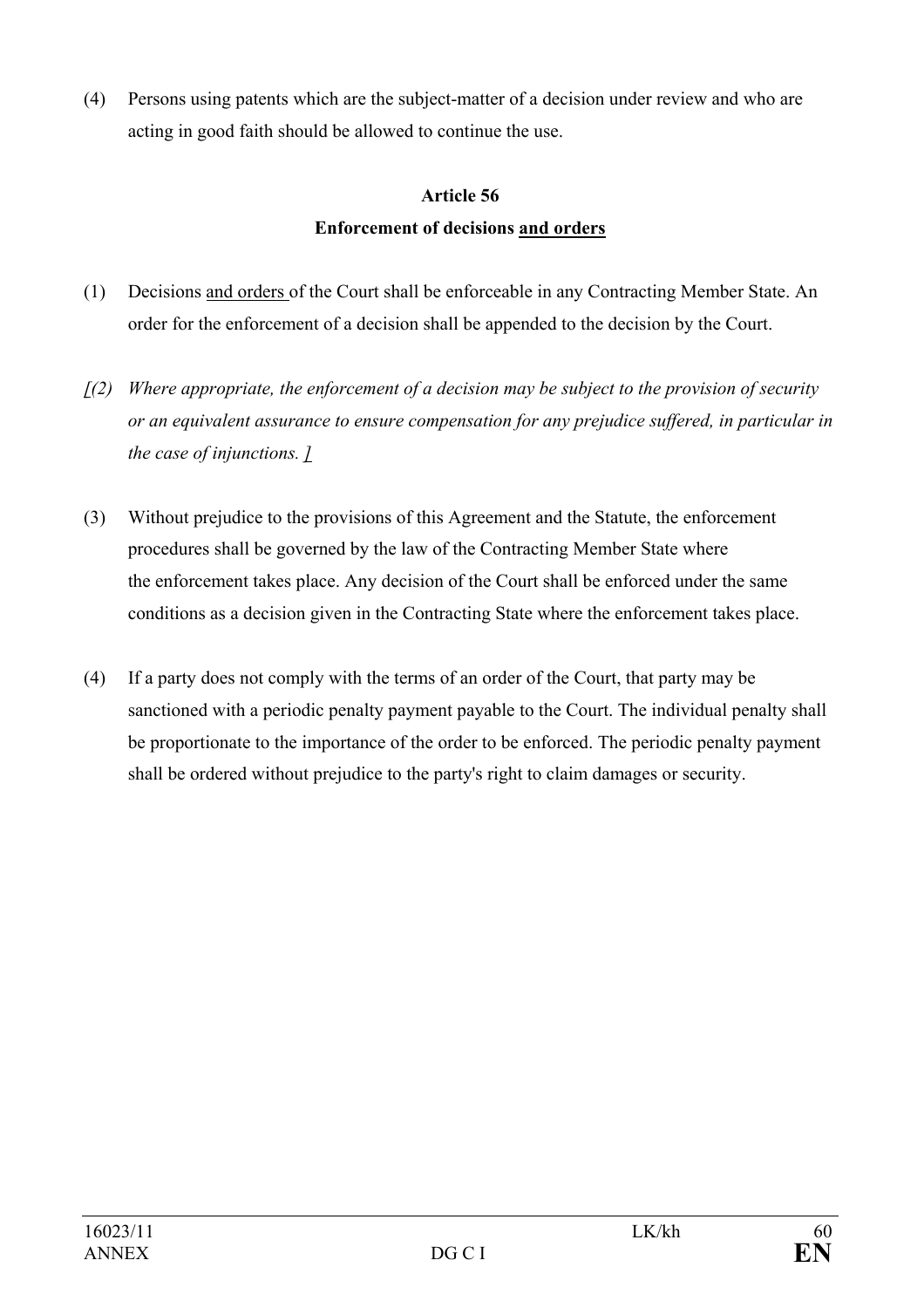(4) Persons using patents which are the subject-matter of a decision under review and who are acting in good faith should be allowed to continue the use.

**Article 56**

**Enforcement of decisions <u>and orders</u>**

(1) Decisions <u>and orders</u> of the Court shall be enforceable in any Contracting Member State. An order for the enforcement of a decision shall be appended to the decision by the Court.

*[(2) Where appropriate, the enforcement of a decision may be subject to the provision of security or an equivalent assurance to ensure compensation for any prejudice suffered, in particular in the case of injunctions. ]*

(3) Without prejudice to the provisions of this Agreement and the Statute, the enforcement procedures shall be governed by the law of the Contracting Member State where the enforcement takes place. Any decision of the Court shall be enforced under the same conditions as a decision given in the Contracting State where the enforcement takes place.

(4) If a party does not comply with the terms of an order of the Court, that party may be sanctioned with a periodic penalty payment payable to the Court. The individual penalty shall be proportionate to the importance of the order to be enforced. The periodic penalty payment shall be ordered without prejudice to the party's right to claim damages or security.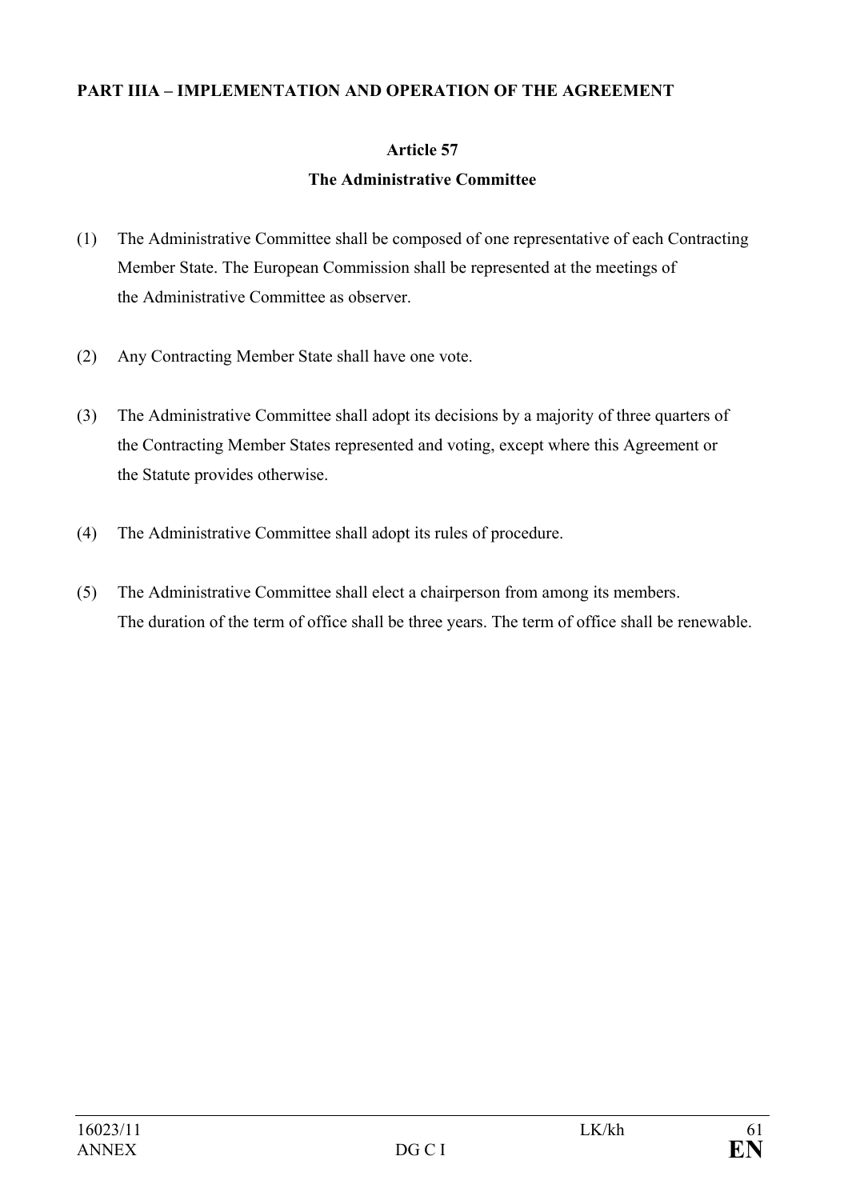**PART IIIA – IMPLEMENTATION AND OPERATION OF THE AGREEMENT**

**Article 57**

**The Administrative Committee**

(1) The Administrative Committee shall be composed of one representative of each Contracting Member State. The European Commission shall be represented at the meetings of the Administrative Committee as observer.

(2) Any Contracting Member State shall have one vote.

(3) The Administrative Committee shall adopt its decisions by a majority of three quarters of the Contracting Member States represented and voting, except where this Agreement or the Statute provides otherwise.

(4) The Administrative Committee shall adopt its rules of procedure.

(5) The Administrative Committee shall elect a chairperson from among its members. The duration of the term of office shall be three years. The term of office shall be renewable.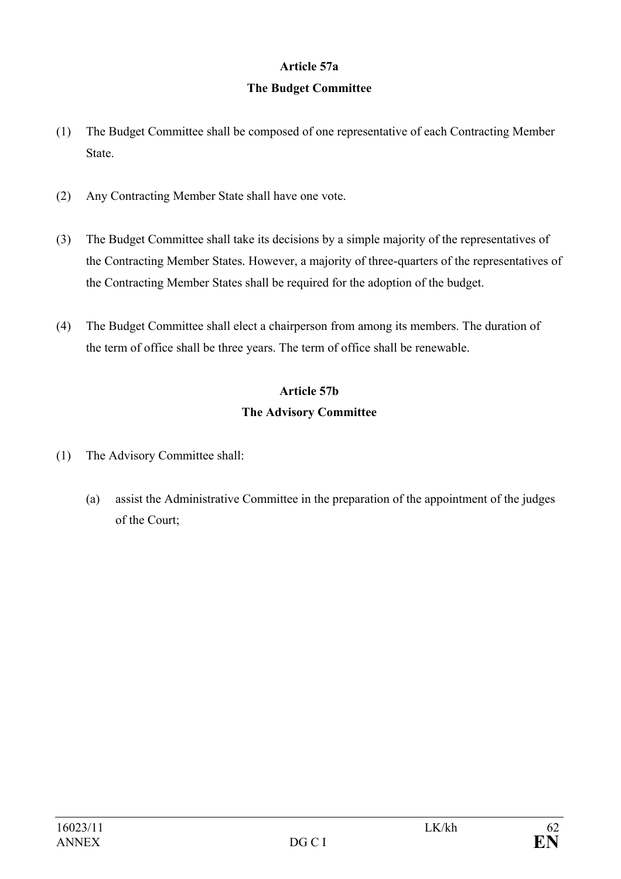**Article 57a**

**The Budget Committee**

(1) The Budget Committee shall be composed of one representative of each Contracting Member State.

(2) Any Contracting Member State shall have one vote.

(3) The Budget Committee shall take its decisions by a simple majority of the representatives of the Contracting Member States. However, a majority of three-quarters of the representatives of the Contracting Member States shall be required for the adoption of the budget.

(4) The Budget Committee shall elect a chairperson from among its members. The duration of the term of office shall be three years. The term of office shall be renewable.

**Article 57b**

**The Advisory Committee**

(1) The Advisory Committee shall:

(a) assist the Administrative Committee in the preparation of the appointment of the judges of the Court;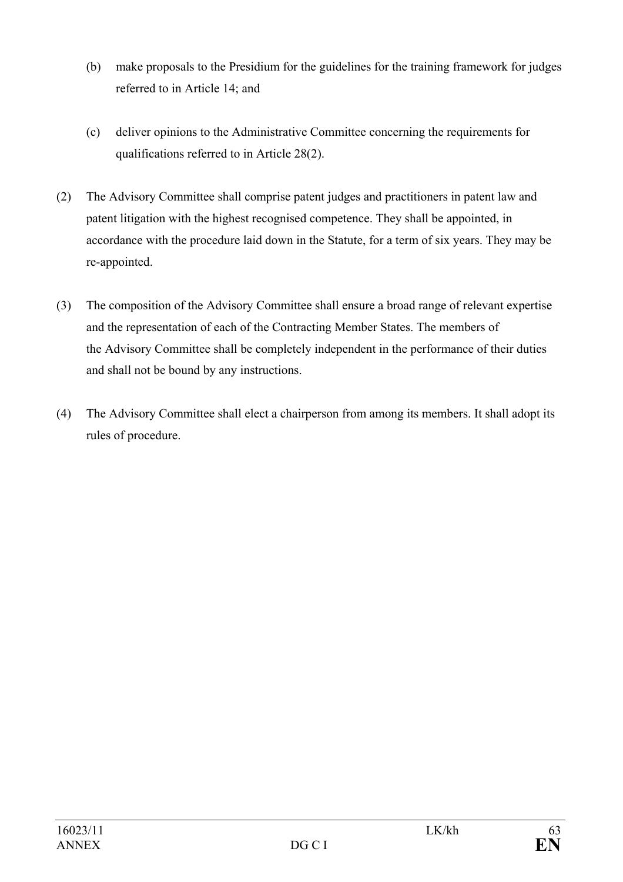(b) make proposals to the Presidium for the guidelines for the training framework for judges referred to in Article 14; and

(c) deliver opinions to the Administrative Committee concerning the requirements for qualifications referred to in Article 28(2).

(2) The Advisory Committee shall comprise patent judges and practitioners in patent law and patent litigation with the highest recognised competence. They shall be appointed, in accordance with the procedure laid down in the Statute, for a term of six years. They may be re-appointed.

(3) The composition of the Advisory Committee shall ensure a broad range of relevant expertise and the representation of each of the Contracting Member States. The members of the Advisory Committee shall be completely independent in the performance of their duties and shall not be bound by any instructions.

(4) The Advisory Committee shall elect a chairperson from among its members. It shall adopt its rules of procedure.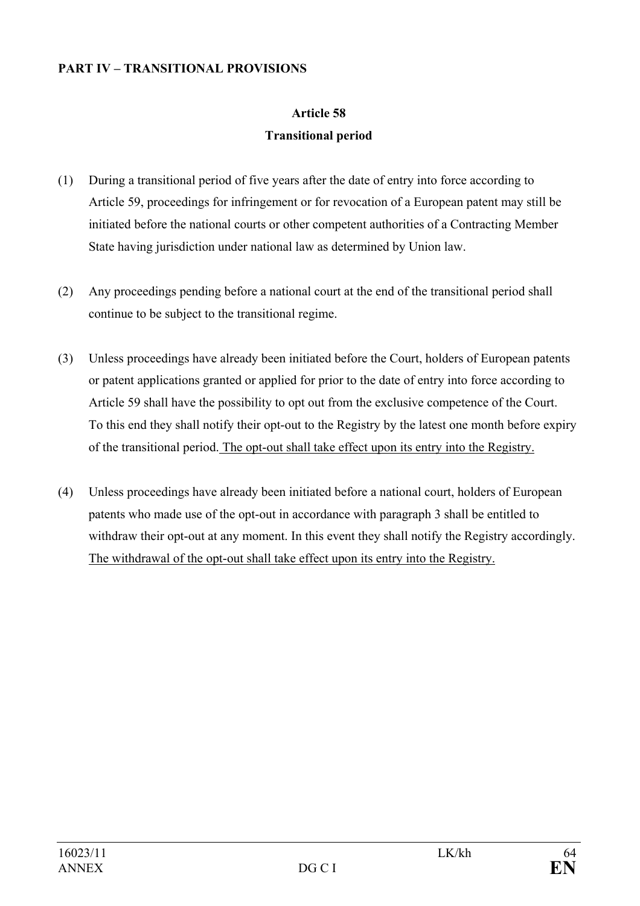**PART IV – TRANSITIONAL PROVISIONS**

## Article 58

## Transitional period

(1) During a transitional period of five years after the date of entry into force according to Article 59, proceedings for infringement or for revocation of a European patent may still be initiated before the national courts or other competent authorities of a Contracting Member State having jurisdiction under national law as determined by Union law.

(2) Any proceedings pending before a national court at the end of the transitional period shall continue to be subject to the transitional regime.

(3) Unless proceedings have already been initiated before the Court, holders of European patents or patent applications granted or applied for prior to the date of entry into force according to Article 59 shall have the possibility to opt out from the exclusive competence of the Court. To this end they shall notify their opt-out to the Registry by the latest one month before expiry of the transitional period. <u>The opt-out shall take effect upon its entry into the Registry.</u>

(4) Unless proceedings have already been initiated before a national court, holders of European patents who made use of the opt-out in accordance with paragraph 3 shall be entitled to withdraw their opt-out at any moment. In this event they shall notify the Registry accordingly. <u>The withdrawal of the opt-out shall take effect upon its entry into the Registry.</u>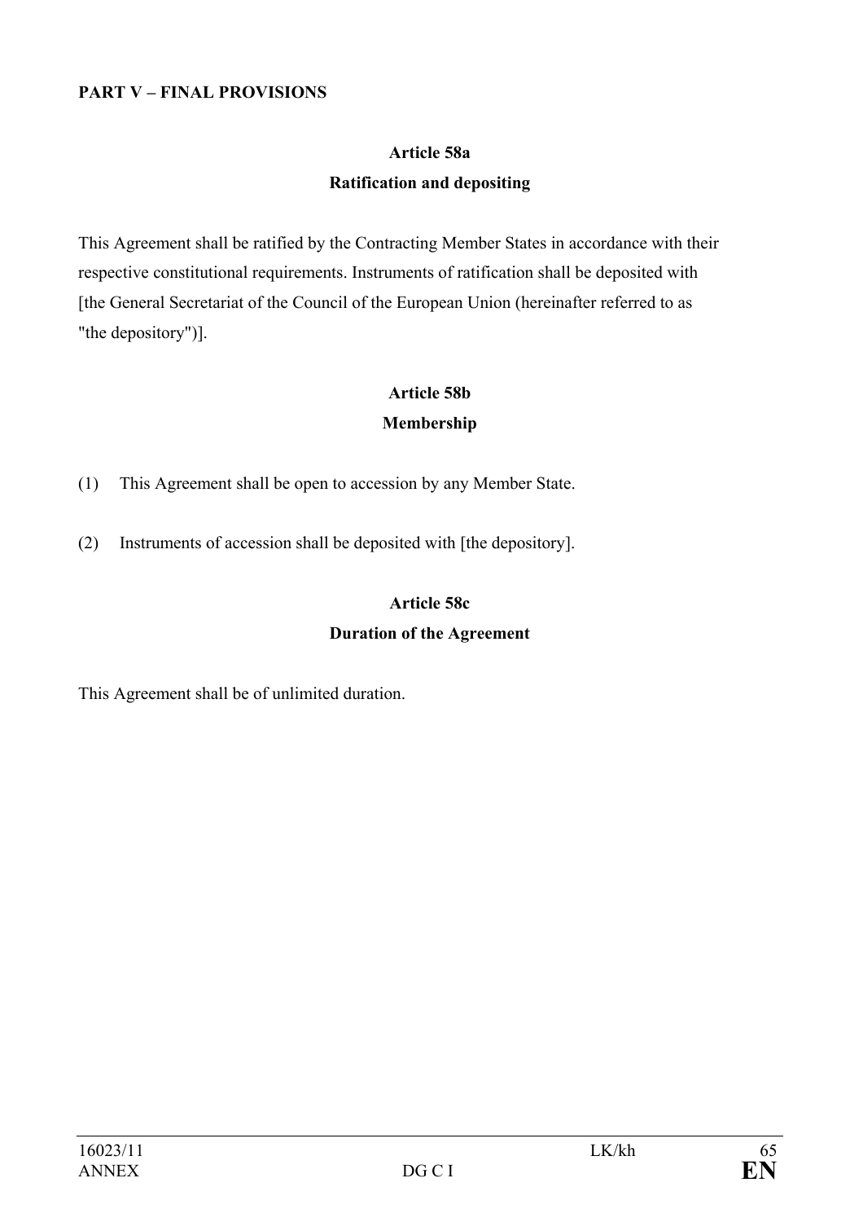**PART V – FINAL PROVISIONS**

**Article 58a**

**Ratification and depositing**

This Agreement shall be ratified by the Contracting Member States in accordance with their respective constitutional requirements. Instruments of ratification shall be deposited with [the General Secretariat of the Council of the European Union (hereinafter referred to as "the depository")].

**Article 58b**

**Membership**

(1) This Agreement shall be open to accession by any Member State.

(2) Instruments of accession shall be deposited with [the depository].

**Article 58c**

**Duration of the Agreement**

This Agreement shall be of unlimited duration.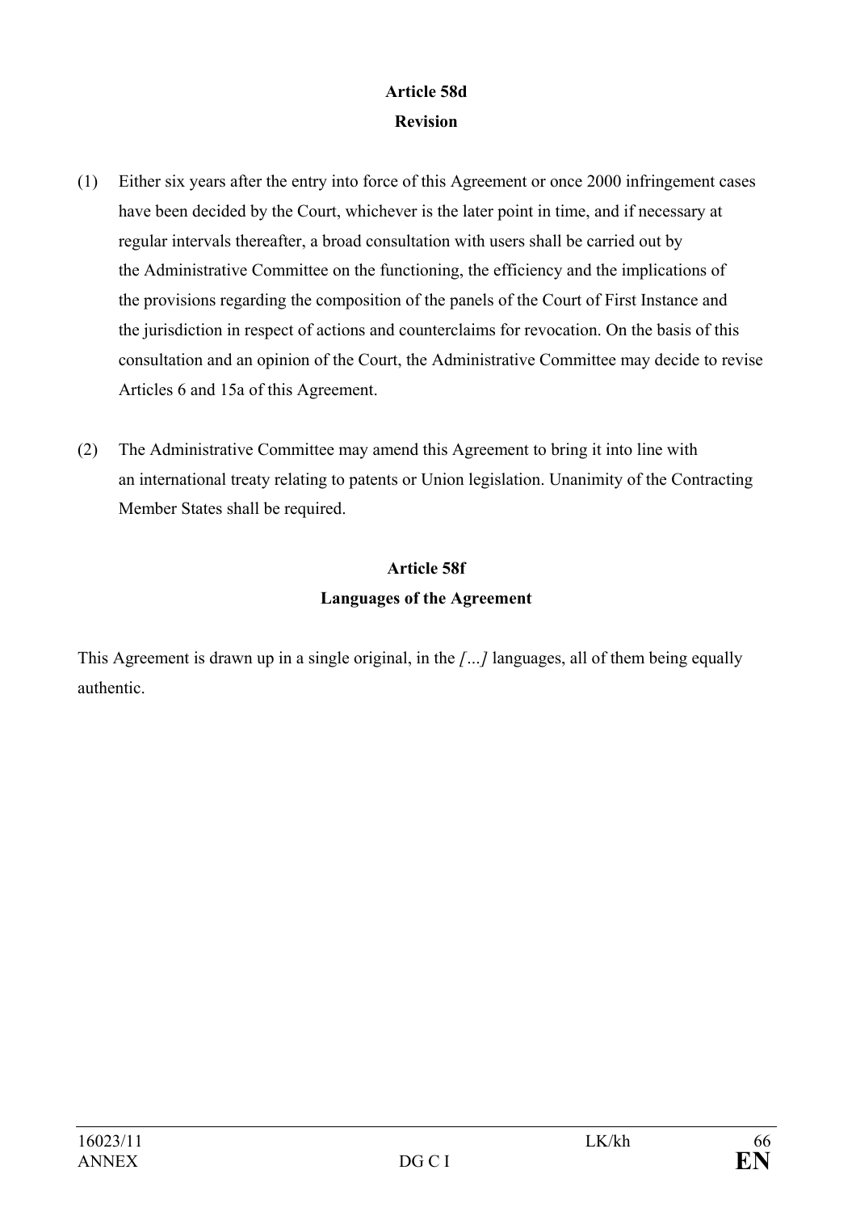**Article 58d**

**Revision**

(1) Either six years after the entry into force of this Agreement or once 2000 infringement cases have been decided by the Court, whichever is the later point in time, and if necessary at regular intervals thereafter, a broad consultation with users shall be carried out by the Administrative Committee on the functioning, the efficiency and the implications of the provisions regarding the composition of the panels of the Court of First Instance and the jurisdiction in respect of actions and counterclaims for revocation. On the basis of this consultation and an opinion of the Court, the Administrative Committee may decide to revise Articles 6 and 15a of this Agreement.

(2) The Administrative Committee may amend this Agreement to bring it into line with an international treaty relating to patents or Union legislation. Unanimity of the Contracting Member States shall be required.

**Article 58f**

**Languages of the Agreement**

This Agreement is drawn up in a single original, in the *[…]* languages, all of them being equally authentic.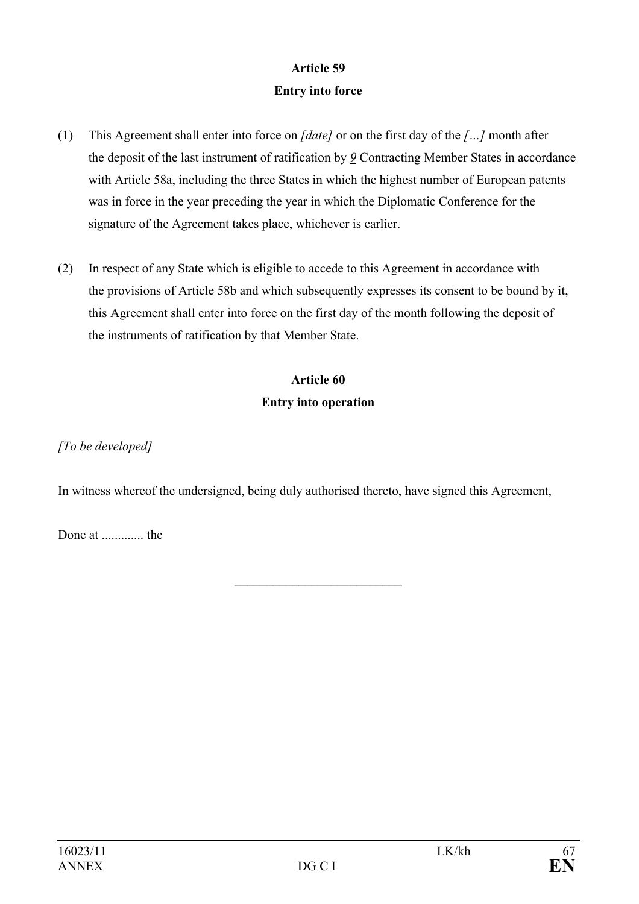**Article 59**

**Entry into force**

(1) This Agreement shall enter into force on *[date]* or on the first day of the *[…]* month after the deposit of the last instrument of ratification by *9* Contracting Member States in accordance with Article 58a, including the three States in which the highest number of European patents was in force in the year preceding the year in which the Diplomatic Conference for the signature of the Agreement takes place, whichever is earlier.

(2) In respect of any State which is eligible to accede to this Agreement in accordance with the provisions of Article 58b and which subsequently expresses its consent to be bound by it, this Agreement shall enter into force on the first day of the month following the deposit of the instruments of ratification by that Member State.

**Article 60**

**Entry into operation**

*[To be developed]*

In witness whereof the undersigned, being duly authorised thereto, have signed this Agreement,

Done at ............. the

___________________________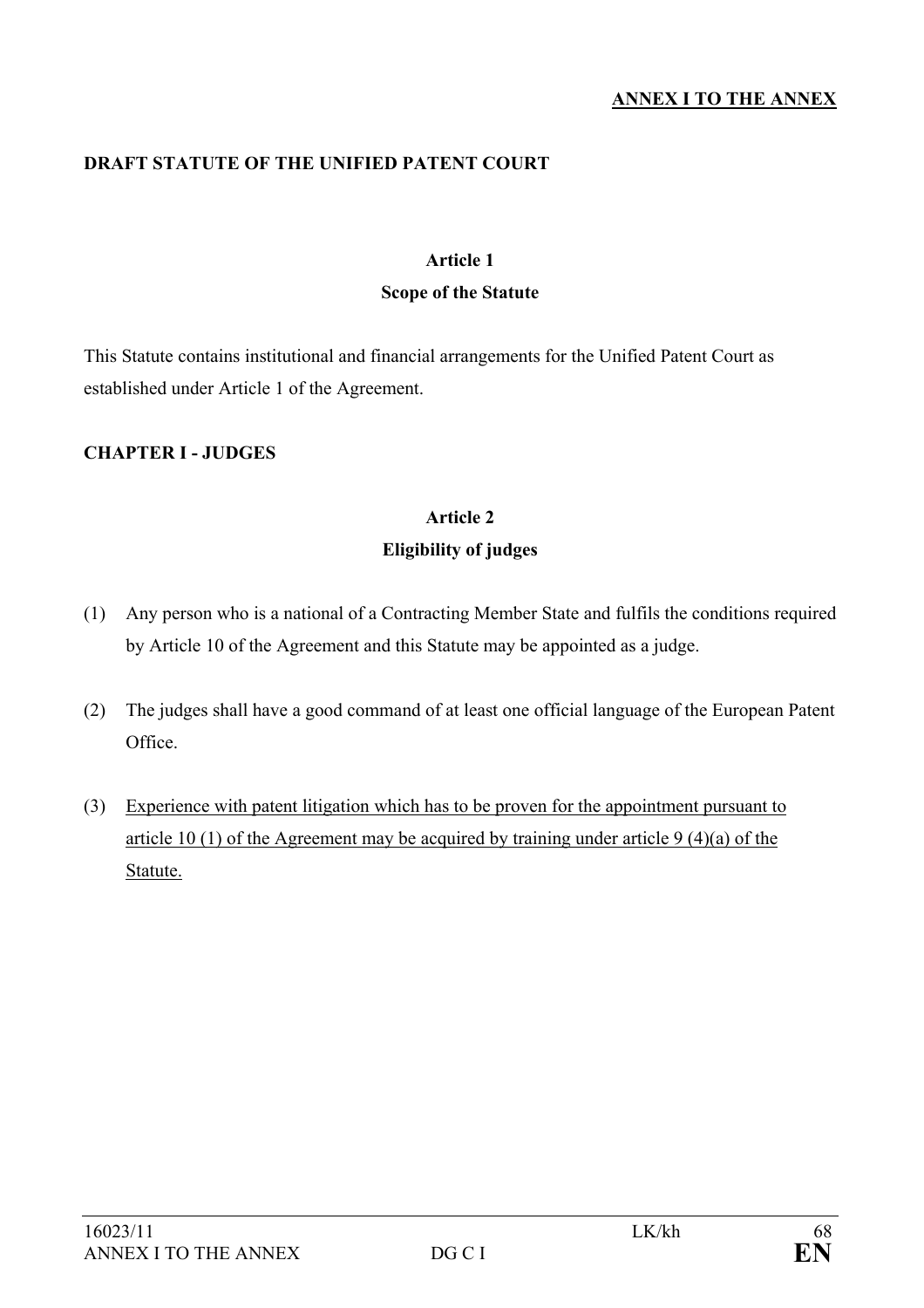**ANNEX I TO THE ANNEX**

# DRAFT STATUTE OF THE UNIFIED PATENT COURT

## Article 1
## Scope of the Statute

This Statute contains institutional and financial arrangements for the Unified Patent Court as established under Article 1 of the Agreement.

## CHAPTER I - JUDGES

## Article 2
## Eligibility of judges

(1) Any person who is a national of a Contracting Member State and fulfils the conditions required by Article 10 of the Agreement and this Statute may be appointed as a judge.

(2) The judges shall have a good command of at least one official language of the European Patent Office.

(3) <u>Experience with patent litigation which has to be proven for the appointment pursuant to article 10 (1) of the Agreement may be acquired by training under article 9 (4)(a) of the Statute.</u>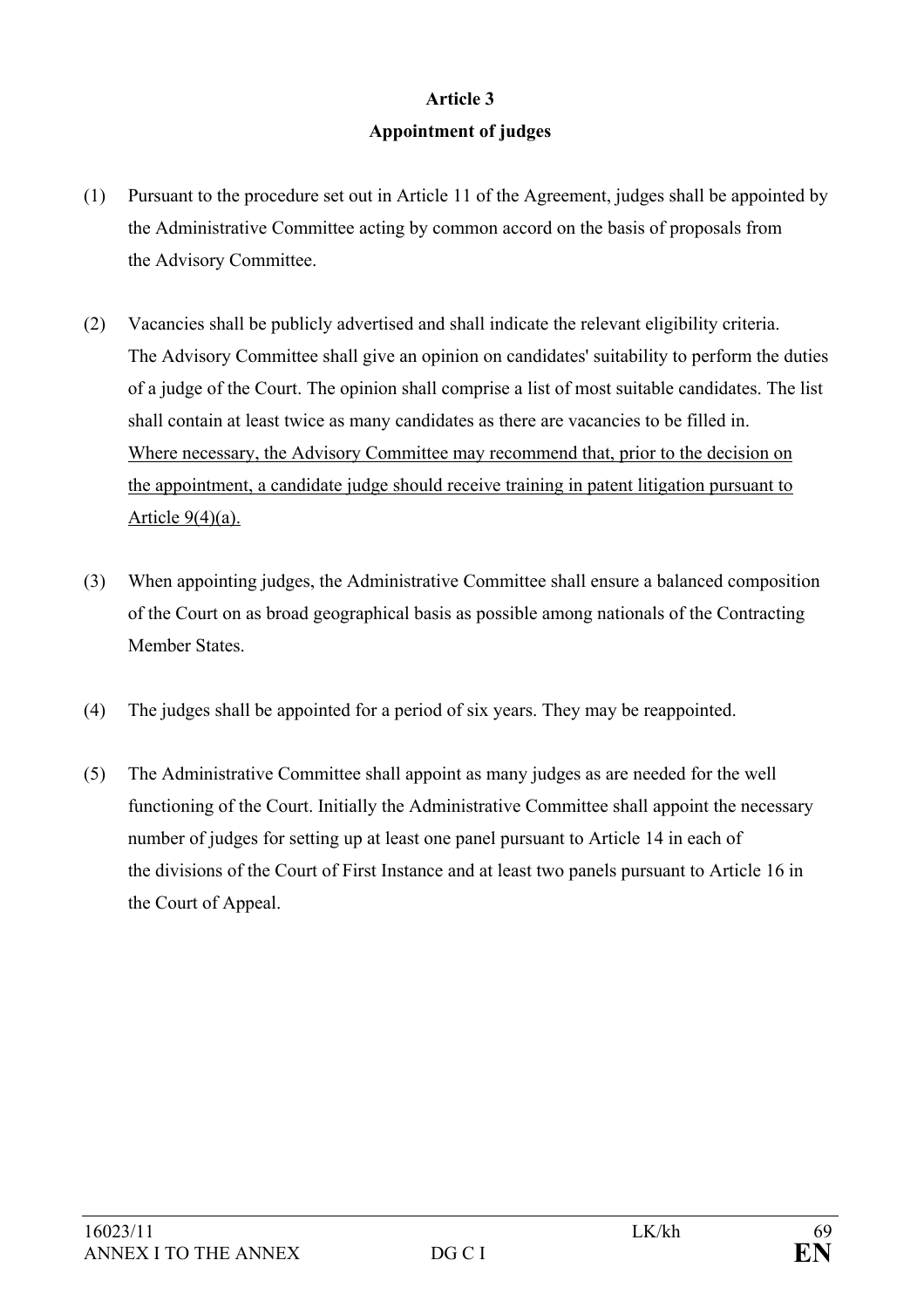**Article 3**

**Appointment of judges**

(1) Pursuant to the procedure set out in Article 11 of the Agreement, judges shall be appointed by the Administrative Committee acting by common accord on the basis of proposals from the Advisory Committee.

(2) Vacancies shall be publicly advertised and shall indicate the relevant eligibility criteria. The Advisory Committee shall give an opinion on candidates' suitability to perform the duties of a judge of the Court. The opinion shall comprise a list of most suitable candidates. The list shall contain at least twice as many candidates as there are vacancies to be filled in. <u>Where necessary, the Advisory Committee may recommend that, prior to the decision on the appointment, a candidate judge should receive training in patent litigation pursuant to Article 9(4)(a).</u>

(3) When appointing judges, the Administrative Committee shall ensure a balanced composition of the Court on as broad geographical basis as possible among nationals of the Contracting Member States.

(4) The judges shall be appointed for a period of six years. They may be reappointed.

(5) The Administrative Committee shall appoint as many judges as are needed for the well functioning of the Court. Initially the Administrative Committee shall appoint the necessary number of judges for setting up at least one panel pursuant to Article 14 in each of the divisions of the Court of First Instance and at least two panels pursuant to Article 16 in the Court of Appeal.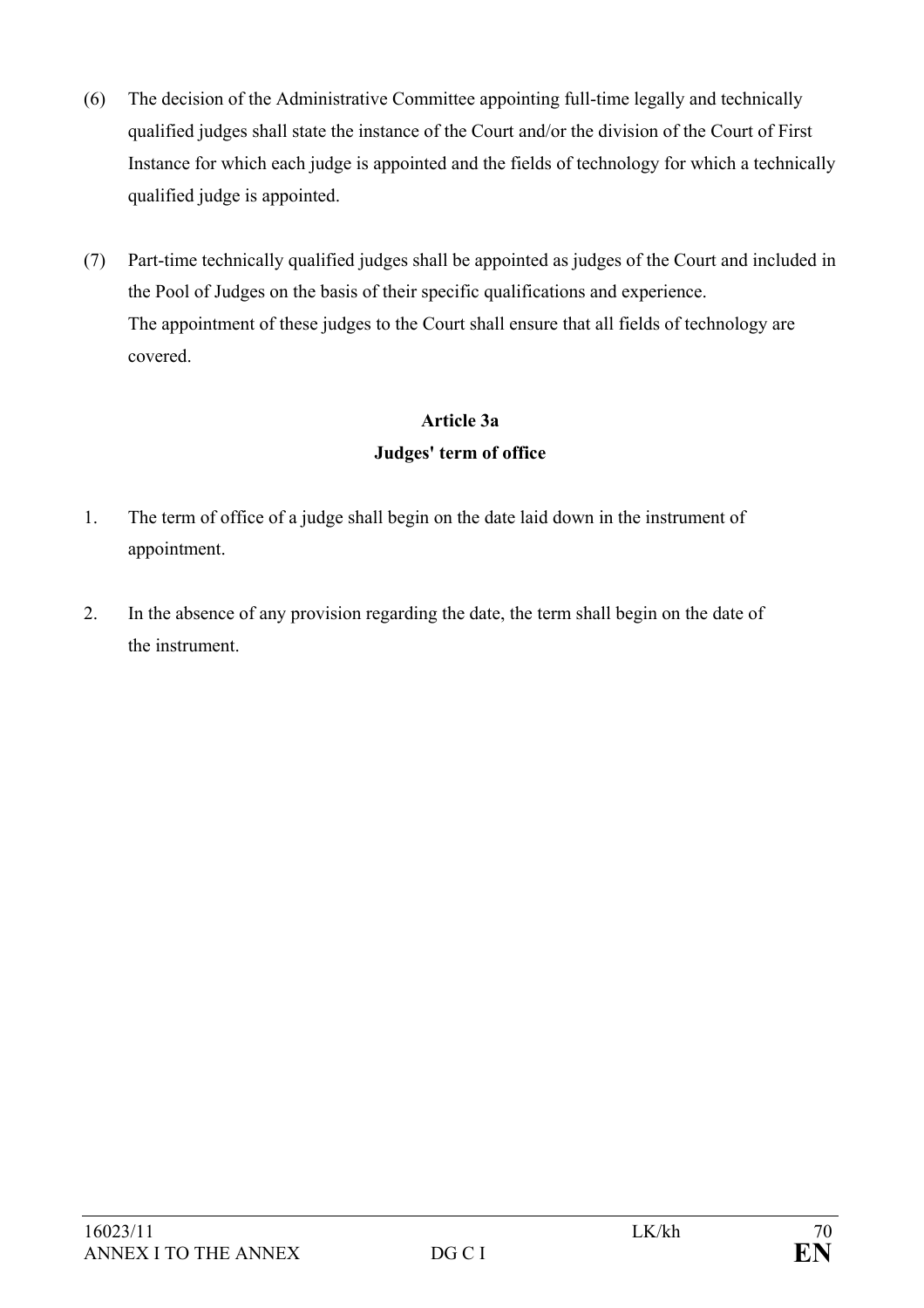(6) The decision of the Administrative Committee appointing full-time legally and technically qualified judges shall state the instance of the Court and/or the division of the Court of First Instance for which each judge is appointed and the fields of technology for which a technically qualified judge is appointed.

(7) Part-time technically qualified judges shall be appointed as judges of the Court and included in the Pool of Judges on the basis of their specific qualifications and experience.
The appointment of these judges to the Court shall ensure that all fields of technology are covered.

**Article 3a**
**Judges' term of office**

1. The term of office of a judge shall begin on the date laid down in the instrument of appointment.

2. In the absence of any provision regarding the date, the term shall begin on the date of the instrument.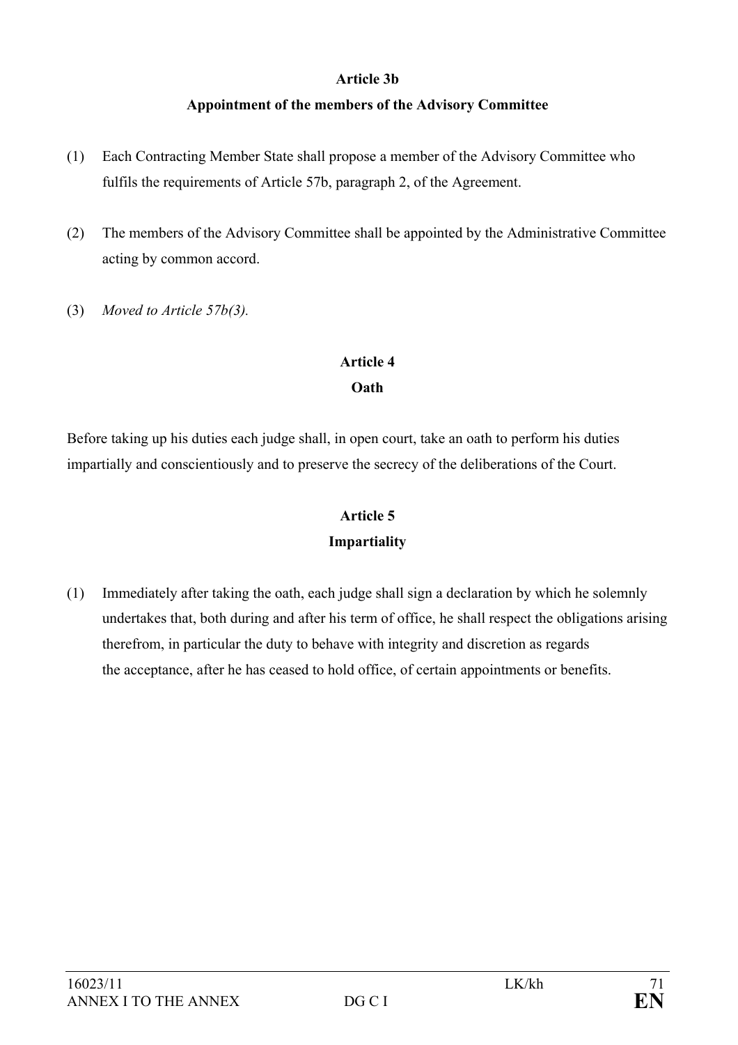**Article 3b**

**Appointment of the members of the Advisory Committee**

(1) Each Contracting Member State shall propose a member of the Advisory Committee who fulfils the requirements of Article 57b, paragraph 2, of the Agreement.

(2) The members of the Advisory Committee shall be appointed by the Administrative Committee acting by common accord.

(3) *Moved to Article 57b(3).*

**Article 4**

**Oath**

Before taking up his duties each judge shall, in open court, take an oath to perform his duties impartially and conscientiously and to preserve the secrecy of the deliberations of the Court.

**Article 5**

**Impartiality**

(1) Immediately after taking the oath, each judge shall sign a declaration by which he solemnly undertakes that, both during and after his term of office, he shall respect the obligations arising therefrom, in particular the duty to behave with integrity and discretion as regards the acceptance, after he has ceased to hold office, of certain appointments or benefits.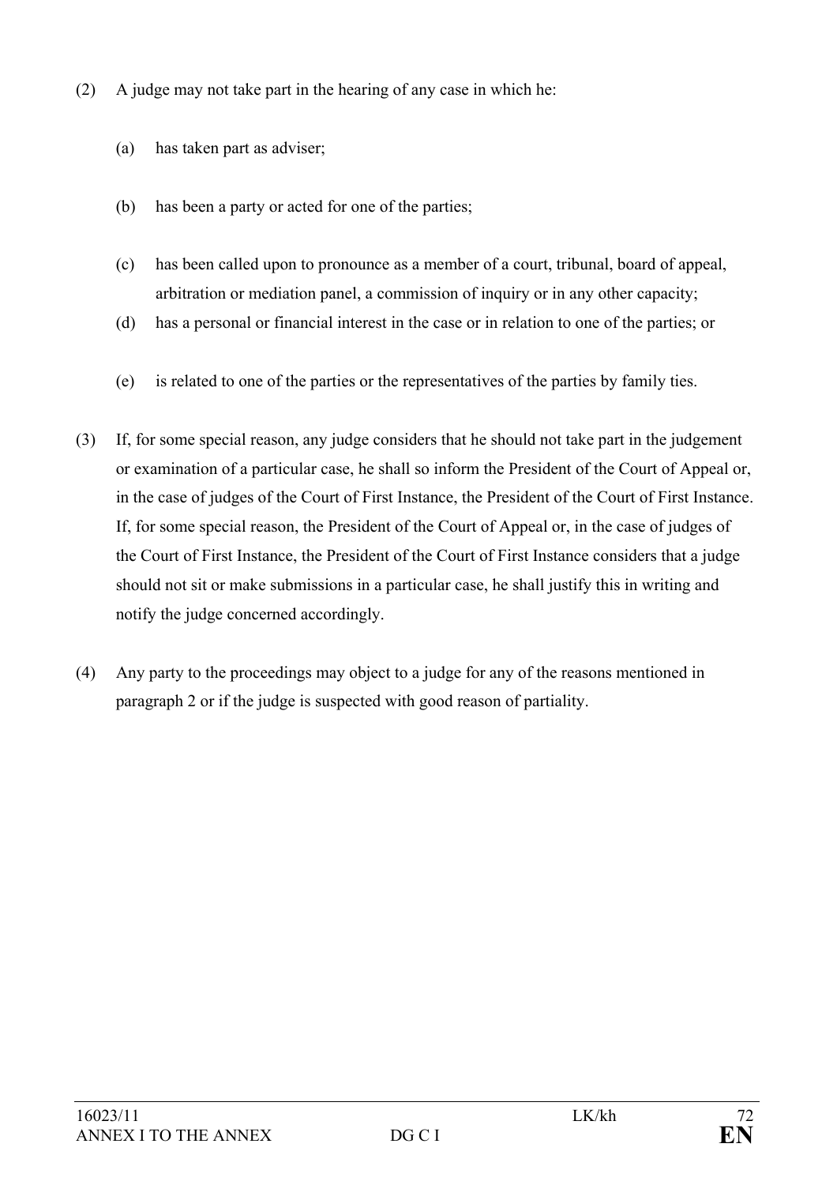(2) A judge may not take part in the hearing of any case in which he:

(a) has taken part as adviser;

(b) has been a party or acted for one of the parties;

(c) has been called upon to pronounce as a member of a court, tribunal, board of appeal, arbitration or mediation panel, a commission of inquiry or in any other capacity;

(d) has a personal or financial interest in the case or in relation to one of the parties; or

(e) is related to one of the parties or the representatives of the parties by family ties.

(3) If, for some special reason, any judge considers that he should not take part in the judgement or examination of a particular case, he shall so inform the President of the Court of Appeal or, in the case of judges of the Court of First Instance, the President of the Court of First Instance. If, for some special reason, the President of the Court of Appeal or, in the case of judges of the Court of First Instance, the President of the Court of First Instance considers that a judge should not sit or make submissions in a particular case, he shall justify this in writing and notify the judge concerned accordingly.

(4) Any party to the proceedings may object to a judge for any of the reasons mentioned in paragraph 2 or if the judge is suspected with good reason of partiality.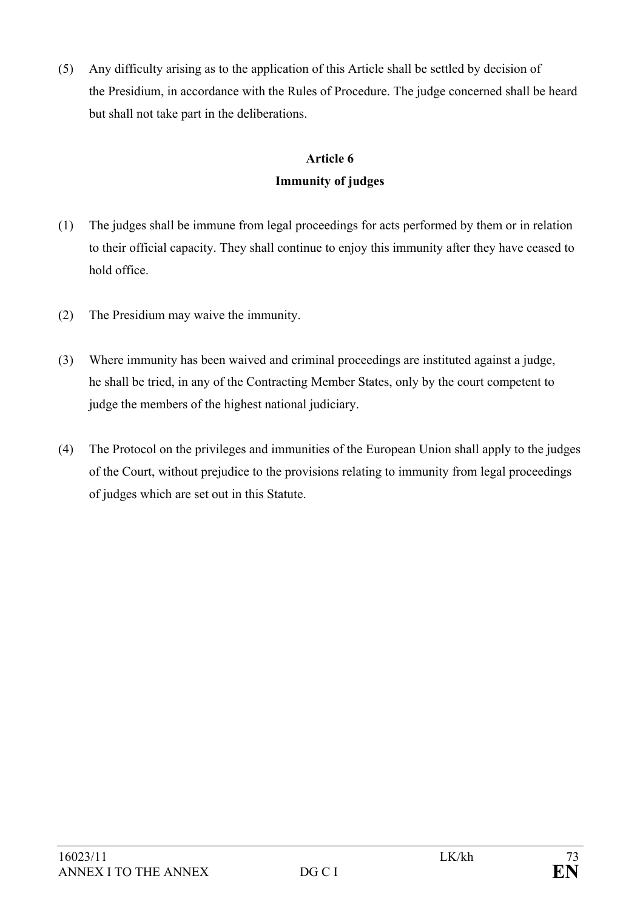(5) Any difficulty arising as to the application of this Article shall be settled by decision of the Presidium, in accordance with the Rules of Procedure. The judge concerned shall be heard but shall not take part in the deliberations.

### Article 6
### Immunity of judges

(1) The judges shall be immune from legal proceedings for acts performed by them or in relation to their official capacity. They shall continue to enjoy this immunity after they have ceased to hold office.

(2) The Presidium may waive the immunity.

(3) Where immunity has been waived and criminal proceedings are instituted against a judge, he shall be tried, in any of the Contracting Member States, only by the court competent to judge the members of the highest national judiciary.

(4) The Protocol on the privileges and immunities of the European Union shall apply to the judges of the Court, without prejudice to the provisions relating to immunity from legal proceedings of judges which are set out in this Statute.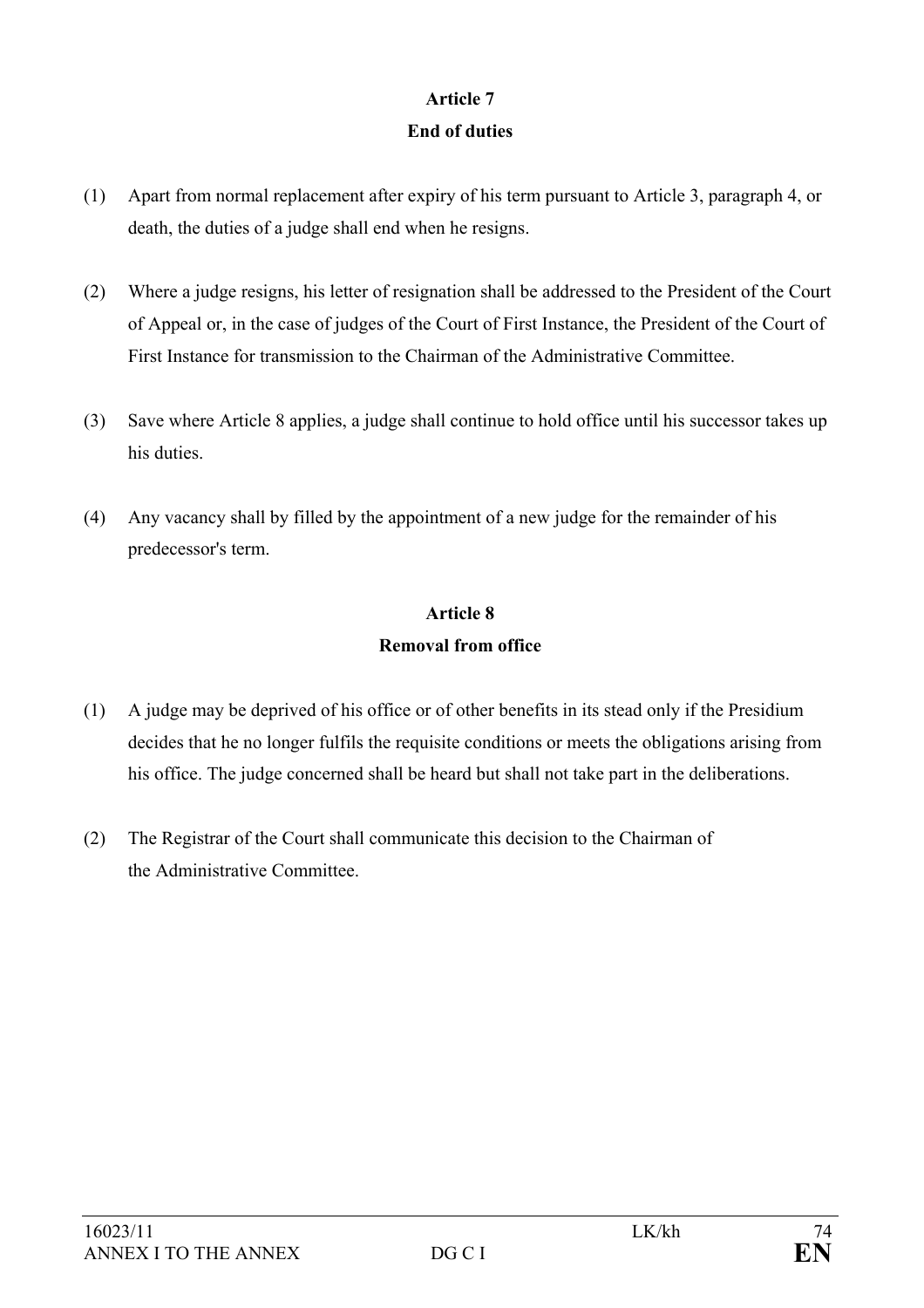**Article 7**

**End of duties**

(1) Apart from normal replacement after expiry of his term pursuant to Article 3, paragraph 4, or death, the duties of a judge shall end when he resigns.

(2) Where a judge resigns, his letter of resignation shall be addressed to the President of the Court of Appeal or, in the case of judges of the Court of First Instance, the President of the Court of First Instance for transmission to the Chairman of the Administrative Committee.

(3) Save where Article 8 applies, a judge shall continue to hold office until his successor takes up his duties.

(4) Any vacancy shall by filled by the appointment of a new judge for the remainder of his predecessor's term.

**Article 8**

**Removal from office**

(1) A judge may be deprived of his office or of other benefits in its stead only if the Presidium decides that he no longer fulfils the requisite conditions or meets the obligations arising from his office. The judge concerned shall be heard but shall not take part in the deliberations.

(2) The Registrar of the Court shall communicate this decision to the Chairman of the Administrative Committee.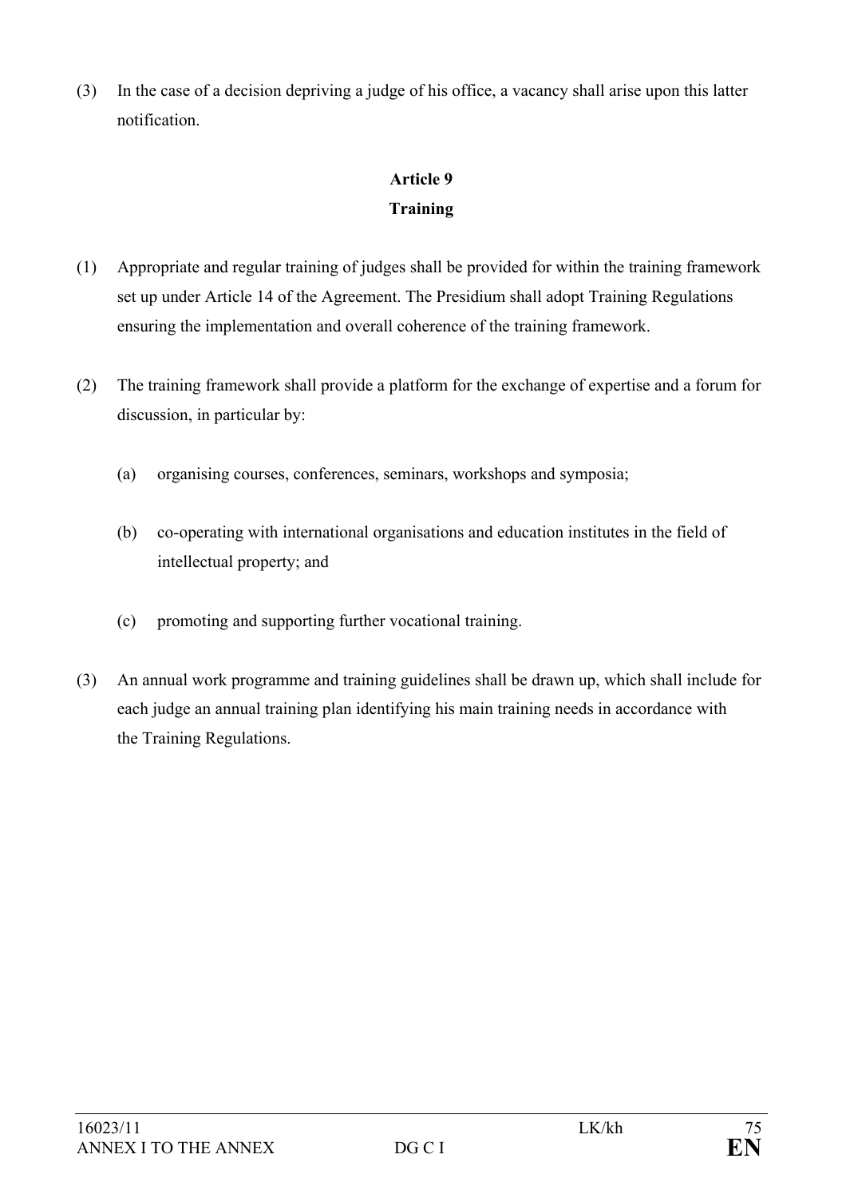(3) In the case of a decision depriving a judge of his office, a vacancy shall arise upon this latter notification.

**Article 9**
**Training**

(1) Appropriate and regular training of judges shall be provided for within the training framework set up under Article 14 of the Agreement. The Presidium shall adopt Training Regulations ensuring the implementation and overall coherence of the training framework.

(2) The training framework shall provide a platform for the exchange of expertise and a forum for discussion, in particular by:

(a) organising courses, conferences, seminars, workshops and symposia;

(b) co-operating with international organisations and education institutes in the field of intellectual property; and

(c) promoting and supporting further vocational training.

(3) An annual work programme and training guidelines shall be drawn up, which shall include for each judge an annual training plan identifying his main training needs in accordance with the Training Regulations.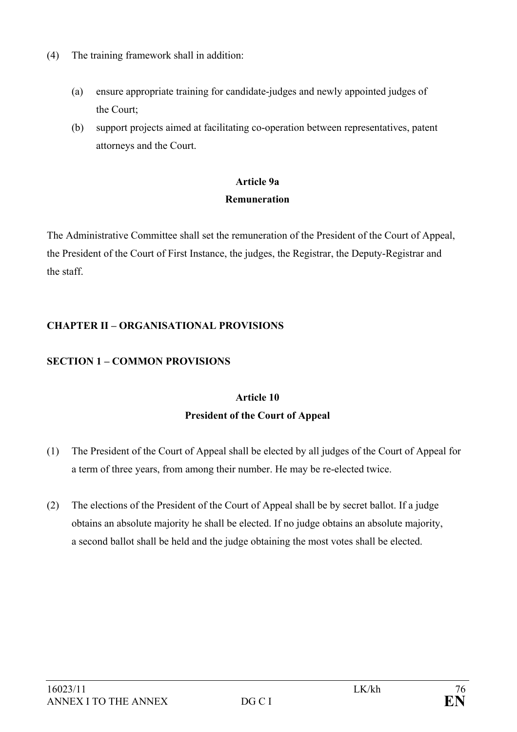(4) The training framework shall in addition:

(a) ensure appropriate training for candidate-judges and newly appointed judges of the Court;

(b) support projects aimed at facilitating co-operation between representatives, patent attorneys and the Court.

### Article 9a
### Remuneration

The Administrative Committee shall set the remuneration of the President of the Court of Appeal, the President of the Court of First Instance, the judges, the Registrar, the Deputy-Registrar and the staff.

## CHAPTER II – ORGANISATIONAL PROVISIONS

## SECTION 1 – COMMON PROVISIONS

### Article 10
### President of the Court of Appeal

(1) The President of the Court of Appeal shall be elected by all judges of the Court of Appeal for a term of three years, from among their number. He may be re-elected twice.

(2) The elections of the President of the Court of Appeal shall be by secret ballot. If a judge obtains an absolute majority he shall be elected. If no judge obtains an absolute majority, a second ballot shall be held and the judge obtaining the most votes shall be elected.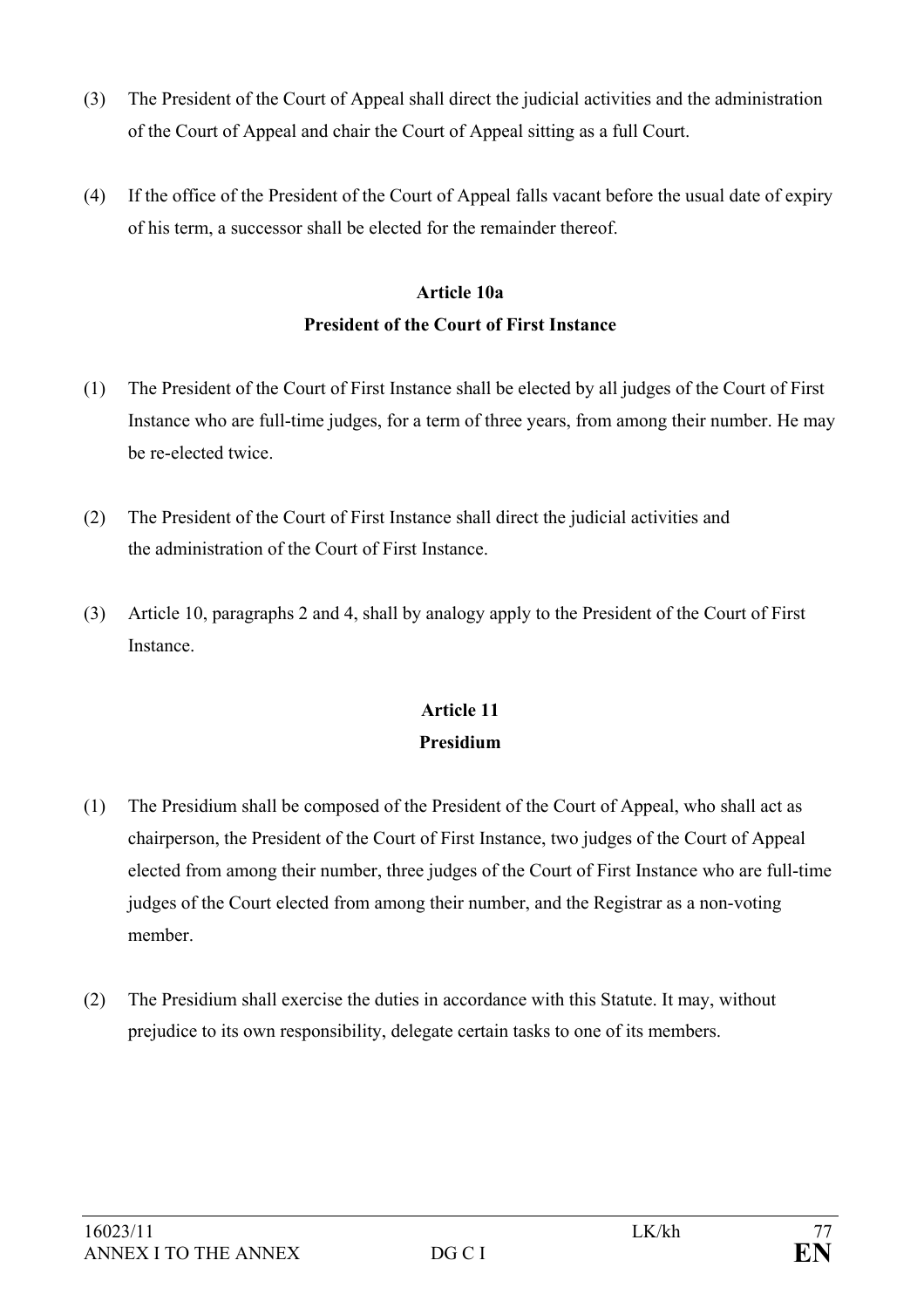(3) The President of the Court of Appeal shall direct the judicial activities and the administration of the Court of Appeal and chair the Court of Appeal sitting as a full Court.

(4) If the office of the President of the Court of Appeal falls vacant before the usual date of expiry of his term, a successor shall be elected for the remainder thereof.

**Article 10a**
**President of the Court of First Instance**

(1) The President of the Court of First Instance shall be elected by all judges of the Court of First Instance who are full-time judges, for a term of three years, from among their number. He may be re-elected twice.

(2) The President of the Court of First Instance shall direct the judicial activities and the administration of the Court of First Instance.

(3) Article 10, paragraphs 2 and 4, shall by analogy apply to the President of the Court of First Instance.

**Article 11**
**Presidium**

(1) The Presidium shall be composed of the President of the Court of Appeal, who shall act as chairperson, the President of the Court of First Instance, two judges of the Court of Appeal elected from among their number, three judges of the Court of First Instance who are full-time judges of the Court elected from among their number, and the Registrar as a non-voting member.

(2) The Presidium shall exercise the duties in accordance with this Statute. It may, without prejudice to its own responsibility, delegate certain tasks to one of its members.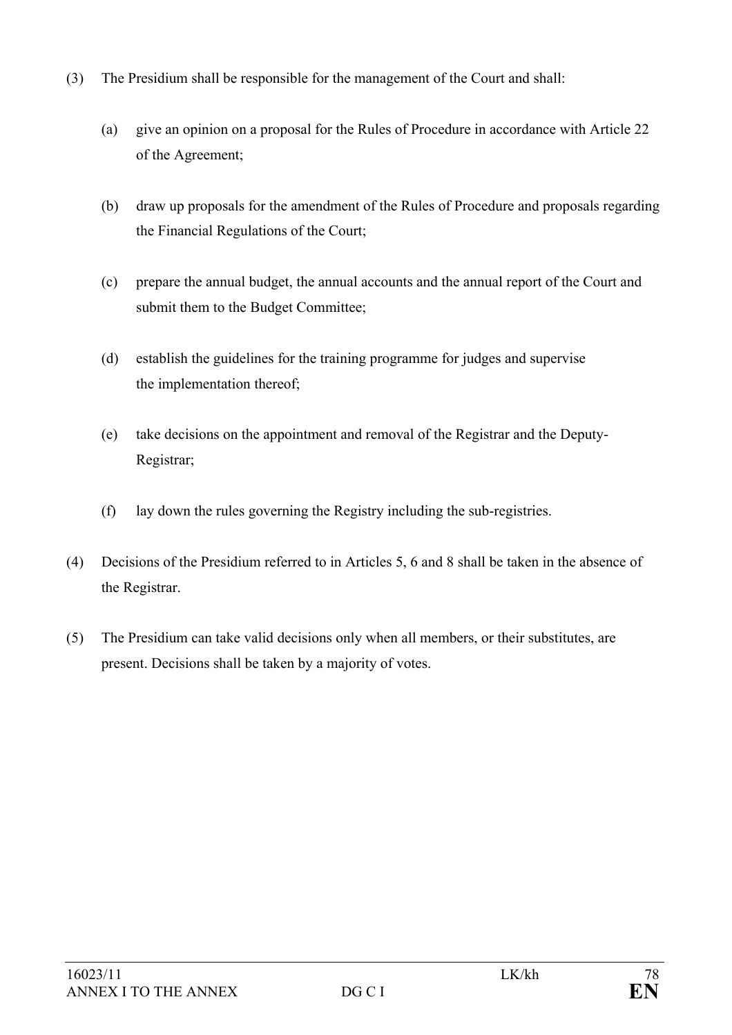(3) The Presidium shall be responsible for the management of the Court and shall:

(a) give an opinion on a proposal for the Rules of Procedure in accordance with Article 22 of the Agreement;

(b) draw up proposals for the amendment of the Rules of Procedure and proposals regarding the Financial Regulations of the Court;

(c) prepare the annual budget, the annual accounts and the annual report of the Court and submit them to the Budget Committee;

(d) establish the guidelines for the training programme for judges and supervise the implementation thereof;

(e) take decisions on the appointment and removal of the Registrar and the Deputy-Registrar;

(f) lay down the rules governing the Registry including the sub-registries.

(4) Decisions of the Presidium referred to in Articles 5, 6 and 8 shall be taken in the absence of the Registrar.

(5) The Presidium can take valid decisions only when all members, or their substitutes, are present. Decisions shall be taken by a majority of votes.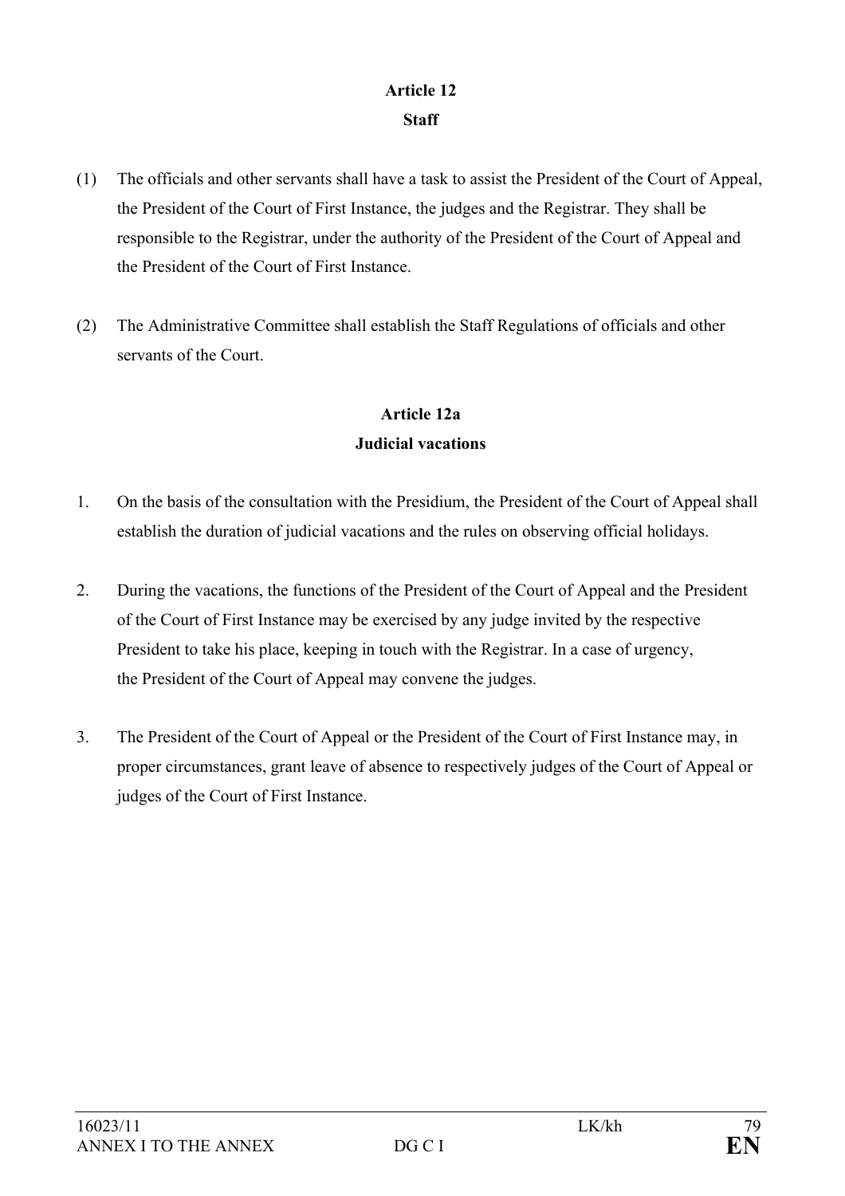**Article 12**
**Staff**

(1) The officials and other servants shall have a task to assist the President of the Court of Appeal, the President of the Court of First Instance, the judges and the Registrar. They shall be responsible to the Registrar, under the authority of the President of the Court of Appeal and the President of the Court of First Instance.

(2) The Administrative Committee shall establish the Staff Regulations of officials and other servants of the Court.

**Article 12a**
**Judicial vacations**

1. On the basis of the consultation with the Presidium, the President of the Court of Appeal shall establish the duration of judicial vacations and the rules on observing official holidays.

2. During the vacations, the functions of the President of the Court of Appeal and the President of the Court of First Instance may be exercised by any judge invited by the respective President to take his place, keeping in touch with the Registrar. In a case of urgency, the President of the Court of Appeal may convene the judges.

3. The President of the Court of Appeal or the President of the Court of First Instance may, in proper circumstances, grant leave of absence to respectively judges of the Court of Appeal or judges of the Court of First Instance.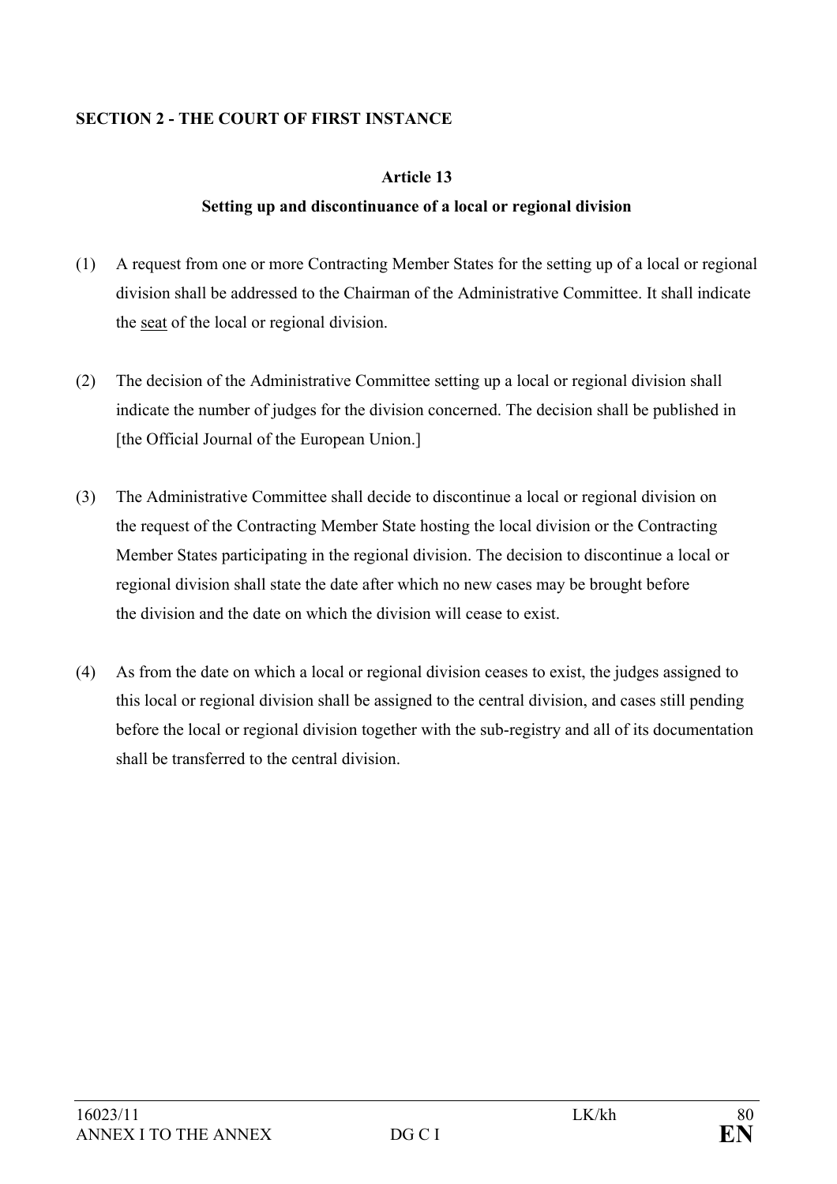**SECTION 2 - THE COURT OF FIRST INSTANCE**

**Article 13**

**Setting up and discontinuance of a local or regional division**

(1) A request from one or more Contracting Member States for the setting up of a local or regional division shall be addressed to the Chairman of the Administrative Committee. It shall indicate the seat of the local or regional division.

(2) The decision of the Administrative Committee setting up a local or regional division shall indicate the number of judges for the division concerned. The decision shall be published in [the Official Journal of the European Union.]

(3) The Administrative Committee shall decide to discontinue a local or regional division on the request of the Contracting Member State hosting the local division or the Contracting Member States participating in the regional division. The decision to discontinue a local or regional division shall state the date after which no new cases may be brought before the division and the date on which the division will cease to exist.

(4) As from the date on which a local or regional division ceases to exist, the judges assigned to this local or regional division shall be assigned to the central division, and cases still pending before the local or regional division together with the sub-registry and all of its documentation shall be transferred to the central division.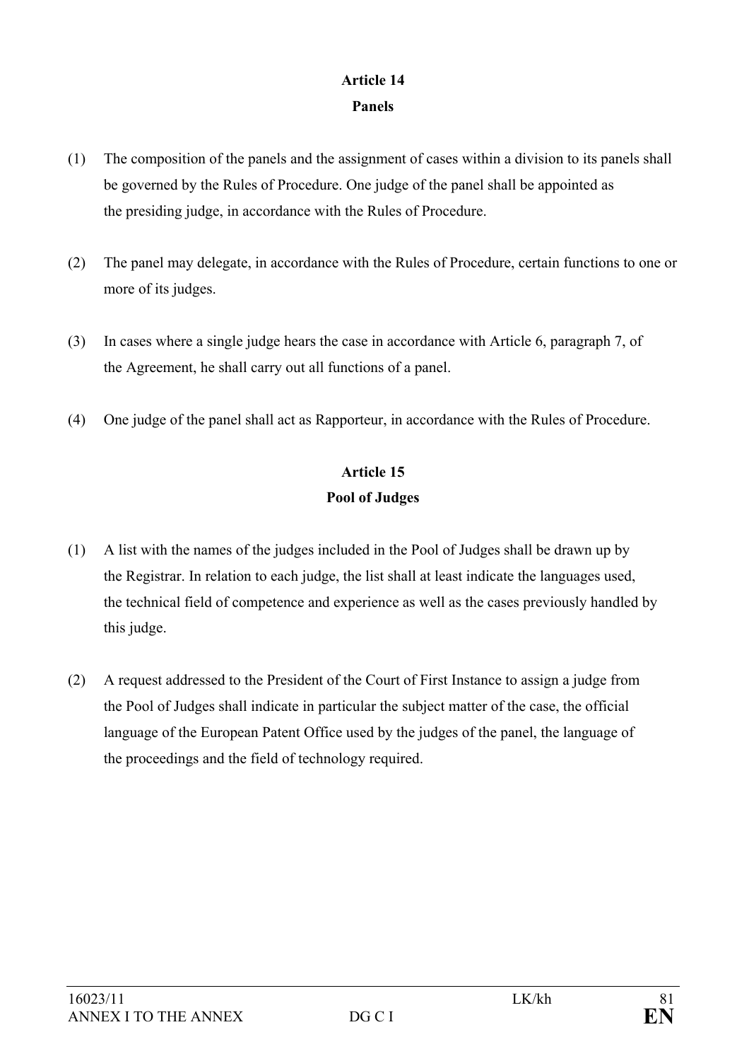## Article 14
### Panels

(1) The composition of the panels and the assignment of cases within a division to its panels shall be governed by the Rules of Procedure. One judge of the panel shall be appointed as the presiding judge, in accordance with the Rules of Procedure.

(2) The panel may delegate, in accordance with the Rules of Procedure, certain functions to one or more of its judges.

(3) In cases where a single judge hears the case in accordance with Article 6, paragraph 7, of the Agreement, he shall carry out all functions of a panel.

(4) One judge of the panel shall act as Rapporteur, in accordance with the Rules of Procedure.

## Article 15
### Pool of Judges

(1) A list with the names of the judges included in the Pool of Judges shall be drawn up by the Registrar. In relation to each judge, the list shall at least indicate the languages used, the technical field of competence and experience as well as the cases previously handled by this judge.

(2) A request addressed to the President of the Court of First Instance to assign a judge from the Pool of Judges shall indicate in particular the subject matter of the case, the official language of the European Patent Office used by the judges of the panel, the language of the proceedings and the field of technology required.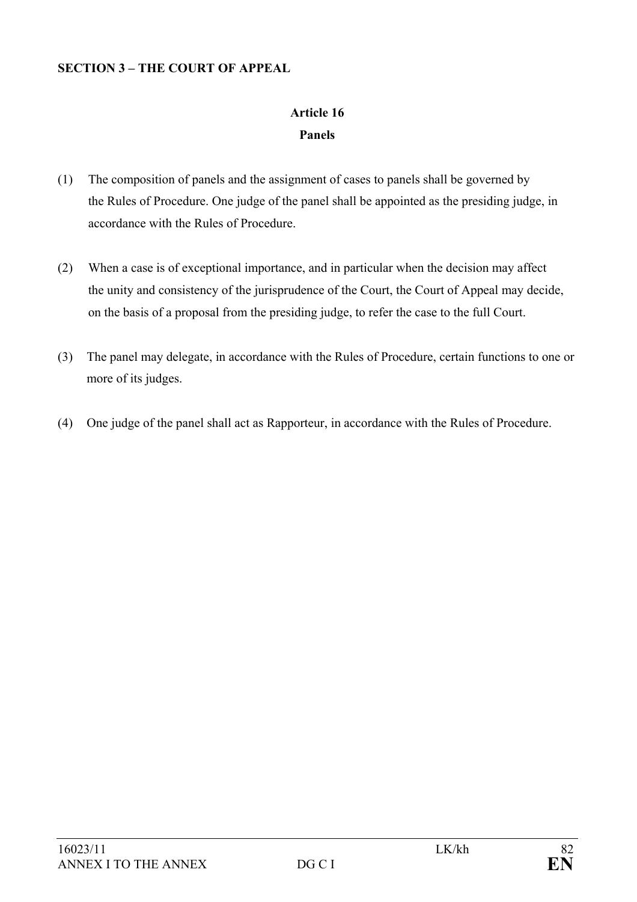**SECTION 3 – THE COURT OF APPEAL**

**Article 16**

**Panels**

(1) The composition of panels and the assignment of cases to panels shall be governed by the Rules of Procedure. One judge of the panel shall be appointed as the presiding judge, in accordance with the Rules of Procedure.

(2) When a case is of exceptional importance, and in particular when the decision may affect the unity and consistency of the jurisprudence of the Court, the Court of Appeal may decide, on the basis of a proposal from the presiding judge, to refer the case to the full Court.

(3) The panel may delegate, in accordance with the Rules of Procedure, certain functions to one or more of its judges.

(4) One judge of the panel shall act as Rapporteur, in accordance with the Rules of Procedure.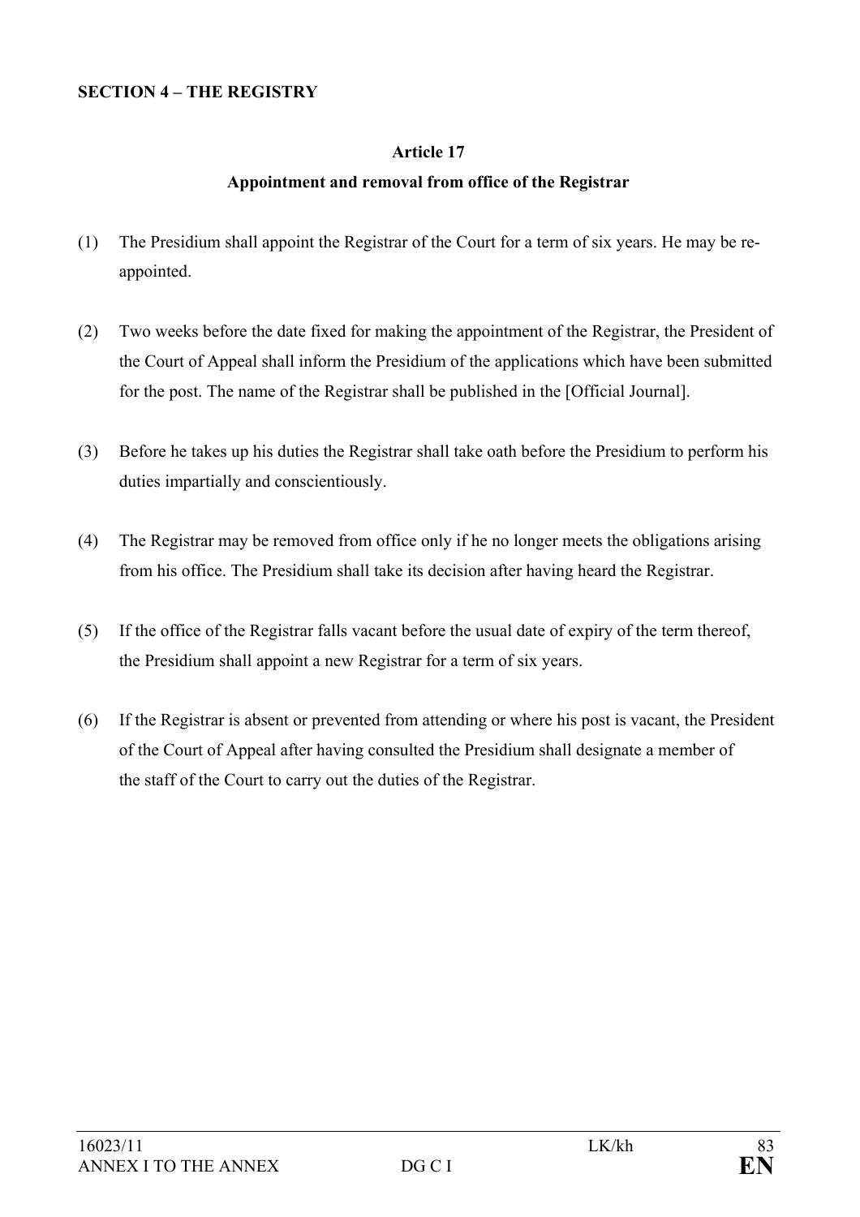**SECTION 4 – THE REGISTRY**

**Article 17**

**Appointment and removal from office of the Registrar**

(1) The Presidium shall appoint the Registrar of the Court for a term of six years. He may be re-appointed.

(2) Two weeks before the date fixed for making the appointment of the Registrar, the President of the Court of Appeal shall inform the Presidium of the applications which have been submitted for the post. The name of the Registrar shall be published in the [Official Journal].

(3) Before he takes up his duties the Registrar shall take oath before the Presidium to perform his duties impartially and conscientiously.

(4) The Registrar may be removed from office only if he no longer meets the obligations arising from his office. The Presidium shall take its decision after having heard the Registrar.

(5) If the office of the Registrar falls vacant before the usual date of expiry of the term thereof, the Presidium shall appoint a new Registrar for a term of six years.

(6) If the Registrar is absent or prevented from attending or where his post is vacant, the President of the Court of Appeal after having consulted the Presidium shall designate a member of the staff of the Court to carry out the duties of the Registrar.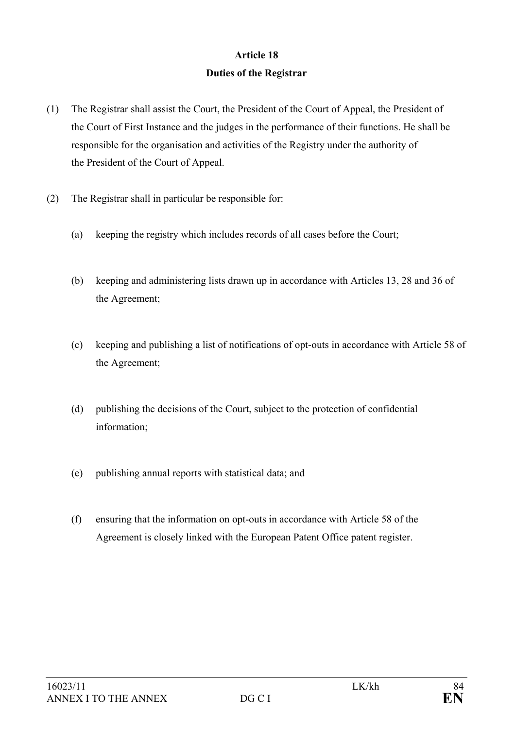**Article 18**

**Duties of the Registrar**

(1) The Registrar shall assist the Court, the President of the Court of Appeal, the President of the Court of First Instance and the judges in the performance of their functions. He shall be responsible for the organisation and activities of the Registry under the authority of the President of the Court of Appeal.

(2) The Registrar shall in particular be responsible for:

(a) keeping the registry which includes records of all cases before the Court;

(b) keeping and administering lists drawn up in accordance with Articles 13, 28 and 36 of the Agreement;

(c) keeping and publishing a list of notifications of opt-outs in accordance with Article 58 of the Agreement;

(d) publishing the decisions of the Court, subject to the protection of confidential information;

(e) publishing annual reports with statistical data; and

(f) ensuring that the information on opt-outs in accordance with Article 58 of the Agreement is closely linked with the European Patent Office patent register.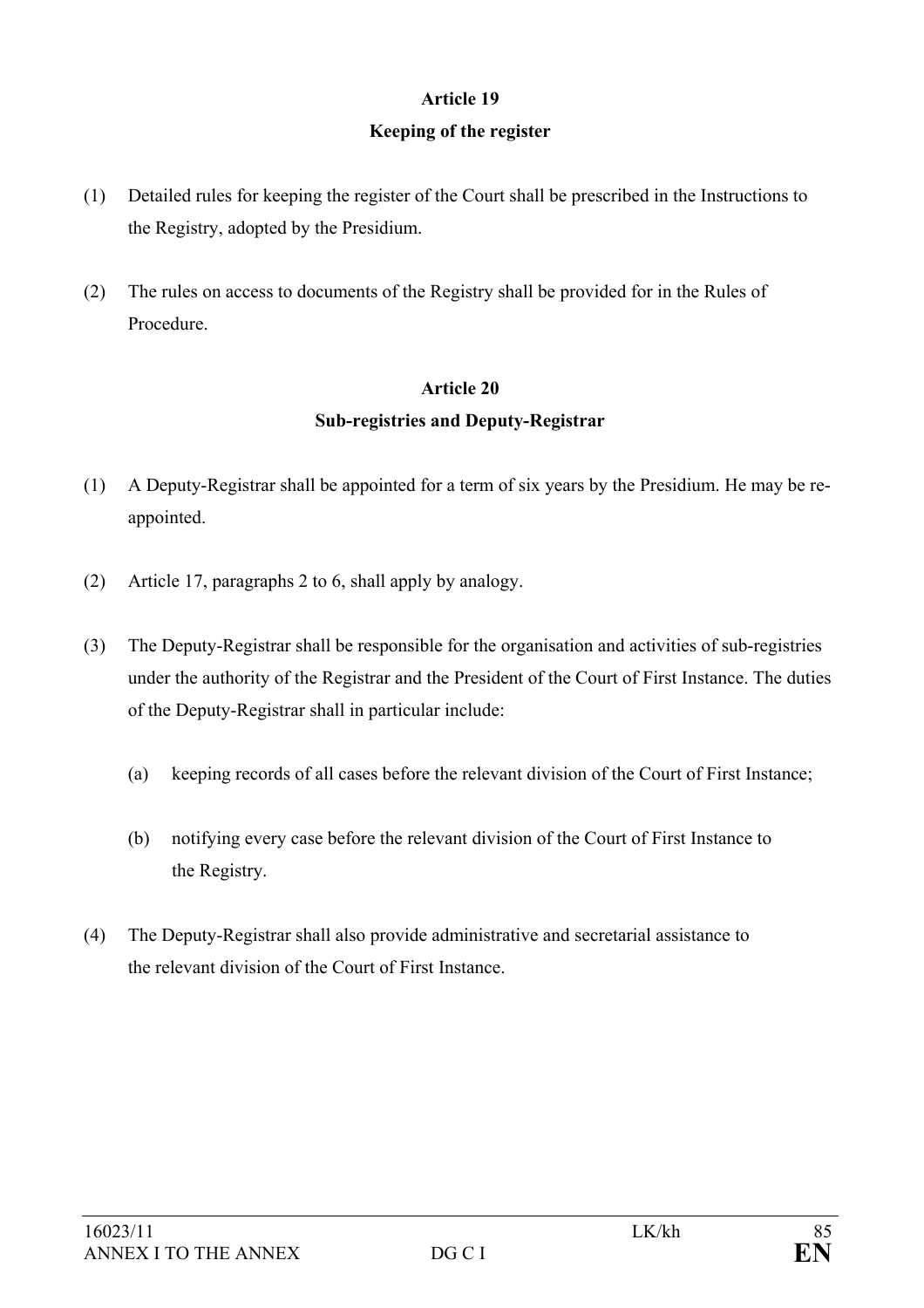**Article 19**

**Keeping of the register**

(1) Detailed rules for keeping the register of the Court shall be prescribed in the Instructions to the Registry, adopted by the Presidium.

(2) The rules on access to documents of the Registry shall be provided for in the Rules of Procedure.

**Article 20**

**Sub-registries and Deputy-Registrar**

(1) A Deputy-Registrar shall be appointed for a term of six years by the Presidium. He may be re-appointed.

(2) Article 17, paragraphs 2 to 6, shall apply by analogy.

(3) The Deputy-Registrar shall be responsible for the organisation and activities of sub-registries under the authority of the Registrar and the President of the Court of First Instance. The duties of the Deputy-Registrar shall in particular include:

  (a) keeping records of all cases before the relevant division of the Court of First Instance;

  (b) notifying every case before the relevant division of the Court of First Instance to the Registry.

(4) The Deputy-Registrar shall also provide administrative and secretarial assistance to the relevant division of the Court of First Instance.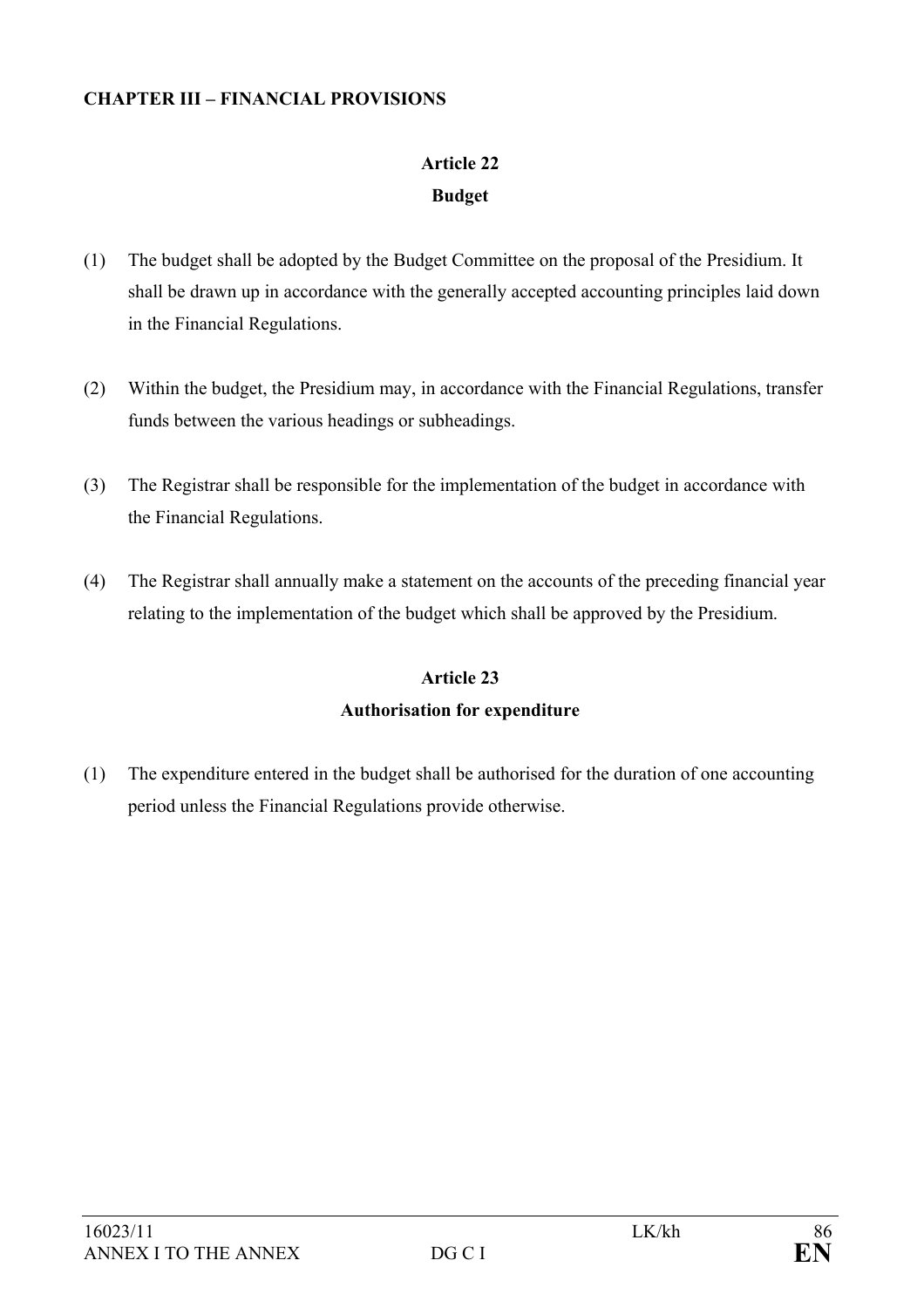**CHAPTER III – FINANCIAL PROVISIONS**

**Article 22**
**Budget**

(1) The budget shall be adopted by the Budget Committee on the proposal of the Presidium. It shall be drawn up in accordance with the generally accepted accounting principles laid down in the Financial Regulations.

(2) Within the budget, the Presidium may, in accordance with the Financial Regulations, transfer funds between the various headings or subheadings.

(3) The Registrar shall be responsible for the implementation of the budget in accordance with the Financial Regulations.

(4) The Registrar shall annually make a statement on the accounts of the preceding financial year relating to the implementation of the budget which shall be approved by the Presidium.

**Article 23**
**Authorisation for expenditure**

(1) The expenditure entered in the budget shall be authorised for the duration of one accounting period unless the Financial Regulations provide otherwise.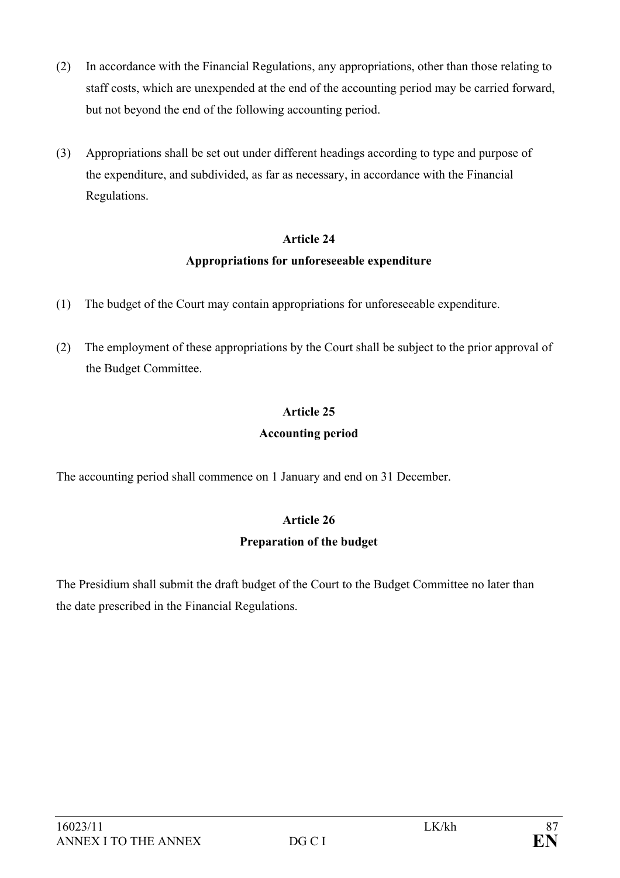(2) In accordance with the Financial Regulations, any appropriations, other than those relating to staff costs, which are unexpended at the end of the accounting period may be carried forward, but not beyond the end of the following accounting period.

(3) Appropriations shall be set out under different headings according to type and purpose of the expenditure, and subdivided, as far as necessary, in accordance with the Financial Regulations.

**Article 24**

**Appropriations for unforeseeable expenditure**

(1) The budget of the Court may contain appropriations for unforeseeable expenditure.

(2) The employment of these appropriations by the Court shall be subject to the prior approval of the Budget Committee.

**Article 25**

**Accounting period**

The accounting period shall commence on 1 January and end on 31 December.

**Article 26**

**Preparation of the budget**

The Presidium shall submit the draft budget of the Court to the Budget Committee no later than the date prescribed in the Financial Regulations.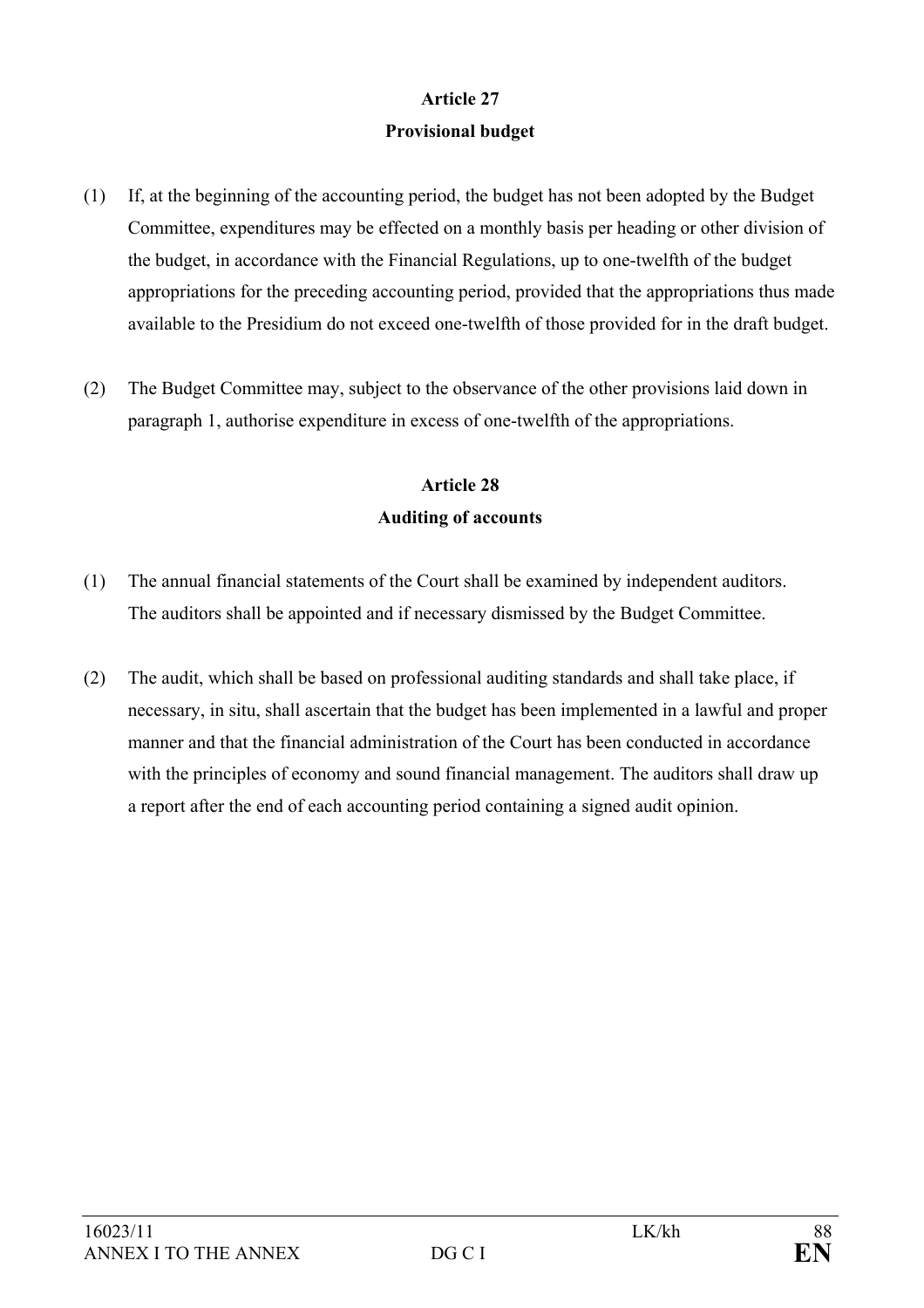**Article 27**

**Provisional budget**

(1) If, at the beginning of the accounting period, the budget has not been adopted by the Budget Committee, expenditures may be effected on a monthly basis per heading or other division of the budget, in accordance with the Financial Regulations, up to one-twelfth of the budget appropriations for the preceding accounting period, provided that the appropriations thus made available to the Presidium do not exceed one-twelfth of those provided for in the draft budget.

(2) The Budget Committee may, subject to the observance of the other provisions laid down in paragraph 1, authorise expenditure in excess of one-twelfth of the appropriations.

**Article 28**

**Auditing of accounts**

(1) The annual financial statements of the Court shall be examined by independent auditors. The auditors shall be appointed and if necessary dismissed by the Budget Committee.

(2) The audit, which shall be based on professional auditing standards and shall take place, if necessary, in situ, shall ascertain that the budget has been implemented in a lawful and proper manner and that the financial administration of the Court has been conducted in accordance with the principles of economy and sound financial management. The auditors shall draw up a report after the end of each accounting period containing a signed audit opinion.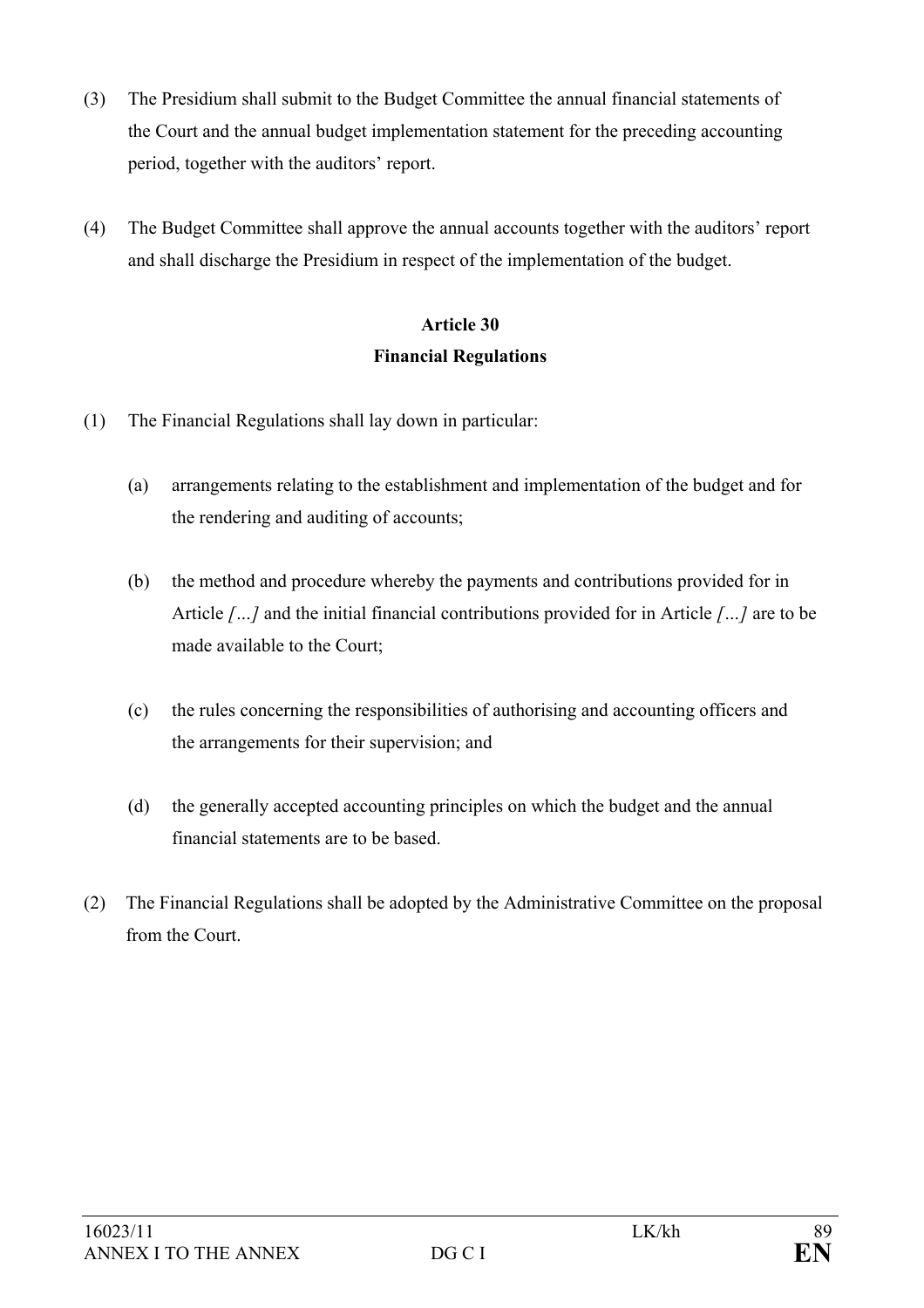(3) The Presidium shall submit to the Budget Committee the annual financial statements of the Court and the annual budget implementation statement for the preceding accounting period, together with the auditors' report.

(4) The Budget Committee shall approve the annual accounts together with the auditors' report and shall discharge the Presidium in respect of the implementation of the budget.

**Article 30**

**Financial Regulations**

(1) The Financial Regulations shall lay down in particular:

(a) arrangements relating to the establishment and implementation of the budget and for the rendering and auditing of accounts;

(b) the method and procedure whereby the payments and contributions provided for in Article *[…]* and the initial financial contributions provided for in Article *[…]* are to be made available to the Court;

(c) the rules concerning the responsibilities of authorising and accounting officers and the arrangements for their supervision; and

(d) the generally accepted accounting principles on which the budget and the annual financial statements are to be based.

(2) The Financial Regulations shall be adopted by the Administrative Committee on the proposal from the Court.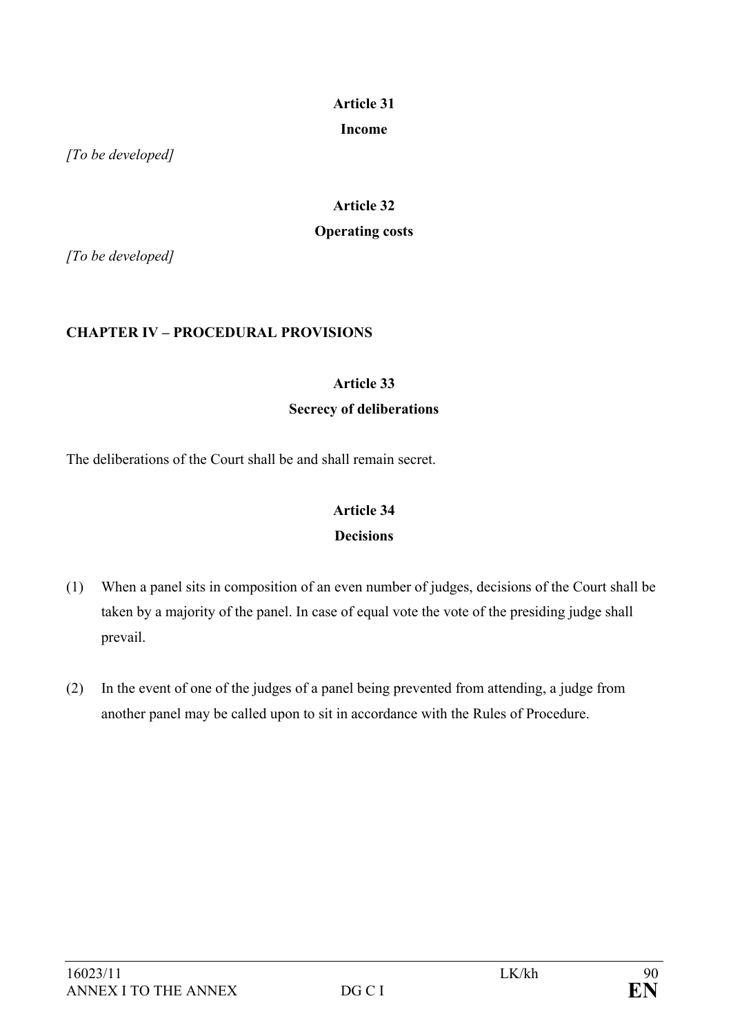**Article 31**

**Income**

*[To be developed]*

**Article 32**

**Operating costs**

*[To be developed]*

## CHAPTER IV – PROCEDURAL PROVISIONS

**Article 33**

**Secrecy of deliberations**

The deliberations of the Court shall be and shall remain secret.

**Article 34**

**Decisions**

(1) When a panel sits in composition of an even number of judges, decisions of the Court shall be taken by a majority of the panel. In case of equal vote the vote of the presiding judge shall prevail.

(2) In the event of one of the judges of a panel being prevented from attending, a judge from another panel may be called upon to sit in accordance with the Rules of Procedure.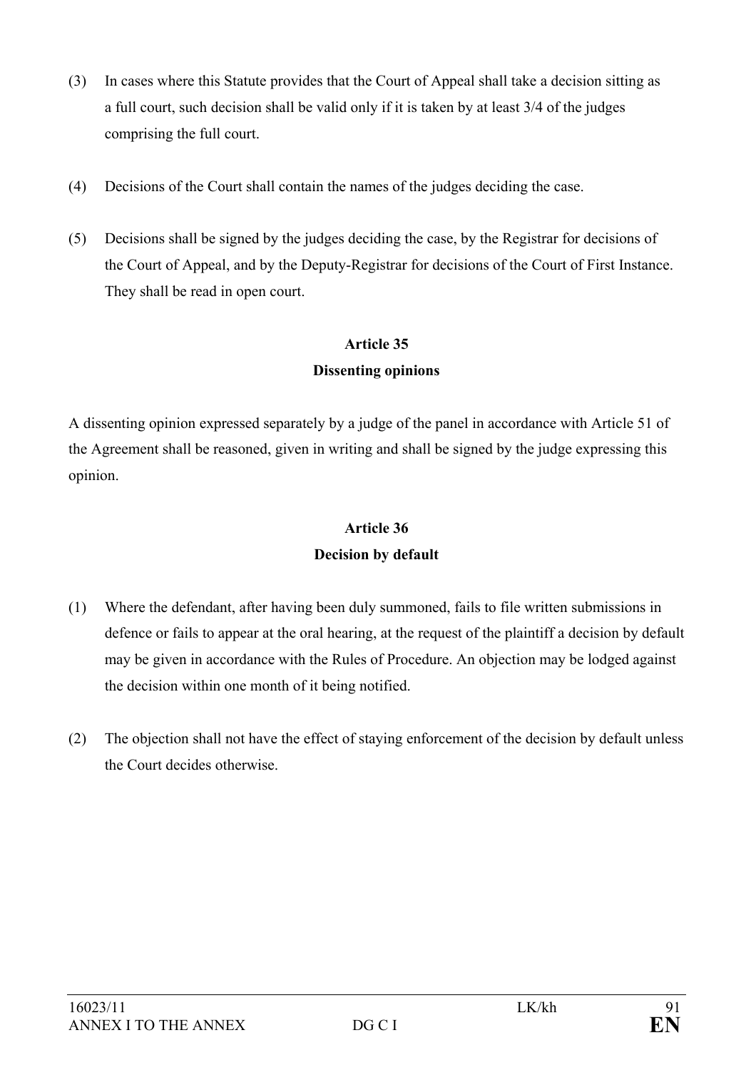(3) In cases where this Statute provides that the Court of Appeal shall take a decision sitting as a full court, such decision shall be valid only if it is taken by at least 3/4 of the judges comprising the full court.

(4) Decisions of the Court shall contain the names of the judges deciding the case.

(5) Decisions shall be signed by the judges deciding the case, by the Registrar for decisions of the Court of Appeal, and by the Deputy-Registrar for decisions of the Court of First Instance. They shall be read in open court.

### Article 35
### Dissenting opinions

A dissenting opinion expressed separately by a judge of the panel in accordance with Article 51 of the Agreement shall be reasoned, given in writing and shall be signed by the judge expressing this opinion.

### Article 36
### Decision by default

(1) Where the defendant, after having been duly summoned, fails to file written submissions in defence or fails to appear at the oral hearing, at the request of the plaintiff a decision by default may be given in accordance with the Rules of Procedure. An objection may be lodged against the decision within one month of it being notified.

(2) The objection shall not have the effect of staying enforcement of the decision by default unless the Court decides otherwise.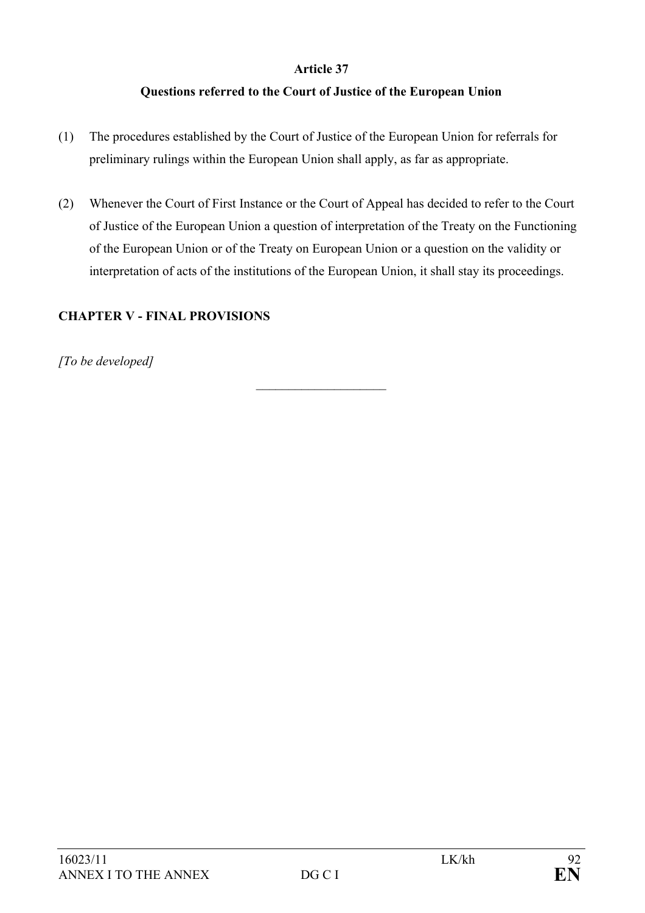**Article 37**

**Questions referred to the Court of Justice of the European Union**

(1) The procedures established by the Court of Justice of the European Union for referrals for preliminary rulings within the European Union shall apply, as far as appropriate.

(2) Whenever the Court of First Instance or the Court of Appeal has decided to refer to the Court of Justice of the European Union a question of interpretation of the Treaty on the Functioning of the European Union or of the Treaty on European Union or a question on the validity or interpretation of acts of the institutions of the European Union, it shall stay its proceedings.

**CHAPTER V - FINAL PROVISIONS**

*[To be developed]*

---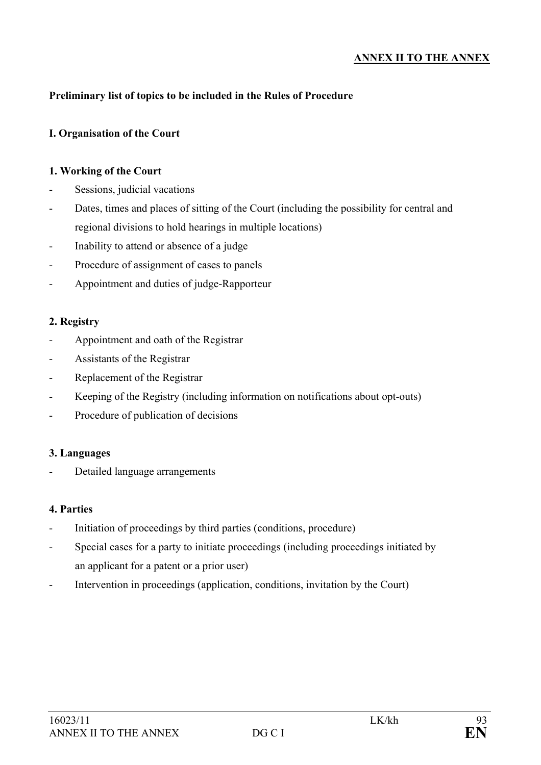**ANNEX II TO THE ANNEX**

**Preliminary list of topics to be included in the Rules of Procedure**

**I. Organisation of the Court**

**1. Working of the Court**

- Sessions, judicial vacations
- Dates, times and places of sitting of the Court (including the possibility for central and regional divisions to hold hearings in multiple locations)
- Inability to attend or absence of a judge
- Procedure of assignment of cases to panels
- Appointment and duties of judge-Rapporteur

**2. Registry**

- Appointment and oath of the Registrar
- Assistants of the Registrar
- Replacement of the Registrar
- Keeping of the Registry (including information on notifications about opt-outs)
- Procedure of publication of decisions

**3. Languages**

- Detailed language arrangements

**4. Parties**

- Initiation of proceedings by third parties (conditions, procedure)
- Special cases for a party to initiate proceedings (including proceedings initiated by an applicant for a patent or a prior user)
- Intervention in proceedings (application, conditions, invitation by the Court)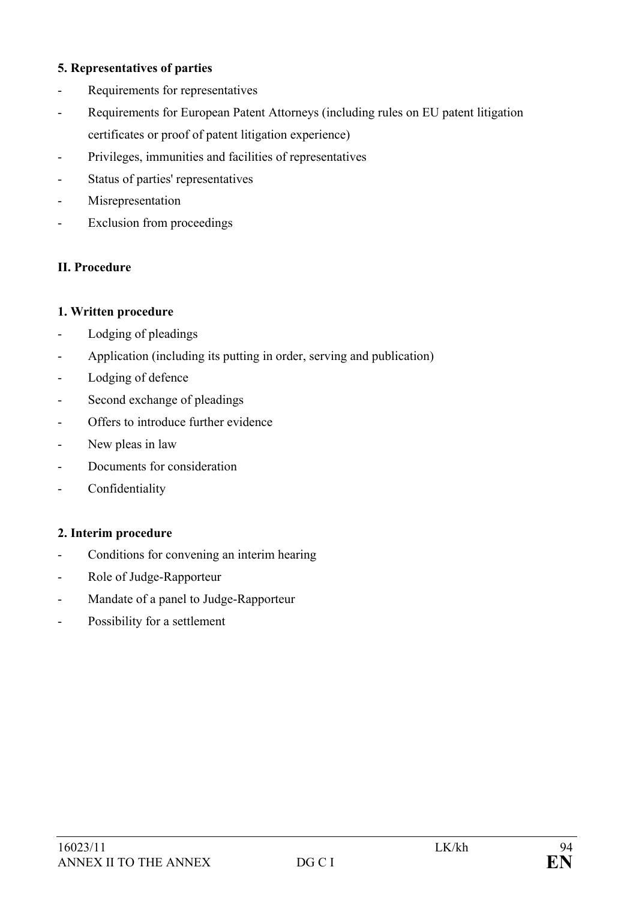**5. Representatives of parties**

- Requirements for representatives
- Requirements for European Patent Attorneys (including rules on EU patent litigation certificates or proof of patent litigation experience)
- Privileges, immunities and facilities of representatives
- Status of parties' representatives
- Misrepresentation
- Exclusion from proceedings

**II. Procedure**

**1. Written procedure**

- Lodging of pleadings
- Application (including its putting in order, serving and publication)
- Lodging of defence
- Second exchange of pleadings
- Offers to introduce further evidence
- New pleas in law
- Documents for consideration
- Confidentiality

**2. Interim procedure**

- Conditions for convening an interim hearing
- Role of Judge-Rapporteur
- Mandate of a panel to Judge-Rapporteur
- Possibility for a settlement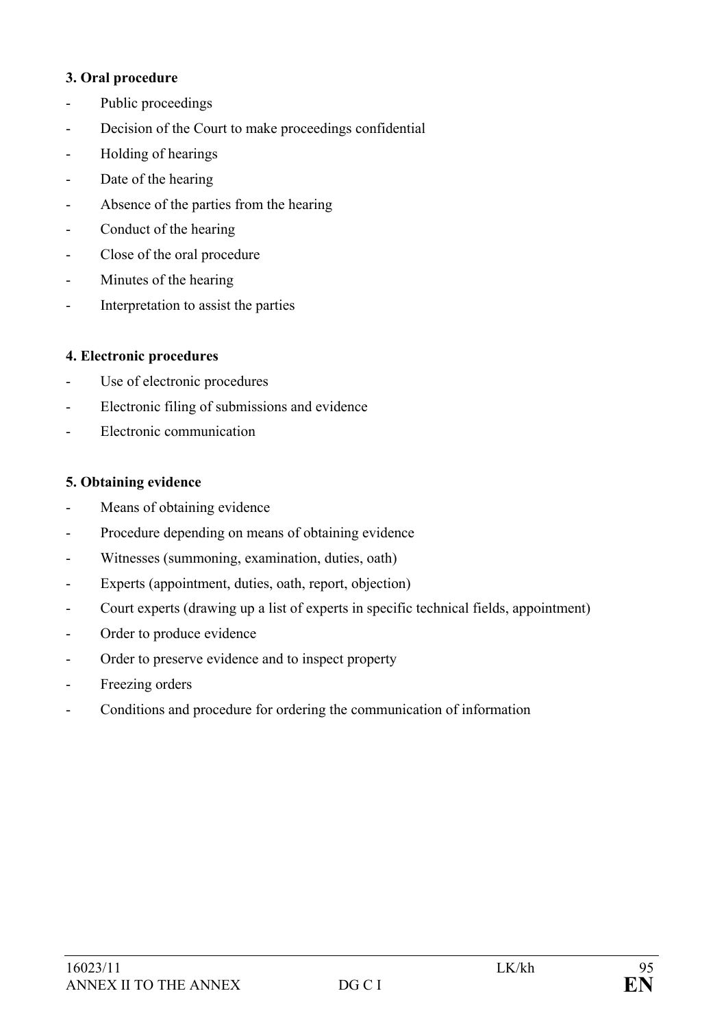**3. Oral procedure**

- Public proceedings
- Decision of the Court to make proceedings confidential
- Holding of hearings
- Date of the hearing
- Absence of the parties from the hearing
- Conduct of the hearing
- Close of the oral procedure
- Minutes of the hearing
- Interpretation to assist the parties

**4. Electronic procedures**

- Use of electronic procedures
- Electronic filing of submissions and evidence
- Electronic communication

**5. Obtaining evidence**

- Means of obtaining evidence
- Procedure depending on means of obtaining evidence
- Witnesses (summoning, examination, duties, oath)
- Experts (appointment, duties, oath, report, objection)
- Court experts (drawing up a list of experts in specific technical fields, appointment)
- Order to produce evidence
- Order to preserve evidence and to inspect property
- Freezing orders
- Conditions and procedure for ordering the communication of information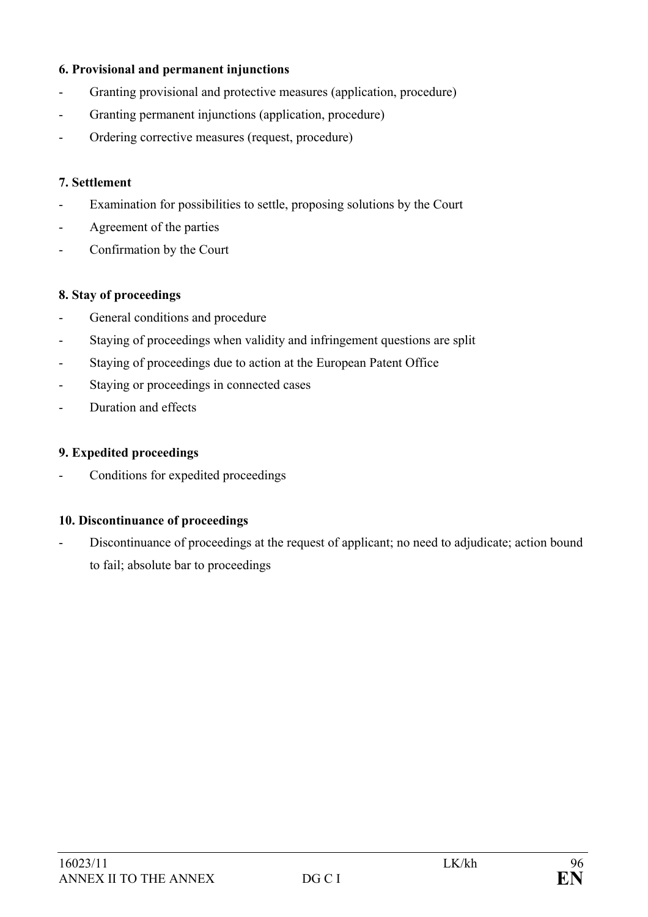**6. Provisional and permanent injunctions**

- Granting provisional and protective measures (application, procedure)
- Granting permanent injunctions (application, procedure)
- Ordering corrective measures (request, procedure)

**7. Settlement**

- Examination for possibilities to settle, proposing solutions by the Court
- Agreement of the parties
- Confirmation by the Court

**8. Stay of proceedings**

- General conditions and procedure
- Staying of proceedings when validity and infringement questions are split
- Staying of proceedings due to action at the European Patent Office
- Staying or proceedings in connected cases
- Duration and effects

**9. Expedited proceedings**

- Conditions for expedited proceedings

**10. Discontinuance of proceedings**

- Discontinuance of proceedings at the request of applicant; no need to adjudicate; action bound to fail; absolute bar to proceedings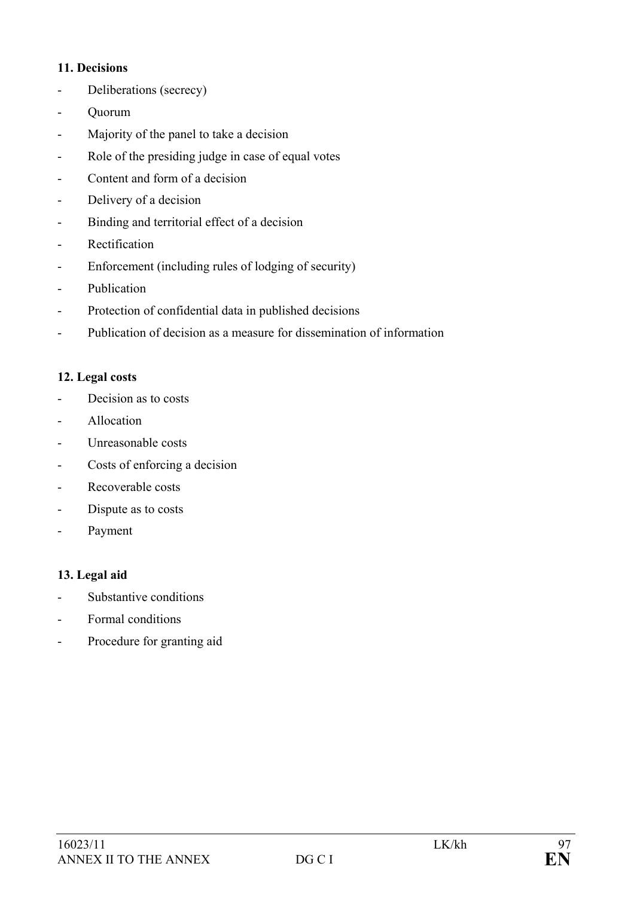**11. Decisions**

- Deliberations (secrecy)
- Quorum
- Majority of the panel to take a decision
- Role of the presiding judge in case of equal votes
- Content and form of a decision
- Delivery of a decision
- Binding and territorial effect of a decision
- Rectification
- Enforcement (including rules of lodging of security)
- Publication
- Protection of confidential data in published decisions
- Publication of decision as a measure for dissemination of information

**12. Legal costs**

- Decision as to costs
- Allocation
- Unreasonable costs
- Costs of enforcing a decision
- Recoverable costs
- Dispute as to costs
- Payment

**13. Legal aid**

- Substantive conditions
- Formal conditions
- Procedure for granting aid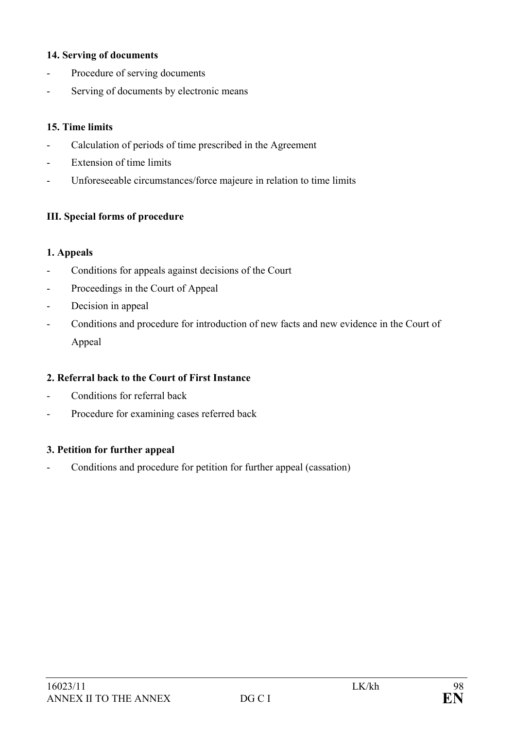**14. Serving of documents**

- Procedure of serving documents
- Serving of documents by electronic means

**15. Time limits**

- Calculation of periods of time prescribed in the Agreement
- Extension of time limits
- Unforeseeable circumstances/force majeure in relation to time limits

**III. Special forms of procedure**

**1. Appeals**

- Conditions for appeals against decisions of the Court
- Proceedings in the Court of Appeal
- Decision in appeal
- Conditions and procedure for introduction of new facts and new evidence in the Court of Appeal

**2. Referral back to the Court of First Instance**

- Conditions for referral back
- Procedure for examining cases referred back

**3. Petition for further appeal**

- Conditions and procedure for petition for further appeal (cassation)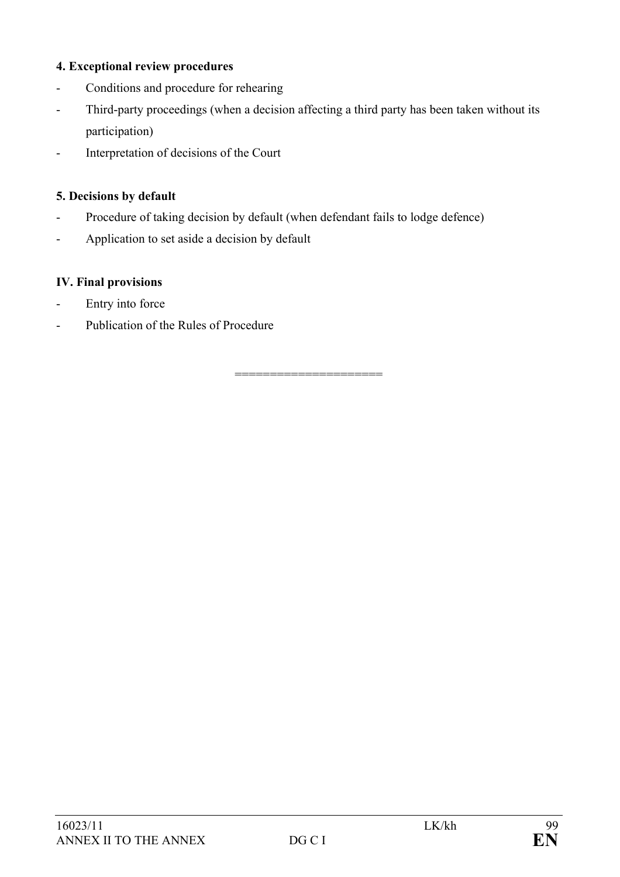**4. Exceptional review procedures**

- Conditions and procedure for rehearing
- Third-party proceedings (when a decision affecting a third party has been taken without its participation)
- Interpretation of decisions of the Court

**5. Decisions by default**

- Procedure of taking decision by default (when defendant fails to lodge defence)
- Application to set aside a decision by default

**IV. Final provisions**

- Entry into force
- Publication of the Rules of Procedure

====================